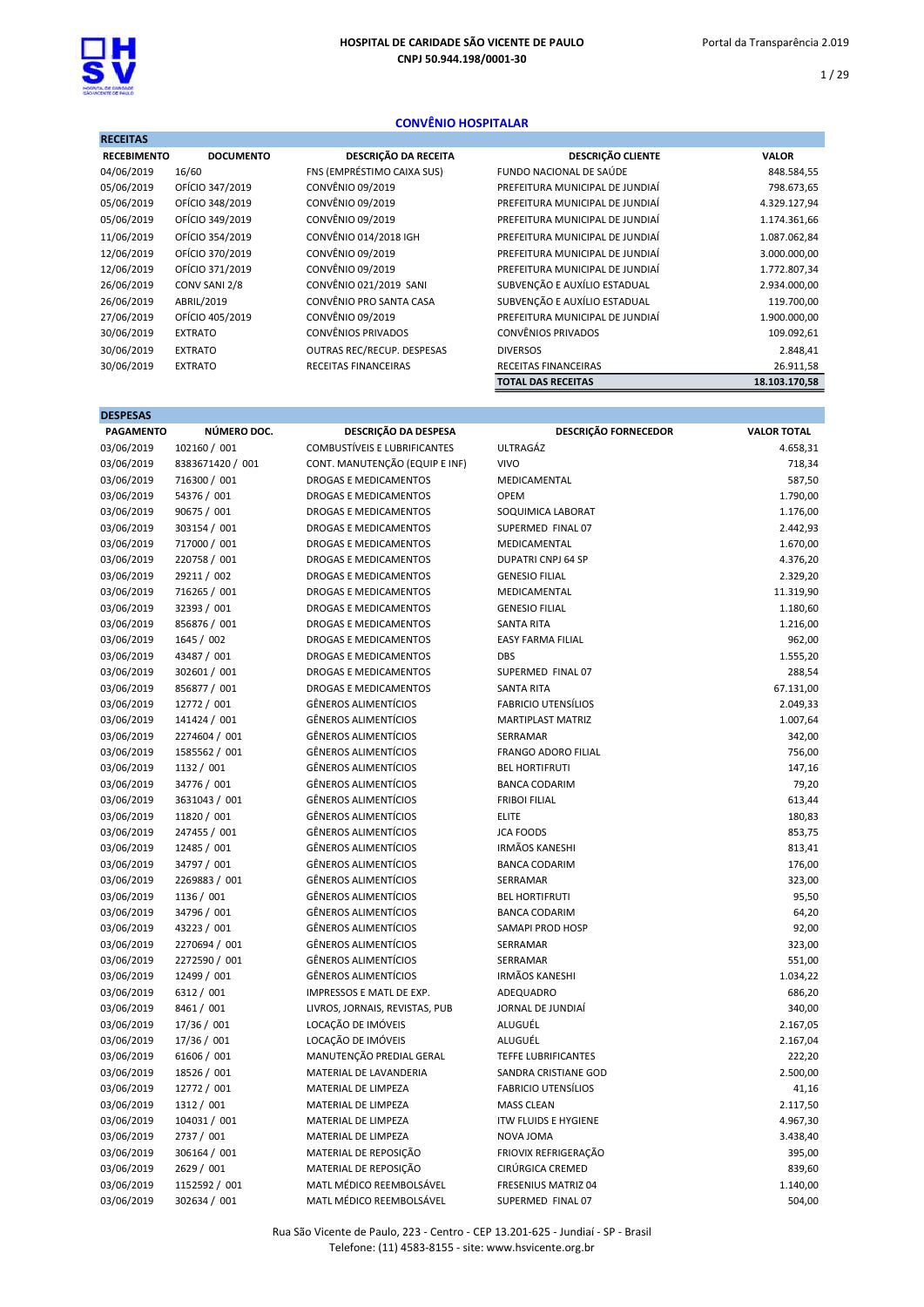# HOSPITAL DE CARIDADE SÃO VICENTE DE PAULO
**CNPJ 50.944.198/0001-30**

Portal da Transparência 2.019

## CONVÊNIO HOSPITALAR

### RECEITAS

| RECEBIMENTO | DOCUMENTO | DESCRIÇÃO DA RECEITA | DESCRIÇÃO CLIENTE | VALOR |
|---|---|---|---|---|
| 04/06/2019 | 16/60 | FNS (EMPRÉSTIMO CAIXA SUS) | FUNDO NACIONAL DE SAÚDE | 848.584,55 |
| 05/06/2019 | OFÍCIO 347/2019 | CONVÊNIO 09/2019 | PREFEITURA MUNICIPAL DE JUNDIAÍ | 798.673,65 |
| 05/06/2019 | OFÍCIO 348/2019 | CONVÊNIO 09/2019 | PREFEITURA MUNICIPAL DE JUNDIAÍ | 4.329.127,94 |
| 05/06/2019 | OFÍCIO 349/2019 | CONVÊNIO 09/2019 | PREFEITURA MUNICIPAL DE JUNDIAÍ | 1.174.361,66 |
| 11/06/2019 | OFÍCIO 354/2019 | CONVÊNIO 014/2018 IGH | PREFEITURA MUNICIPAL DE JUNDIAÍ | 1.087.062,84 |
| 12/06/2019 | OFÍCIO 370/2019 | CONVÊNIO 09/2019 | PREFEITURA MUNICIPAL DE JUNDIAÍ | 3.000.000,00 |
| 12/06/2019 | OFÍCIO 371/2019 | CONVÊNIO 09/2019 | PREFEITURA MUNICIPAL DE JUNDIAÍ | 1.772.807,34 |
| 26/06/2019 | CONV SANI 2/8 | CONVÊNIO 021/2019 SANI | SUBVENÇÃO E AUXÍLIO ESTADUAL | 2.934.000,00 |
| 26/06/2019 | ABRIL/2019 | CONVÊNIO PRO SANTA CASA | SUBVENÇÃO E AUXÍLIO ESTADUAL | 119.700,00 |
| 27/06/2019 | OFÍCIO 405/2019 | CONVÊNIO 09/2019 | PREFEITURA MUNICIPAL DE JUNDIAÍ | 1.900.000,00 |
| 30/06/2019 | EXTRATO | CONVÊNIOS PRIVADOS | CONVÊNIOS PRIVADOS | 109.092,61 |
| 30/06/2019 | EXTRATO | OUTRAS REC/RECUP. DESPESAS | DIVERSOS | 2.848,41 |
| 30/06/2019 | EXTRATO | RECEITAS FINANCEIRAS | RECEITAS FINANCEIRAS | 26.911,58 |
| | | | **TOTAL DAS RECEITAS** | **18.103.170,58** |

### DESPESAS

| PAGAMENTO | NÚMERO DOC. | DESCRIÇÃO DA DESPESA | DESCRIÇÃO FORNECEDOR | VALOR TOTAL |
|---|---|---|---|---|
| 03/06/2019 | 102160 / 001 | COMBUSTÍVEIS E LUBRIFICANTES | ULTRAGÁZ | 4.658,31 |
| 03/06/2019 | 8383671420 / 001 | CONT. MANUTENÇÃO (EQUIP E INF) | VIVO | 718,34 |
| 03/06/2019 | 716300 / 001 | DROGAS E MEDICAMENTOS | MEDICAMENTAL | 587,50 |
| 03/06/2019 | 54376 / 001 | DROGAS E MEDICAMENTOS | OPEM | 1.790,00 |
| 03/06/2019 | 90675 / 001 | DROGAS E MEDICAMENTOS | SOQUIMICA LABORAT | 1.176,00 |
| 03/06/2019 | 303154 / 001 | DROGAS E MEDICAMENTOS | SUPERMED FINAL 07 | 2.442,93 |
| 03/06/2019 | 717000 / 001 | DROGAS E MEDICAMENTOS | MEDICAMENTAL | 1.670,00 |
| 03/06/2019 | 220758 / 001 | DROGAS E MEDICAMENTOS | DUPATRI CNPJ 64 SP | 4.376,20 |
| 03/06/2019 | 29211 / 002 | DROGAS E MEDICAMENTOS | GENESIO FILIAL | 2.329,20 |
| 03/06/2019 | 716265 / 001 | DROGAS E MEDICAMENTOS | MEDICAMENTAL | 11.319,90 |
| 03/06/2019 | 32393 / 001 | DROGAS E MEDICAMENTOS | GENESIO FILIAL | 1.180,60 |
| 03/06/2019 | 856876 / 001 | DROGAS E MEDICAMENTOS | SANTA RITA | 1.216,00 |
| 03/06/2019 | 1645 / 002 | DROGAS E MEDICAMENTOS | EASY FARMA FILIAL | 962,00 |
| 03/06/2019 | 43487 / 001 | DROGAS E MEDICAMENTOS | DBS | 1.555,20 |
| 03/06/2019 | 302601 / 001 | DROGAS E MEDICAMENTOS | SUPERMED FINAL 07 | 288,54 |
| 03/06/2019 | 856877 / 001 | DROGAS E MEDICAMENTOS | SANTA RITA | 67.131,00 |
| 03/06/2019 | 12772 / 001 | GÊNEROS ALIMENTÍCIOS | FABRICIO UTENSÍLIOS | 2.049,33 |
| 03/06/2019 | 141424 / 001 | GÊNEROS ALIMENTÍCIOS | MARTIPLAST MATRIZ | 1.007,64 |
| 03/06/2019 | 2274604 / 001 | GÊNEROS ALIMENTÍCIOS | SERRAMAR | 342,00 |
| 03/06/2019 | 1585562 / 001 | GÊNEROS ALIMENTÍCIOS | FRANGO ADORO FILIAL | 756,00 |
| 03/06/2019 | 1132 / 001 | GÊNEROS ALIMENTÍCIOS | BEL HORTIFRUTI | 147,16 |
| 03/06/2019 | 34776 / 001 | GÊNEROS ALIMENTÍCIOS | BANCA CODARIM | 79,20 |
| 03/06/2019 | 3631043 / 001 | GÊNEROS ALIMENTÍCIOS | FRIBOI FILIAL | 613,44 |
| 03/06/2019 | 11820 / 001 | GÊNEROS ALIMENTÍCIOS | ELITE | 180,83 |
| 03/06/2019 | 247455 / 001 | GÊNEROS ALIMENTÍCIOS | JCA FOODS | 853,75 |
| 03/06/2019 | 12485 / 001 | GÊNEROS ALIMENTÍCIOS | IRMÃOS KANESHI | 813,41 |
| 03/06/2019 | 34797 / 001 | GÊNEROS ALIMENTÍCIOS | BANCA CODARIM | 176,00 |
| 03/06/2019 | 2269883 / 001 | GÊNEROS ALIMENTÍCIOS | SERRAMAR | 323,00 |
| 03/06/2019 | 1136 / 001 | GÊNEROS ALIMENTÍCIOS | BEL HORTIFRUTI | 95,50 |
| 03/06/2019 | 34796 / 001 | GÊNEROS ALIMENTÍCIOS | BANCA CODARIM | 64,20 |
| 03/06/2019 | 43223 / 001 | GÊNEROS ALIMENTÍCIOS | SAMAPI PROD HOSP | 92,00 |
| 03/06/2019 | 2270694 / 001 | GÊNEROS ALIMENTÍCIOS | SERRAMAR | 323,00 |
| 03/06/2019 | 2272590 / 001 | GÊNEROS ALIMENTÍCIOS | SERRAMAR | 551,00 |
| 03/06/2019 | 12499 / 001 | GÊNEROS ALIMENTÍCIOS | IRMÃOS KANESHI | 1.034,22 |
| 03/06/2019 | 6312 / 001 | IMPRESSOS E MATL DE EXP. | ADEQUADRO | 686,20 |
| 03/06/2019 | 8461 / 001 | LIVROS, JORNAIS, REVISTAS, PUB | JORNAL DE JUNDIAÍ | 340,00 |
| 03/06/2019 | 17/36 / 001 | LOCAÇÃO DE IMÓVEIS | ALUGUÉL | 2.167,05 |
| 03/06/2019 | 17/36 / 001 | LOCAÇÃO DE IMÓVEIS | ALUGUÉL | 2.167,04 |
| 03/06/2019 | 61606 / 001 | MANUTENÇÃO PREDIAL GERAL | TEFFE LUBRIFICANTES | 222,20 |
| 03/06/2019 | 18526 / 001 | MATERIAL DE LAVANDERIA | SANDRA CRISTIANE GOD | 2.500,00 |
| 03/06/2019 | 12772 / 001 | MATERIAL DE LIMPEZA | FABRICIO UTENSÍLIOS | 41,16 |
| 03/06/2019 | 1312 / 001 | MATERIAL DE LIMPEZA | MASS CLEAN | 2.117,50 |
| 03/06/2019 | 104031 / 001 | MATERIAL DE LIMPEZA | ITW FLUIDS E HYGIENE | 4.967,30 |
| 03/06/2019 | 2737 / 001 | MATERIAL DE LIMPEZA | NOVA JOMA | 3.438,40 |
| 03/06/2019 | 306164 / 001 | MATERIAL DE REPOSIÇÃO | FRIOVIX REFRIGERAÇÃO | 395,00 |
| 03/06/2019 | 2629 / 001 | MATERIAL DE REPOSIÇÃO | CIRÚRGICA CREMED | 839,60 |
| 03/06/2019 | 1152592 / 001 | MATL MÉDICO REEMBOLSÁVEL | FRESENIUS MATRIZ 04 | 1.140,00 |
| 03/06/2019 | 302634 / 001 | MATL MÉDICO REEMBOLSÁVEL | SUPERMED FINAL 07 | 504,00 |

Rua São Vicente de Paulo, 223 - Centro - CEP 13.201-625 - Jundiaí - SP - Brasil
Telefone: (11) 4583-8155 - site: www.hsvicente.org.br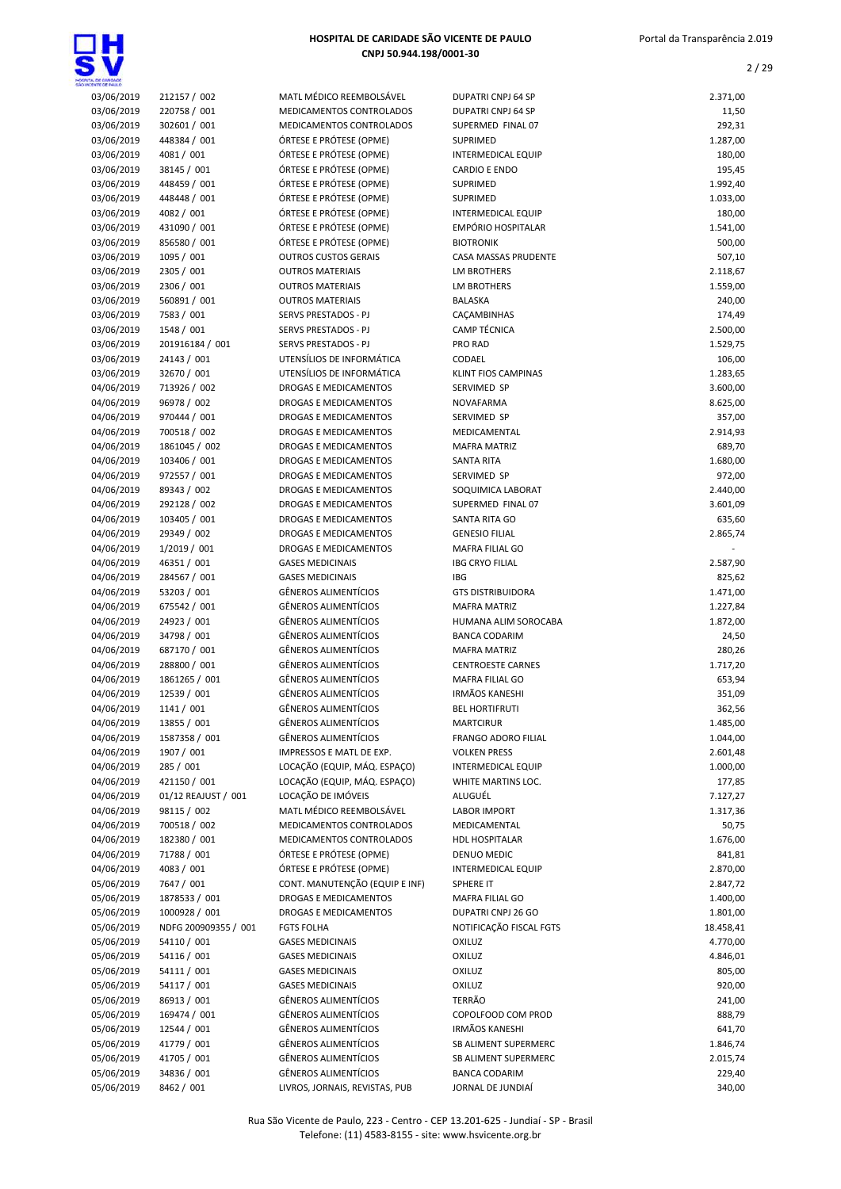# HOSPITAL DE CARIDADE SÃO VICENTE DE PAULO
**CNPJ 50.944.198/0001-30**

Portal da Transparência 2.019

| | | | | |
|---|---|---|---|---|
| 03/06/2019 | 212157 / 002 | MATL MÉDICO REEMBOLSÁVEL | DUPATRI CNPJ 64 SP | 2.371,00 |
| 03/06/2019 | 220758 / 001 | MEDICAMENTOS CONTROLADOS | DUPATRI CNPJ 64 SP | 11,50 |
| 03/06/2019 | 302601 / 001 | MEDICAMENTOS CONTROLADOS | SUPERMED FINAL 07 | 292,31 |
| 03/06/2019 | 448384 / 001 | ÓRTESE E PRÓTESE (OPME) | SUPRIMED | 1.287,00 |
| 03/06/2019 | 4081 / 001 | ÓRTESE E PRÓTESE (OPME) | INTERMEDICAL EQUIP | 180,00 |
| 03/06/2019 | 38145 / 001 | ÓRTESE E PRÓTESE (OPME) | CARDIO E ENDO | 195,45 |
| 03/06/2019 | 448459 / 001 | ÓRTESE E PRÓTESE (OPME) | SUPRIMED | 1.992,40 |
| 03/06/2019 | 448448 / 001 | ÓRTESE E PRÓTESE (OPME) | SUPRIMED | 1.033,00 |
| 03/06/2019 | 4082 / 001 | ÓRTESE E PRÓTESE (OPME) | INTERMEDICAL EQUIP | 180,00 |
| 03/06/2019 | 431090 / 001 | ÓRTESE E PRÓTESE (OPME) | EMPÓRIO HOSPITALAR | 1.541,00 |
| 03/06/2019 | 856580 / 001 | ÓRTESE E PRÓTESE (OPME) | BIOTRONIK | 500,00 |
| 03/06/2019 | 1095 / 001 | OUTROS CUSTOS GERAIS | CASA MASSAS PRUDENTE | 507,10 |
| 03/06/2019 | 2305 / 001 | OUTROS MATERIAIS | LM BROTHERS | 2.118,67 |
| 03/06/2019 | 2306 / 001 | OUTROS MATERIAIS | LM BROTHERS | 1.559,00 |
| 03/06/2019 | 560891 / 001 | OUTROS MATERIAIS | BALASKA | 240,00 |
| 03/06/2019 | 7583 / 001 | SERVS PRESTADOS - PJ | CAÇAMBINHAS | 174,49 |
| 03/06/2019 | 1548 / 001 | SERVS PRESTADOS - PJ | CAMP TÉCNICA | 2.500,00 |
| 03/06/2019 | 201916184 / 001 | SERVS PRESTADOS - PJ | PRO RAD | 1.529,75 |
| 03/06/2019 | 24143 / 001 | UTENSÍLIOS DE INFORMÁTICA | CODAEL | 106,00 |
| 03/06/2019 | 32670 / 001 | UTENSÍLIOS DE INFORMÁTICA | KLINT FIOS CAMPINAS | 1.283,65 |
| 04/06/2019 | 713926 / 002 | DROGAS E MEDICAMENTOS | SERVIMED SP | 3.600,00 |
| 04/06/2019 | 96978 / 002 | DROGAS E MEDICAMENTOS | NOVAFARMA | 8.625,00 |
| 04/06/2019 | 970444 / 001 | DROGAS E MEDICAMENTOS | SERVIMED SP | 357,00 |
| 04/06/2019 | 700518 / 002 | DROGAS E MEDICAMENTOS | MEDICAMENTAL | 2.914,93 |
| 04/06/2019 | 1861045 / 002 | DROGAS E MEDICAMENTOS | MAFRA MATRIZ | 689,70 |
| 04/06/2019 | 103406 / 001 | DROGAS E MEDICAMENTOS | SANTA RITA | 1.680,00 |
| 04/06/2019 | 972557 / 001 | DROGAS E MEDICAMENTOS | SERVIMED SP | 972,00 |
| 04/06/2019 | 89343 / 002 | DROGAS E MEDICAMENTOS | SOQUIMICA LABORAT | 2.440,00 |
| 04/06/2019 | 292128 / 002 | DROGAS E MEDICAMENTOS | SUPERMED FINAL 07 | 3.601,09 |
| 04/06/2019 | 103405 / 001 | DROGAS E MEDICAMENTOS | SANTA RITA GO | 635,60 |
| 04/06/2019 | 29349 / 002 | DROGAS E MEDICAMENTOS | GENESIO FILIAL | 2.865,74 |
| 04/06/2019 | 1/2019 / 001 | DROGAS E MEDICAMENTOS | MAFRA FILIAL GO | - |
| 04/06/2019 | 46351 / 001 | GASES MEDICINAIS | IBG CRYO FILIAL | 2.587,90 |
| 04/06/2019 | 284567 / 001 | GASES MEDICINAIS | IBG | 825,62 |
| 04/06/2019 | 53203 / 001 | GÊNEROS ALIMENTÍCIOS | GTS DISTRIBUIDORA | 1.471,00 |
| 04/06/2019 | 675542 / 001 | GÊNEROS ALIMENTÍCIOS | MAFRA MATRIZ | 1.227,84 |
| 04/06/2019 | 24923 / 001 | GÊNEROS ALIMENTÍCIOS | HUMANA ALIM SOROCABA | 1.872,00 |
| 04/06/2019 | 34798 / 001 | GÊNEROS ALIMENTÍCIOS | BANCA CODARIM | 24,50 |
| 04/06/2019 | 687170 / 001 | GÊNEROS ALIMENTÍCIOS | MAFRA MATRIZ | 280,26 |
| 04/06/2019 | 288800 / 001 | GÊNEROS ALIMENTÍCIOS | CENTROESTE CARNES | 1.717,20 |
| 04/06/2019 | 1861265 / 001 | GÊNEROS ALIMENTÍCIOS | MAFRA FILIAL GO | 653,94 |
| 04/06/2019 | 12539 / 001 | GÊNEROS ALIMENTÍCIOS | IRMÃOS KANESHI | 351,09 |
| 04/06/2019 | 1141 / 001 | GÊNEROS ALIMENTÍCIOS | BEL HORTIFRUTI | 362,56 |
| 04/06/2019 | 13855 / 001 | GÊNEROS ALIMENTÍCIOS | MARTCIRUR | 1.485,00 |
| 04/06/2019 | 1587358 / 001 | GÊNEROS ALIMENTÍCIOS | FRANGO ADORO FILIAL | 1.044,00 |
| 04/06/2019 | 1907 / 001 | IMPRESSOS E MATL DE EXP. | VOLKEN PRESS | 2.601,48 |
| 04/06/2019 | 285 / 001 | LOCAÇÃO (EQUIP, MÁQ. ESPAÇO) | INTERMEDICAL EQUIP | 1.000,00 |
| 04/06/2019 | 421150 / 001 | LOCAÇÃO (EQUIP, MÁQ. ESPAÇO) | WHITE MARTINS LOC. | 177,85 |
| 04/06/2019 | 01/12 REAJUST / 001 | LOCAÇÃO DE IMÓVEIS | ALUGUÉL | 7.127,27 |
| 04/06/2019 | 98115 / 002 | MATL MÉDICO REEMBOLSÁVEL | LABOR IMPORT | 1.317,36 |
| 04/06/2019 | 700518 / 002 | MEDICAMENTOS CONTROLADOS | MEDICAMENTAL | 50,75 |
| 04/06/2019 | 182380 / 001 | MEDICAMENTOS CONTROLADOS | HDL HOSPITALAR | 1.676,00 |
| 04/06/2019 | 71788 / 001 | ÓRTESE E PRÓTESE (OPME) | DENUO MEDIC | 841,81 |
| 04/06/2019 | 4083 / 001 | ÓRTESE E PRÓTESE (OPME) | INTERMEDICAL EQUIP | 2.870,00 |
| 05/06/2019 | 7647 / 001 | CONT. MANUTENÇÃO (EQUIP E INF) | SPHERE IT | 2.847,72 |
| 05/06/2019 | 1878533 / 001 | DROGAS E MEDICAMENTOS | MAFRA FILIAL GO | 1.400,00 |
| 05/06/2019 | 1000928 / 001 | DROGAS E MEDICAMENTOS | DUPATRI CNPJ 26 GO | 1.801,00 |
| 05/06/2019 | NDFG 200909355 / 001 | FGTS FOLHA | NOTIFICAÇÃO FISCAL FGTS | 18.458,41 |
| 05/06/2019 | 54110 / 001 | GASES MEDICINAIS | OXILUZ | 4.770,00 |
| 05/06/2019 | 54116 / 001 | GASES MEDICINAIS | OXILUZ | 4.846,01 |
| 05/06/2019 | 54111 / 001 | GASES MEDICINAIS | OXILUZ | 805,00 |
| 05/06/2019 | 54117 / 001 | GASES MEDICINAIS | OXILUZ | 920,00 |
| 05/06/2019 | 86913 / 001 | GÊNEROS ALIMENTÍCIOS | TERRÃO | 241,00 |
| 05/06/2019 | 169474 / 001 | GÊNEROS ALIMENTÍCIOS | COPOLFOOD COM PROD | 888,79 |
| 05/06/2019 | 12544 / 001 | GÊNEROS ALIMENTÍCIOS | IRMÃOS KANESHI | 641,70 |
| 05/06/2019 | 41779 / 001 | GÊNEROS ALIMENTÍCIOS | SB ALIMENT SUPERMERC | 1.846,74 |
| 05/06/2019 | 41705 / 001 | GÊNEROS ALIMENTÍCIOS | SB ALIMENT SUPERMERC | 2.015,74 |
| 05/06/2019 | 34836 / 001 | GÊNEROS ALIMENTÍCIOS | BANCA CODARIM | 229,40 |
| 05/06/2019 | 8462 / 001 | LIVROS, JORNAIS, REVISTAS, PUB | JORNAL DE JUNDIAÍ | 340,00 |

Rua São Vicente de Paulo, 223 - Centro - CEP 13.201-625 - Jundiaí - SP - Brasil
Telefone: (11) 4583-8155 - site: www.hsvicente.org.br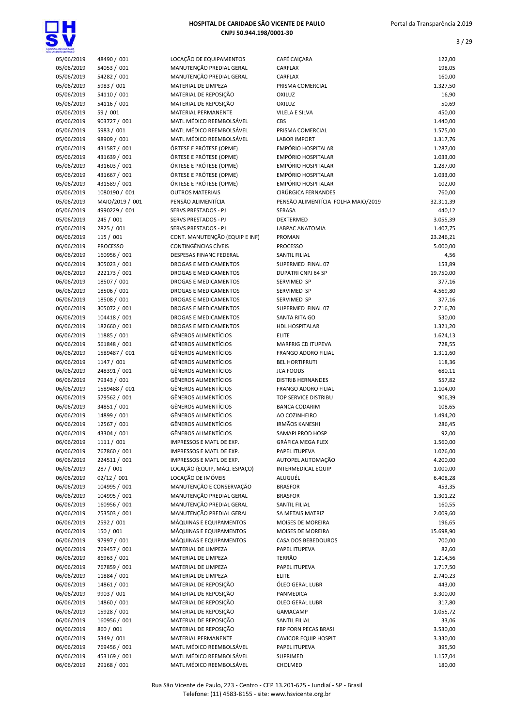| | | | | |
|---|---|---|---|---|
| 05/06/2019 | 48490 / 001 | LOCAÇÃO DE EQUIPAMENTOS | CAFÉ CAIÇARA | 122,00 |
| 05/06/2019 | 54053 / 001 | MANUTENÇÃO PREDIAL GERAL | CARFLAX | 198,05 |
| 05/06/2019 | 54282 / 001 | MANUTENÇÃO PREDIAL GERAL | CARFLAX | 160,00 |
| 05/06/2019 | 5983 / 001 | MATERIAL DE LIMPEZA | PRISMA COMERCIAL | 1.327,50 |
| 05/06/2019 | 54110 / 001 | MATERIAL DE REPOSIÇÃO | OXILUZ | 16,90 |
| 05/06/2019 | 54116 / 001 | MATERIAL DE REPOSIÇÃO | OXILUZ | 50,69 |
| 05/06/2019 | 59 / 001 | MATERIAL PERMANENTE | VILELA E SILVA | 450,00 |
| 05/06/2019 | 903727 / 001 | MATL MÉDICO REEMBOLSÁVEL | CBS | 1.440,00 |
| 05/06/2019 | 5983 / 001 | MATL MÉDICO REEMBOLSÁVEL | PRISMA COMERCIAL | 1.575,00 |
| 05/06/2019 | 98909 / 001 | MATL MÉDICO REEMBOLSÁVEL | LABOR IMPORT | 1.317,76 |
| 05/06/2019 | 431587 / 001 | ÓRTESE E PRÓTESE (OPME) | EMPÓRIO HOSPITALAR | 1.287,00 |
| 05/06/2019 | 431639 / 001 | ÓRTESE E PRÓTESE (OPME) | EMPÓRIO HOSPITALAR | 1.033,00 |
| 05/06/2019 | 431603 / 001 | ÓRTESE E PRÓTESE (OPME) | EMPÓRIO HOSPITALAR | 1.287,00 |
| 05/06/2019 | 431667 / 001 | ÓRTESE E PRÓTESE (OPME) | EMPÓRIO HOSPITALAR | 1.033,00 |
| 05/06/2019 | 431589 / 001 | ÓRTESE E PRÓTESE (OPME) | EMPÓRIO HOSPITALAR | 102,00 |
| 05/06/2019 | 1080190 / 001 | OUTROS MATERIAIS | CIRÚRGICA FERNANDES | 760,00 |
| 05/06/2019 | MAIO/2019 / 001 | PENSÃO ALIMENTÍCIA | PENSÃO ALIMENTÍCIA FOLHA MAIO/2019 | 32.311,39 |
| 05/06/2019 | 4990229 / 001 | SERVS PRESTADOS - PJ | SERASA | 440,12 |
| 05/06/2019 | 245 / 001 | SERVS PRESTADOS - PJ | DEXTERMED | 3.055,39 |
| 05/06/2019 | 2825 / 001 | SERVS PRESTADOS - PJ | LABPAC ANATOMIA | 1.407,75 |
| 06/06/2019 | 115 / 001 | CONT. MANUTENÇÃO (EQUIP E INF) | PROMAN | 23.246,21 |
| 06/06/2019 | PROCESSO | CONTINGÊNCIAS CÍVEIS | PROCESSO | 5.000,00 |
| 06/06/2019 | 160956 / 001 | DESPESAS FINANC FEDERAL | SANTIL FILIAL | 4,56 |
| 06/06/2019 | 305023 / 001 | DROGAS E MEDICAMENTOS | SUPERMED FINAL 07 | 153,89 |
| 06/06/2019 | 222173 / 001 | DROGAS E MEDICAMENTOS | DUPATRI CNPJ 64 SP | 19.750,00 |
| 06/06/2019 | 18507 / 001 | DROGAS E MEDICAMENTOS | SERVIMED SP | 377,16 |
| 06/06/2019 | 18506 / 001 | DROGAS E MEDICAMENTOS | SERVIMED SP | 4.569,80 |
| 06/06/2019 | 18508 / 001 | DROGAS E MEDICAMENTOS | SERVIMED SP | 377,16 |
| 06/06/2019 | 305072 / 001 | DROGAS E MEDICAMENTOS | SUPERMED FINAL 07 | 2.716,70 |
| 06/06/2019 | 104418 / 001 | DROGAS E MEDICAMENTOS | SANTA RITA GO | 530,00 |
| 06/06/2019 | 182660 / 001 | DROGAS E MEDICAMENTOS | HDL HOSPITALAR | 1.321,20 |
| 06/06/2019 | 11885 / 001 | GÊNEROS ALIMENTÍCIOS | ELITE | 1.624,13 |
| 06/06/2019 | 561848 / 001 | GÊNEROS ALIMENTÍCIOS | MARFRIG CD ITUPEVA | 728,55 |
| 06/06/2019 | 1589487 / 001 | GÊNEROS ALIMENTÍCIOS | FRANGO ADORO FILIAL | 1.311,60 |
| 06/06/2019 | 1147 / 001 | GÊNEROS ALIMENTÍCIOS | BEL HORTIFRUTI | 118,36 |
| 06/06/2019 | 248391 / 001 | GÊNEROS ALIMENTÍCIOS | JCA FOODS | 680,11 |
| 06/06/2019 | 79343 / 001 | GÊNEROS ALIMENTÍCIOS | DISTRIB HERNANDES | 557,82 |
| 06/06/2019 | 1589488 / 001 | GÊNEROS ALIMENTÍCIOS | FRANGO ADORO FILIAL | 1.104,00 |
| 06/06/2019 | 579562 / 001 | GÊNEROS ALIMENTÍCIOS | TOP SERVICE DISTRIBU | 906,39 |
| 06/06/2019 | 34851 / 001 | GÊNEROS ALIMENTÍCIOS | BANCA CODARIM | 108,65 |
| 06/06/2019 | 14899 / 001 | GÊNEROS ALIMENTÍCIOS | AO COZINHEIRO | 1.494,20 |
| 06/06/2019 | 12567 / 001 | GÊNEROS ALIMENTÍCIOS | IRMÃOS KANESHI | 286,45 |
| 06/06/2019 | 43304 / 001 | GÊNEROS ALIMENTÍCIOS | SAMAPI PROD HOSP | 92,00 |
| 06/06/2019 | 1111 / 001 | IMPRESSOS E MATL DE EXP. | GRÁFICA MEGA FLEX | 1.560,00 |
| 06/06/2019 | 767860 / 001 | IMPRESSOS E MATL DE EXP. | PAPEL ITUPEVA | 1.026,00 |
| 06/06/2019 | 224511 / 001 | IMPRESSOS E MATL DE EXP. | AUTOPEL AUTOMAÇÃO | 4.200,00 |
| 06/06/2019 | 287 / 001 | LOCAÇÃO (EQUIP, MÁQ. ESPAÇO) | INTERMEDICAL EQUIP | 1.000,00 |
| 06/06/2019 | 02/12 / 001 | LOCAÇÃO DE IMÓVEIS | ALUGUÉL | 6.408,28 |
| 06/06/2019 | 104995 / 001 | MANUTENÇÃO E CONSERVAÇÃO | BRASFOR | 453,35 |
| 06/06/2019 | 104995 / 001 | MANUTENÇÃO PREDIAL GERAL | BRASFOR | 1.301,22 |
| 06/06/2019 | 160956 / 001 | MANUTENÇÃO PREDIAL GERAL | SANTIL FILIAL | 160,55 |
| 06/06/2019 | 253503 / 001 | MANUTENÇÃO PREDIAL GERAL | SA METAIS MATRIZ | 2.009,60 |
| 06/06/2019 | 2592 / 001 | MÁQUINAS E EQUIPAMENTOS | MOISES DE MOREIRA | 196,65 |
| 06/06/2019 | 150 / 001 | MÁQUINAS E EQUIPAMENTOS | MOISES DE MOREIRA | 15.698,90 |
| 06/06/2019 | 97997 / 001 | MÁQUINAS E EQUIPAMENTOS | CASA DOS BEBEDOUROS | 700,00 |
| 06/06/2019 | 769457 / 001 | MATERIAL DE LIMPEZA | PAPEL ITUPEVA | 82,60 |
| 06/06/2019 | 86963 / 001 | MATERIAL DE LIMPEZA | TERRÃO | 1.214,56 |
| 06/06/2019 | 767859 / 001 | MATERIAL DE LIMPEZA | PAPEL ITUPEVA | 1.717,50 |
| 06/06/2019 | 11884 / 001 | MATERIAL DE LIMPEZA | ELITE | 2.740,23 |
| 06/06/2019 | 14861 / 001 | MATERIAL DE REPOSIÇÃO | ÓLEO GERAL LUBR | 443,00 |
| 06/06/2019 | 9903 / 001 | MATERIAL DE REPOSIÇÃO | PANMEDICA | 3.300,00 |
| 06/06/2019 | 14860 / 001 | MATERIAL DE REPOSIÇÃO | OLEO GERAL LUBR | 317,80 |
| 06/06/2019 | 15928 / 001 | MATERIAL DE REPOSIÇÃO | GAMACAMP | 1.055,72 |
| 06/06/2019 | 160956 / 001 | MATERIAL DE REPOSIÇÃO | SANTIL FILIAL | 33,06 |
| 06/06/2019 | 860 / 001 | MATERIAL DE REPOSIÇÃO | FBP FORN PECAS BRASI | 3.530,00 |
| 06/06/2019 | 5349 / 001 | MATERIAL PERMANENTE | CAVICOR EQUIP HOSPIT | 3.330,00 |
| 06/06/2019 | 769456 / 001 | MATL MÉDICO REEMBOLSÁVEL | PAPEL ITUPEVA | 395,50 |
| 06/06/2019 | 453169 / 001 | MATL MÉDICO REEMBOLSÁVEL | SUPRIMED | 1.157,04 |
| 06/06/2019 | 29168 / 001 | MATL MÉDICO REEMBOLSÁVEL | CHOLMED | 180,00 |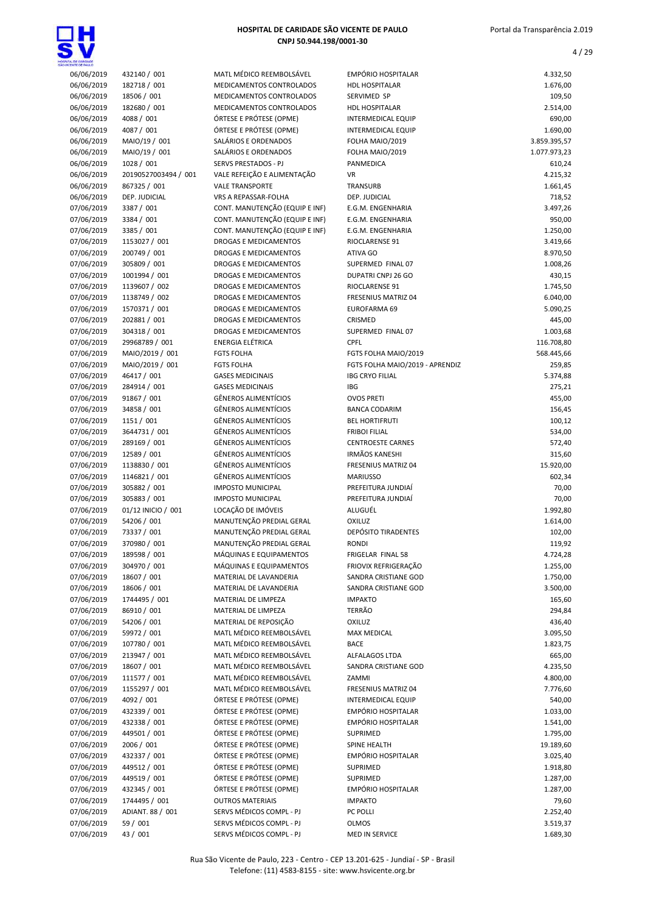# HOSPITAL DE CARIDADE SÃO VICENTE DE PAULO

**CNPJ 50.944.198/0001-30**

| | | | | |
|---|---|---|---|---|
| 06/06/2019 | 432140 / 001 | MATL MÉDICO REEMBOLSÁVEL | EMPÓRIO HOSPITALAR | 4.332,50 |
| 06/06/2019 | 182718 / 001 | MEDICAMENTOS CONTROLADOS | HDL HOSPITALAR | 1.676,00 |
| 06/06/2019 | 18506 / 001 | MEDICAMENTOS CONTROLADOS | SERVIMED SP | 109,50 |
| 06/06/2019 | 182680 / 001 | MEDICAMENTOS CONTROLADOS | HDL HOSPITALAR | 2.514,00 |
| 06/06/2019 | 4088 / 001 | ÓRTESE E PRÓTESE (OPME) | INTERMEDICAL EQUIP | 690,00 |
| 06/06/2019 | 4087 / 001 | ÓRTESE E PRÓTESE (OPME) | INTERMEDICAL EQUIP | 1.690,00 |
| 06/06/2019 | MAIO/19 / 001 | SALÁRIOS E ORDENADOS | FOLHA MAIO/2019 | 3.859.395,57 |
| 06/06/2019 | MAIO/19 / 001 | SALÁRIOS E ORDENADOS | FOLHA MAIO/2019 | 1.077.973,23 |
| 06/06/2019 | 1028 / 001 | SERVS PRESTADOS - PJ | PANMEDICA | 610,24 |
| 06/06/2019 | 20190527003494 / 001 | VALE REFEIÇÃO E ALIMENTAÇÃO | VR | 4.215,32 |
| 06/06/2019 | 867325 / 001 | VALE TRANSPORTE | TRANSURB | 1.661,45 |
| 06/06/2019 | DEP. JUDICIAL | VRS A REPASSAR-FOLHA | DEP. JUDICIAL | 718,52 |
| 07/06/2019 | 3387 / 001 | CONT. MANUTENÇÃO (EQUIP E INF) | E.G.M. ENGENHARIA | 3.497,26 |
| 07/06/2019 | 3384 / 001 | CONT. MANUTENÇÃO (EQUIP E INF) | E.G.M. ENGENHARIA | 950,00 |
| 07/06/2019 | 3385 / 001 | CONT. MANUTENÇÃO (EQUIP E INF) | E.G.M. ENGENHARIA | 1.250,00 |
| 07/06/2019 | 1153027 / 001 | DROGAS E MEDICAMENTOS | RIOCLARENSE 91 | 3.419,66 |
| 07/06/2019 | 200749 / 001 | DROGAS E MEDICAMENTOS | ATIVA GO | 8.970,50 |
| 07/06/2019 | 305809 / 001 | DROGAS E MEDICAMENTOS | SUPERMED FINAL 07 | 1.008,26 |
| 07/06/2019 | 1001994 / 001 | DROGAS E MEDICAMENTOS | DUPATRI CNPJ 26 GO | 430,15 |
| 07/06/2019 | 1139607 / 002 | DROGAS E MEDICAMENTOS | RIOCLARENSE 91 | 1.745,50 |
| 07/06/2019 | 1138749 / 002 | DROGAS E MEDICAMENTOS | FRESENIUS MATRIZ 04 | 6.040,00 |
| 07/06/2019 | 1570371 / 001 | DROGAS E MEDICAMENTOS | EUROFARMA 69 | 5.090,25 |
| 07/06/2019 | 202881 / 001 | DROGAS E MEDICAMENTOS | CRISMED | 445,00 |
| 07/06/2019 | 304318 / 001 | DROGAS E MEDICAMENTOS | SUPERMED FINAL 07 | 1.003,68 |
| 07/06/2019 | 29968789 / 001 | ENERGIA ELÉTRICA | CPFL | 116.708,80 |
| 07/06/2019 | MAIO/2019 / 001 | FGTS FOLHA | FGTS FOLHA MAIO/2019 | 568.445,66 |
| 07/06/2019 | MAIO/2019 / 001 | FGTS FOLHA | FGTS FOLHA MAIO/2019 - APRENDIZ | 259,85 |
| 07/06/2019 | 46417 / 001 | GASES MEDICINAIS | IBG CRYO FILIAL | 5.374,88 |
| 07/06/2019 | 284914 / 001 | GASES MEDICINAIS | IBG | 275,21 |
| 07/06/2019 | 91867 / 001 | GÊNEROS ALIMENTÍCIOS | OVOS PRETI | 455,00 |
| 07/06/2019 | 34858 / 001 | GÊNEROS ALIMENTÍCIOS | BANCA CODARIM | 156,45 |
| 07/06/2019 | 1151 / 001 | GÊNEROS ALIMENTÍCIOS | BEL HORTIFRUTI | 100,12 |
| 07/06/2019 | 3644731 / 001 | GÊNEROS ALIMENTÍCIOS | FRIBOI FILIAL | 534,00 |
| 07/06/2019 | 289169 / 001 | GÊNEROS ALIMENTÍCIOS | CENTROESTE CARNES | 572,40 |
| 07/06/2019 | 12589 / 001 | GÊNEROS ALIMENTÍCIOS | IRMÃOS KANESHI | 315,60 |
| 07/06/2019 | 1138830 / 001 | GÊNEROS ALIMENTÍCIOS | FRESENIUS MATRIZ 04 | 15.920,00 |
| 07/06/2019 | 1146821 / 001 | GÊNEROS ALIMENTÍCIOS | MARIUSSO | 602,34 |
| 07/06/2019 | 305882 / 001 | IMPOSTO MUNICIPAL | PREFEITURA JUNDIAÍ | 70,00 |
| 07/06/2019 | 305883 / 001 | IMPOSTO MUNICIPAL | PREFEITURA JUNDIAÍ | 70,00 |
| 07/06/2019 | 01/12 INICIO / 001 | LOCAÇÃO DE IMÓVEIS | ALUGUÉL | 1.992,80 |
| 07/06/2019 | 54206 / 001 | MANUTENÇÃO PREDIAL GERAL | OXILUZ | 1.614,00 |
| 07/06/2019 | 73337 / 001 | MANUTENÇÃO PREDIAL GERAL | DEPÓSITO TIRADENTES | 102,00 |
| 07/06/2019 | 370980 / 001 | MANUTENÇÃO PREDIAL GERAL | RONDI | 119,92 |
| 07/06/2019 | 189598 / 001 | MÁQUINAS E EQUIPAMENTOS | FRIGELAR FINAL 58 | 4.724,28 |
| 07/06/2019 | 304970 / 001 | MÁQUINAS E EQUIPAMENTOS | FRIOVIX REFRIGERAÇÃO | 1.255,00 |
| 07/06/2019 | 18607 / 001 | MATERIAL DE LAVANDERIA | SANDRA CRISTIANE GOD | 1.750,00 |
| 07/06/2019 | 18606 / 001 | MATERIAL DE LAVANDERIA | SANDRA CRISTIANE GOD | 3.500,00 |
| 07/06/2019 | 1744495 / 001 | MATERIAL DE LIMPEZA | IMPAKTO | 165,60 |
| 07/06/2019 | 86910 / 001 | MATERIAL DE LIMPEZA | TERRÃO | 294,84 |
| 07/06/2019 | 54206 / 001 | MATERIAL DE REPOSIÇÃO | OXILUZ | 436,40 |
| 07/06/2019 | 59972 / 001 | MATL MÉDICO REEMBOLSÁVEL | MAX MEDICAL | 3.095,50 |
| 07/06/2019 | 107780 / 001 | MATL MÉDICO REEMBOLSÁVEL | BACE | 1.823,75 |
| 07/06/2019 | 213947 / 001 | MATL MÉDICO REEMBOLSÁVEL | ALFALAGOS LTDA | 665,00 |
| 07/06/2019 | 18607 / 001 | MATL MÉDICO REEMBOLSÁVEL | SANDRA CRISTIANE GOD | 4.235,50 |
| 07/06/2019 | 111577 / 001 | MATL MÉDICO REEMBOLSÁVEL | ZAMMI | 4.800,00 |
| 07/06/2019 | 1155297 / 001 | MATL MÉDICO REEMBOLSÁVEL | FRESENIUS MATRIZ 04 | 7.776,60 |
| 07/06/2019 | 4092 / 001 | ÓRTESE E PRÓTESE (OPME) | INTERMEDICAL EQUIP | 540,00 |
| 07/06/2019 | 432339 / 001 | ÓRTESE E PRÓTESE (OPME) | EMPÓRIO HOSPITALAR | 1.033,00 |
| 07/06/2019 | 432338 / 001 | ÓRTESE E PRÓTESE (OPME) | EMPÓRIO HOSPITALAR | 1.541,00 |
| 07/06/2019 | 449501 / 001 | ÓRTESE E PRÓTESE (OPME) | SUPRIMED | 1.795,00 |
| 07/06/2019 | 2006 / 001 | ÓRTESE E PRÓTESE (OPME) | SPINE HEALTH | 19.189,60 |
| 07/06/2019 | 432337 / 001 | ÓRTESE E PRÓTESE (OPME) | EMPÓRIO HOSPITALAR | 3.025,40 |
| 07/06/2019 | 449512 / 001 | ÓRTESE E PRÓTESE (OPME) | SUPRIMED | 1.918,80 |
| 07/06/2019 | 449519 / 001 | ÓRTESE E PRÓTESE (OPME) | SUPRIMED | 1.287,00 |
| 07/06/2019 | 432345 / 001 | ÓRTESE E PRÓTESE (OPME) | EMPÓRIO HOSPITALAR | 1.287,00 |
| 07/06/2019 | 1744495 / 001 | OUTROS MATERIAIS | IMPAKTO | 79,60 |
| 07/06/2019 | ADIANT. 88 / 001 | SERVS MÉDICOS COMPL - PJ | PC POLLI | 2.252,40 |
| 07/06/2019 | 59 / 001 | SERVS MÉDICOS COMPL - PJ | OLMOS | 3.519,37 |
| 07/06/2019 | 43 / 001 | SERVS MÉDICOS COMPL - PJ | MED IN SERVICE | 1.689,30 |

Rua São Vicente de Paulo, 223 - Centro - CEP 13.201-625 - Jundiaí - SP - Brasil
Telefone: (11) 4583-8155 - site: www.hsvicente.org.br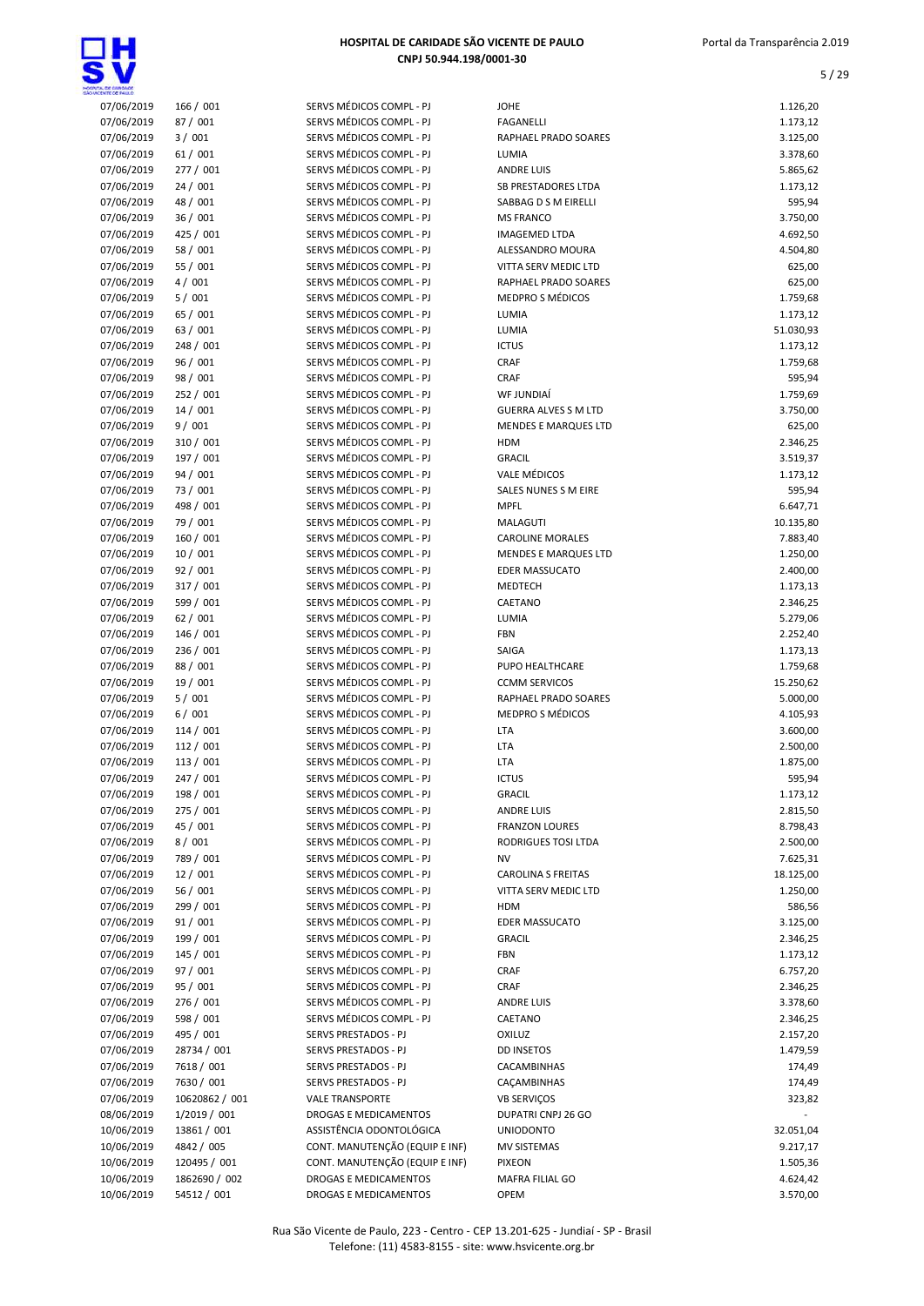# HOSPITAL DE CARIDADE SÃO VICENTE DE PAULO

**CNPJ 50.944.198/0001-30**

| | | | | |
|---|---|---|---|---|
| 07/06/2019 | 166 / 001 | SERVS MÉDICOS COMPL - PJ | JOHE | 1.126,20 |
| 07/06/2019 | 87 / 001 | SERVS MÉDICOS COMPL - PJ | FAGANELLI | 1.173,12 |
| 07/06/2019 | 3 / 001 | SERVS MÉDICOS COMPL - PJ | RAPHAEL PRADO SOARES | 3.125,00 |
| 07/06/2019 | 61 / 001 | SERVS MÉDICOS COMPL - PJ | LUMIA | 3.378,60 |
| 07/06/2019 | 277 / 001 | SERVS MÉDICOS COMPL - PJ | ANDRE LUIS | 5.865,62 |
| 07/06/2019 | 24 / 001 | SERVS MÉDICOS COMPL - PJ | SB PRESTADORES LTDA | 1.173,12 |
| 07/06/2019 | 48 / 001 | SERVS MÉDICOS COMPL - PJ | SABBAG D S M EIRELLI | 595,94 |
| 07/06/2019 | 36 / 001 | SERVS MÉDICOS COMPL - PJ | MS FRANCO | 3.750,00 |
| 07/06/2019 | 425 / 001 | SERVS MÉDICOS COMPL - PJ | IMAGEMED LTDA | 4.692,50 |
| 07/06/2019 | 58 / 001 | SERVS MÉDICOS COMPL - PJ | ALESSANDRO MOURA | 4.504,80 |
| 07/06/2019 | 55 / 001 | SERVS MÉDICOS COMPL - PJ | VITTA SERV MEDIC LTD | 625,00 |
| 07/06/2019 | 4 / 001 | SERVS MÉDICOS COMPL - PJ | RAPHAEL PRADO SOARES | 625,00 |
| 07/06/2019 | 5 / 001 | SERVS MÉDICOS COMPL - PJ | MEDPRO S MÉDICOS | 1.759,68 |
| 07/06/2019 | 65 / 001 | SERVS MÉDICOS COMPL - PJ | LUMIA | 1.173,12 |
| 07/06/2019 | 63 / 001 | SERVS MÉDICOS COMPL - PJ | LUMIA | 51.030,93 |
| 07/06/2019 | 248 / 001 | SERVS MÉDICOS COMPL - PJ | ICTUS | 1.173,12 |
| 07/06/2019 | 96 / 001 | SERVS MÉDICOS COMPL - PJ | CRAF | 1.759,68 |
| 07/06/2019 | 98 / 001 | SERVS MÉDICOS COMPL - PJ | CRAF | 595,94 |
| 07/06/2019 | 252 / 001 | SERVS MÉDICOS COMPL - PJ | WF JUNDIAÍ | 1.759,69 |
| 07/06/2019 | 14 / 001 | SERVS MÉDICOS COMPL - PJ | GUERRA ALVES S M LTD | 3.750,00 |
| 07/06/2019 | 9 / 001 | SERVS MÉDICOS COMPL - PJ | MENDES E MARQUES LTD | 625,00 |
| 07/06/2019 | 310 / 001 | SERVS MÉDICOS COMPL - PJ | HDM | 2.346,25 |
| 07/06/2019 | 197 / 001 | SERVS MÉDICOS COMPL - PJ | GRACIL | 3.519,37 |
| 07/06/2019 | 94 / 001 | SERVS MÉDICOS COMPL - PJ | VALE MÉDICOS | 1.173,12 |
| 07/06/2019 | 73 / 001 | SERVS MÉDICOS COMPL - PJ | SALES NUNES S M EIRE | 595,94 |
| 07/06/2019 | 498 / 001 | SERVS MÉDICOS COMPL - PJ | MPFL | 6.647,71 |
| 07/06/2019 | 79 / 001 | SERVS MÉDICOS COMPL - PJ | MALAGUTI | 10.135,80 |
| 07/06/2019 | 160 / 001 | SERVS MÉDICOS COMPL - PJ | CAROLINE MORALES | 7.883,40 |
| 07/06/2019 | 10 / 001 | SERVS MÉDICOS COMPL - PJ | MENDES E MARQUES LTD | 1.250,00 |
| 07/06/2019 | 92 / 001 | SERVS MÉDICOS COMPL - PJ | EDER MASSUCATO | 2.400,00 |
| 07/06/2019 | 317 / 001 | SERVS MÉDICOS COMPL - PJ | MEDTECH | 1.173,13 |
| 07/06/2019 | 599 / 001 | SERVS MÉDICOS COMPL - PJ | CAETANO | 2.346,25 |
| 07/06/2019 | 62 / 001 | SERVS MÉDICOS COMPL - PJ | LUMIA | 5.279,06 |
| 07/06/2019 | 146 / 001 | SERVS MÉDICOS COMPL - PJ | FBN | 2.252,40 |
| 07/06/2019 | 236 / 001 | SERVS MÉDICOS COMPL - PJ | SAIGA | 1.173,13 |
| 07/06/2019 | 88 / 001 | SERVS MÉDICOS COMPL - PJ | PUPO HEALTHCARE | 1.759,68 |
| 07/06/2019 | 19 / 001 | SERVS MÉDICOS COMPL - PJ | CCMM SERVICOS | 15.250,62 |
| 07/06/2019 | 5 / 001 | SERVS MÉDICOS COMPL - PJ | RAPHAEL PRADO SOARES | 5.000,00 |
| 07/06/2019 | 6 / 001 | SERVS MÉDICOS COMPL - PJ | MEDPRO S MÉDICOS | 4.105,93 |
| 07/06/2019 | 114 / 001 | SERVS MÉDICOS COMPL - PJ | LTA | 3.600,00 |
| 07/06/2019 | 112 / 001 | SERVS MÉDICOS COMPL - PJ | LTA | 2.500,00 |
| 07/06/2019 | 113 / 001 | SERVS MÉDICOS COMPL - PJ | LTA | 1.875,00 |
| 07/06/2019 | 247 / 001 | SERVS MÉDICOS COMPL - PJ | ICTUS | 595,94 |
| 07/06/2019 | 198 / 001 | SERVS MÉDICOS COMPL - PJ | GRACIL | 1.173,12 |
| 07/06/2019 | 275 / 001 | SERVS MÉDICOS COMPL - PJ | ANDRE LUIS | 2.815,50 |
| 07/06/2019 | 45 / 001 | SERVS MÉDICOS COMPL - PJ | FRANZON LOURES | 8.798,43 |
| 07/06/2019 | 8 / 001 | SERVS MÉDICOS COMPL - PJ | RODRIGUES TOSI LTDA | 2.500,00 |
| 07/06/2019 | 789 / 001 | SERVS MÉDICOS COMPL - PJ | NV | 7.625,31 |
| 07/06/2019 | 12 / 001 | SERVS MÉDICOS COMPL - PJ | CAROLINA S FREITAS | 18.125,00 |
| 07/06/2019 | 56 / 001 | SERVS MÉDICOS COMPL - PJ | VITTA SERV MEDIC LTD | 1.250,00 |
| 07/06/2019 | 299 / 001 | SERVS MÉDICOS COMPL - PJ | HDM | 586,56 |
| 07/06/2019 | 91 / 001 | SERVS MÉDICOS COMPL - PJ | EDER MASSUCATO | 3.125,00 |
| 07/06/2019 | 199 / 001 | SERVS MÉDICOS COMPL - PJ | GRACIL | 2.346,25 |
| 07/06/2019 | 145 / 001 | SERVS MÉDICOS COMPL - PJ | FBN | 1.173,12 |
| 07/06/2019 | 97 / 001 | SERVS MÉDICOS COMPL - PJ | CRAF | 6.757,20 |
| 07/06/2019 | 95 / 001 | SERVS MÉDICOS COMPL - PJ | CRAF | 2.346,25 |
| 07/06/2019 | 276 / 001 | SERVS MÉDICOS COMPL - PJ | ANDRE LUIS | 3.378,60 |
| 07/06/2019 | 598 / 001 | SERVS MÉDICOS COMPL - PJ | CAETANO | 2.346,25 |
| 07/06/2019 | 495 / 001 | SERVS PRESTADOS - PJ | OXILUZ | 2.157,20 |
| 07/06/2019 | 28734 / 001 | SERVS PRESTADOS - PJ | DD INSETOS | 1.479,59 |
| 07/06/2019 | 7618 / 001 | SERVS PRESTADOS - PJ | CACAMBINHAS | 174,49 |
| 07/06/2019 | 7630 / 001 | SERVS PRESTADOS - PJ | CAÇAMBINHAS | 174,49 |
| 07/06/2019 | 10620862 / 001 | VALE TRANSPORTE | VB SERVIÇOS | 323,82 |
| 08/06/2019 | 1/2019 / 001 | DROGAS E MEDICAMENTOS | DUPATRI CNPJ 26 GO | - |
| 10/06/2019 | 13861 / 001 | ASSISTÊNCIA ODONTOLÓGICA | UNIODONTO | 32.051,04 |
| 10/06/2019 | 4842 / 005 | CONT. MANUTENÇÃO (EQUIP E INF) | MV SISTEMAS | 9.217,17 |
| 10/06/2019 | 120495 / 001 | CONT. MANUTENÇÃO (EQUIP E INF) | PIXEON | 1.505,36 |
| 10/06/2019 | 1862690 / 002 | DROGAS E MEDICAMENTOS | MAFRA FILIAL GO | 4.624,42 |
| 10/06/2019 | 54512 / 001 | DROGAS E MEDICAMENTOS | OPEM | 3.570,00 |

Rua São Vicente de Paulo, 223 - Centro - CEP 13.201-625 - Jundiaí - SP - Brasil
Telefone: (11) 4583-8155 - site: www.hsvicente.org.br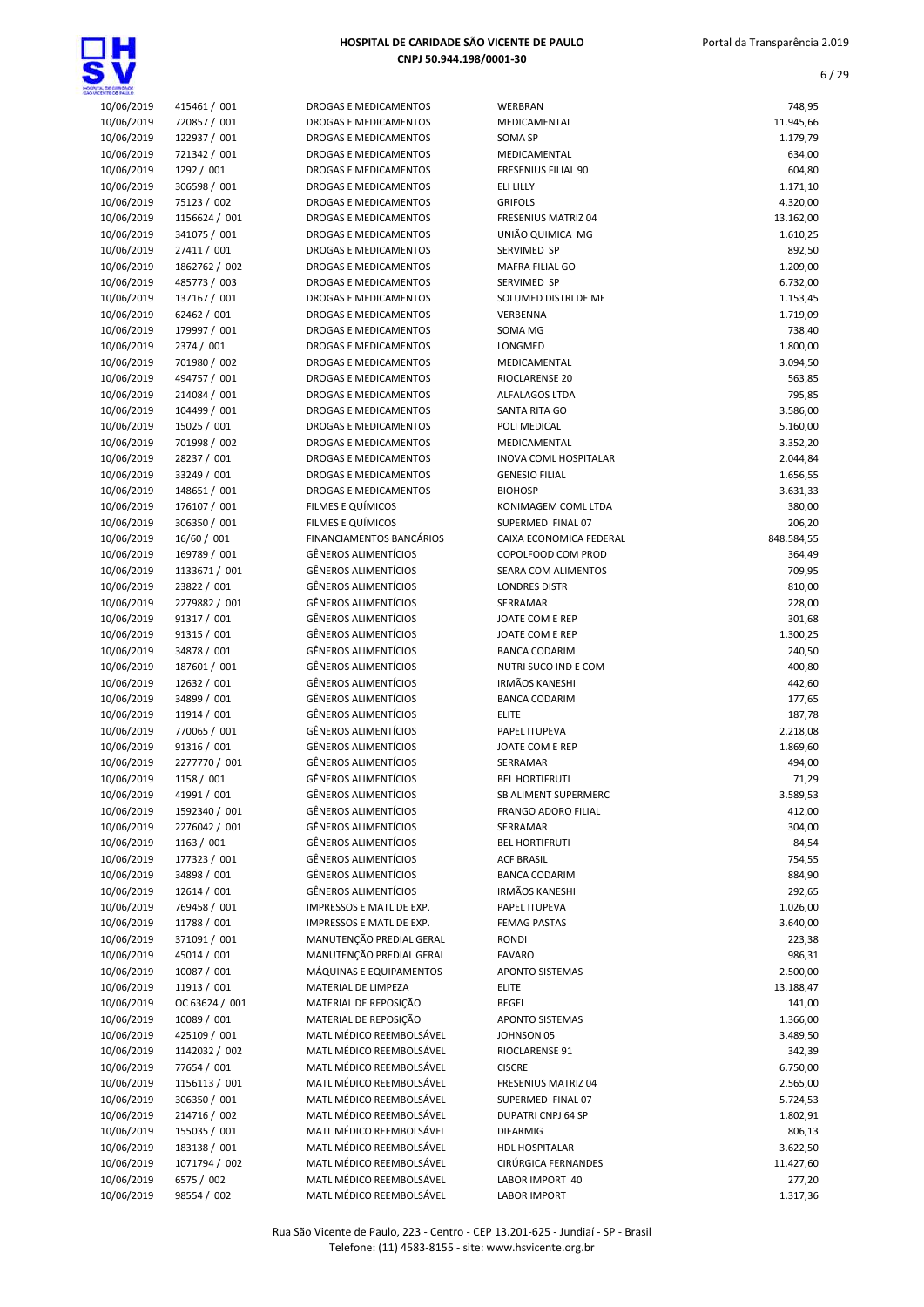| | | | | |
|---|---|---|---|---|
| 10/06/2019 | 415461 / 001 | DROGAS E MEDICAMENTOS | WERBRAN | 748,95 |
| 10/06/2019 | 720857 / 001 | DROGAS E MEDICAMENTOS | MEDICAMENTAL | 11.945,66 |
| 10/06/2019 | 122937 / 001 | DROGAS E MEDICAMENTOS | SOMA SP | 1.179,79 |
| 10/06/2019 | 721342 / 001 | DROGAS E MEDICAMENTOS | MEDICAMENTAL | 634,00 |
| 10/06/2019 | 1292 / 001 | DROGAS E MEDICAMENTOS | FRESENIUS FILIAL 90 | 604,80 |
| 10/06/2019 | 306598 / 001 | DROGAS E MEDICAMENTOS | ELI LILLY | 1.171,10 |
| 10/06/2019 | 75123 / 002 | DROGAS E MEDICAMENTOS | GRIFOLS | 4.320,00 |
| 10/06/2019 | 1156624 / 001 | DROGAS E MEDICAMENTOS | FRESENIUS MATRIZ 04 | 13.162,00 |
| 10/06/2019 | 341075 / 001 | DROGAS E MEDICAMENTOS | UNIÃO QUIMICA MG | 1.610,25 |
| 10/06/2019 | 27411 / 001 | DROGAS E MEDICAMENTOS | SERVIMED SP | 892,50 |
| 10/06/2019 | 1862762 / 002 | DROGAS E MEDICAMENTOS | MAFRA FILIAL GO | 1.209,00 |
| 10/06/2019 | 485773 / 003 | DROGAS E MEDICAMENTOS | SERVIMED SP | 6.732,00 |
| 10/06/2019 | 137167 / 001 | DROGAS E MEDICAMENTOS | SOLUMED DISTRI DE ME | 1.153,45 |
| 10/06/2019 | 62462 / 001 | DROGAS E MEDICAMENTOS | VERBENNA | 1.719,09 |
| 10/06/2019 | 179997 / 001 | DROGAS E MEDICAMENTOS | SOMA MG | 738,40 |
| 10/06/2019 | 2374 / 001 | DROGAS E MEDICAMENTOS | LONGMED | 1.800,00 |
| 10/06/2019 | 701980 / 002 | DROGAS E MEDICAMENTOS | MEDICAMENTAL | 3.094,50 |
| 10/06/2019 | 494757 / 001 | DROGAS E MEDICAMENTOS | RIOCLARENSE 20 | 563,85 |
| 10/06/2019 | 214084 / 001 | DROGAS E MEDICAMENTOS | ALFALAGOS LTDA | 795,85 |
| 10/06/2019 | 104499 / 001 | DROGAS E MEDICAMENTOS | SANTA RITA GO | 3.586,00 |
| 10/06/2019 | 15025 / 001 | DROGAS E MEDICAMENTOS | POLI MEDICAL | 5.160,00 |
| 10/06/2019 | 701998 / 002 | DROGAS E MEDICAMENTOS | MEDICAMENTAL | 3.352,20 |
| 10/06/2019 | 28237 / 001 | DROGAS E MEDICAMENTOS | INOVA COML HOSPITALAR | 2.044,84 |
| 10/06/2019 | 33249 / 001 | DROGAS E MEDICAMENTOS | GENESIO FILIAL | 1.656,55 |
| 10/06/2019 | 148651 / 001 | DROGAS E MEDICAMENTOS | BIOHOSP | 3.631,33 |
| 10/06/2019 | 176107 / 001 | FILMES E QUÍMICOS | KONIMAGEM COML LTDA | 380,00 |
| 10/06/2019 | 306350 / 001 | FILMES E QUÍMICOS | SUPERMED FINAL 07 | 206,20 |
| 10/06/2019 | 16/60 / 001 | FINANCIAMENTOS BANCÁRIOS | CAIXA ECONOMICA FEDERAL | 848.584,55 |
| 10/06/2019 | 169789 / 001 | GÊNEROS ALIMENTÍCIOS | COPOLFOOD COM PROD | 364,49 |
| 10/06/2019 | 1133671 / 001 | GÊNEROS ALIMENTÍCIOS | SEARA COM ALIMENTOS | 709,95 |
| 10/06/2019 | 23822 / 001 | GÊNEROS ALIMENTÍCIOS | LONDRES DISTR | 810,00 |
| 10/06/2019 | 2279882 / 001 | GÊNEROS ALIMENTÍCIOS | SERRAMAR | 228,00 |
| 10/06/2019 | 91317 / 001 | GÊNEROS ALIMENTÍCIOS | JOATE COM E REP | 301,68 |
| 10/06/2019 | 91315 / 001 | GÊNEROS ALIMENTÍCIOS | JOATE COM E REP | 1.300,25 |
| 10/06/2019 | 34878 / 001 | GÊNEROS ALIMENTÍCIOS | BANCA CODARIM | 240,50 |
| 10/06/2019 | 187601 / 001 | GÊNEROS ALIMENTÍCIOS | NUTRI SUCO IND E COM | 400,80 |
| 10/06/2019 | 12632 / 001 | GÊNEROS ALIMENTÍCIOS | IRMÃOS KANESHI | 442,60 |
| 10/06/2019 | 34899 / 001 | GÊNEROS ALIMENTÍCIOS | BANCA CODARIM | 177,65 |
| 10/06/2019 | 11914 / 001 | GÊNEROS ALIMENTÍCIOS | ELITE | 187,78 |
| 10/06/2019 | 770065 / 001 | GÊNEROS ALIMENTÍCIOS | PAPEL ITUPEVA | 2.218,08 |
| 10/06/2019 | 91316 / 001 | GÊNEROS ALIMENTÍCIOS | JOATE COM E REP | 1.869,60 |
| 10/06/2019 | 2277770 / 001 | GÊNEROS ALIMENTÍCIOS | SERRAMAR | 494,00 |
| 10/06/2019 | 1158 / 001 | GÊNEROS ALIMENTÍCIOS | BEL HORTIFRUTI | 71,29 |
| 10/06/2019 | 41991 / 001 | GÊNEROS ALIMENTÍCIOS | SB ALIMENT SUPERMERC | 3.589,53 |
| 10/06/2019 | 1592340 / 001 | GÊNEROS ALIMENTÍCIOS | FRANGO ADORO FILIAL | 412,00 |
| 10/06/2019 | 2276042 / 001 | GÊNEROS ALIMENTÍCIOS | SERRAMAR | 304,00 |
| 10/06/2019 | 1163 / 001 | GÊNEROS ALIMENTÍCIOS | BEL HORTIFRUTI | 84,54 |
| 10/06/2019 | 177323 / 001 | GÊNEROS ALIMENTÍCIOS | ACF BRASIL | 754,55 |
| 10/06/2019 | 34898 / 001 | GÊNEROS ALIMENTÍCIOS | BANCA CODARIM | 884,90 |
| 10/06/2019 | 12614 / 001 | GÊNEROS ALIMENTÍCIOS | IRMÃOS KANESHI | 292,65 |
| 10/06/2019 | 769458 / 001 | IMPRESSOS E MATL DE EXP. | PAPEL ITUPEVA | 1.026,00 |
| 10/06/2019 | 11788 / 001 | IMPRESSOS E MATL DE EXP. | FEMAG PASTAS | 3.640,00 |
| 10/06/2019 | 371091 / 001 | MANUTENÇÃO PREDIAL GERAL | RONDI | 223,38 |
| 10/06/2019 | 45014 / 001 | MANUTENÇÃO PREDIAL GERAL | FAVARO | 986,31 |
| 10/06/2019 | 10087 / 001 | MÁQUINAS E EQUIPAMENTOS | APONTO SISTEMAS | 2.500,00 |
| 10/06/2019 | 11913 / 001 | MATERIAL DE LIMPEZA | ELITE | 13.188,47 |
| 10/06/2019 | OC 63624 / 001 | MATERIAL DE REPOSIÇÃO | BEGEL | 141,00 |
| 10/06/2019 | 10089 / 001 | MATERIAL DE REPOSIÇÃO | APONTO SISTEMAS | 1.366,00 |
| 10/06/2019 | 425109 / 001 | MATL MÉDICO REEMBOLSÁVEL | JOHNSON 05 | 3.489,50 |
| 10/06/2019 | 1142032 / 002 | MATL MÉDICO REEMBOLSÁVEL | RIOCLARENSE 91 | 342,39 |
| 10/06/2019 | 77654 / 001 | MATL MÉDICO REEMBOLSÁVEL | CISCRE | 6.750,00 |
| 10/06/2019 | 1156113 / 001 | MATL MÉDICO REEMBOLSÁVEL | FRESENIUS MATRIZ 04 | 2.565,00 |
| 10/06/2019 | 306350 / 001 | MATL MÉDICO REEMBOLSÁVEL | SUPERMED FINAL 07 | 5.724,53 |
| 10/06/2019 | 214716 / 002 | MATL MÉDICO REEMBOLSÁVEL | DUPATRI CNPJ 64 SP | 1.802,91 |
| 10/06/2019 | 155035 / 001 | MATL MÉDICO REEMBOLSÁVEL | DIFARMIG | 806,13 |
| 10/06/2019 | 183138 / 001 | MATL MÉDICO REEMBOLSÁVEL | HDL HOSPITALAR | 3.622,50 |
| 10/06/2019 | 1071794 / 002 | MATL MÉDICO REEMBOLSÁVEL | CIRÚRGICA FERNANDES | 11.427,60 |
| 10/06/2019 | 6575 / 002 | MATL MÉDICO REEMBOLSÁVEL | LABOR IMPORT 40 | 277,20 |
| 10/06/2019 | 98554 / 002 | MATL MÉDICO REEMBOLSÁVEL | LABOR IMPORT | 1.317,36 |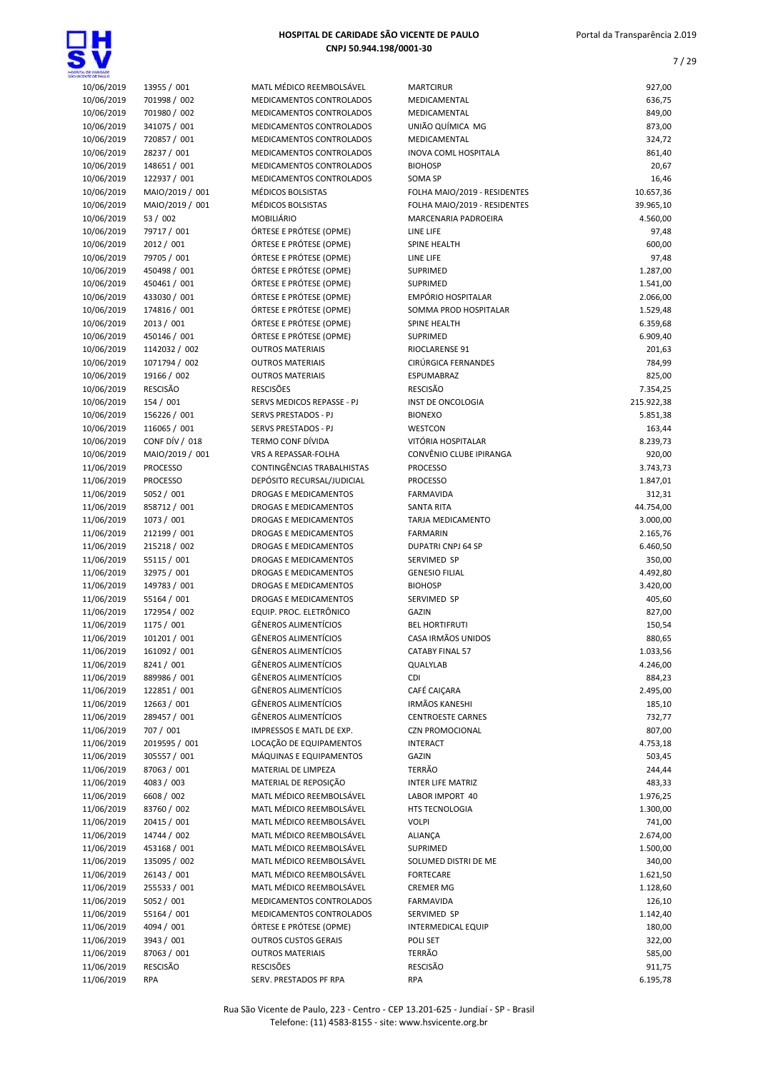| | | | | |
|---|---|---|---|---|
| 10/06/2019 | 13955 / 001 | MATL MÉDICO REEMBOLSÁVEL | MARTCIRUR | 927,00 |
| 10/06/2019 | 701998 / 002 | MEDICAMENTOS CONTROLADOS | MEDICAMENTAL | 636,75 |
| 10/06/2019 | 701980 / 002 | MEDICAMENTOS CONTROLADOS | MEDICAMENTAL | 849,00 |
| 10/06/2019 | 341075 / 001 | MEDICAMENTOS CONTROLADOS | UNIÃO QUÍMICA MG | 873,00 |
| 10/06/2019 | 720857 / 001 | MEDICAMENTOS CONTROLADOS | MEDICAMENTAL | 324,72 |
| 10/06/2019 | 28237 / 001 | MEDICAMENTOS CONTROLADOS | INOVA COML HOSPITALA | 861,40 |
| 10/06/2019 | 148651 / 001 | MEDICAMENTOS CONTROLADOS | BIOHOSP | 20,67 |
| 10/06/2019 | 122937 / 001 | MEDICAMENTOS CONTROLADOS | SOMA SP | 16,46 |
| 10/06/2019 | MAIO/2019 / 001 | MÉDICOS BOLSISTAS | FOLHA MAIO/2019 - RESIDENTES | 10.657,36 |
| 10/06/2019 | MAIO/2019 / 001 | MÉDICOS BOLSISTAS | FOLHA MAIO/2019 - RESIDENTES | 39.965,10 |
| 10/06/2019 | 53 / 002 | MOBILIÁRIO | MARCENARIA PADROEIRA | 4.560,00 |
| 10/06/2019 | 79717 / 001 | ÓRTESE E PRÓTESE (OPME) | LINE LIFE | 97,48 |
| 10/06/2019 | 2012 / 001 | ÓRTESE E PRÓTESE (OPME) | SPINE HEALTH | 600,00 |
| 10/06/2019 | 79705 / 001 | ÓRTESE E PRÓTESE (OPME) | LINE LIFE | 97,48 |
| 10/06/2019 | 450498 / 001 | ÓRTESE E PRÓTESE (OPME) | SUPRIMED | 1.287,00 |
| 10/06/2019 | 450461 / 001 | ÓRTESE E PRÓTESE (OPME) | SUPRIMED | 1.541,00 |
| 10/06/2019 | 433030 / 001 | ÓRTESE E PRÓTESE (OPME) | EMPÓRIO HOSPITALAR | 2.066,00 |
| 10/06/2019 | 174816 / 001 | ÓRTESE E PRÓTESE (OPME) | SOMMA PROD HOSPITALAR | 1.529,48 |
| 10/06/2019 | 2013 / 001 | ÓRTESE E PRÓTESE (OPME) | SPINE HEALTH | 6.359,68 |
| 10/06/2019 | 450146 / 001 | ÓRTESE E PRÓTESE (OPME) | SUPRIMED | 6.909,40 |
| 10/06/2019 | 1142032 / 002 | OUTROS MATERIAIS | RIOCLARENSE 91 | 201,63 |
| 10/06/2019 | 1071794 / 002 | OUTROS MATERIAIS | CIRÚRGICA FERNANDES | 784,99 |
| 10/06/2019 | 19166 / 002 | OUTROS MATERIAIS | ESPUMABRAZ | 825,00 |
| 10/06/2019 | RESCISÃO | RESCISÕES | RESCISÃO | 7.354,25 |
| 10/06/2019 | 154 / 001 | SERVS MEDICOS REPASSE - PJ | INST DE ONCOLOGIA | 215.922,38 |
| 10/06/2019 | 156226 / 001 | SERVS PRESTADOS - PJ | BIONEXO | 5.851,38 |
| 10/06/2019 | 116065 / 001 | SERVS PRESTADOS - PJ | WESTCON | 163,44 |
| 10/06/2019 | CONF DÍV / 018 | TERMO CONF DÍVIDA | VITÓRIA HOSPITALAR | 8.239,73 |
| 10/06/2019 | MAIO/2019 / 001 | VRS A REPASSAR-FOLHA | CONVÊNIO CLUBE IPIRANGA | 920,00 |
| 11/06/2019 | PROCESSO | CONTINGÊNCIAS TRABALHISTAS | PROCESSO | 3.743,73 |
| 11/06/2019 | PROCESSO | DEPÓSITO RECURSAL/JUDICIAL | PROCESSO | 1.847,01 |
| 11/06/2019 | 5052 / 001 | DROGAS E MEDICAMENTOS | FARMAVIDA | 312,31 |
| 11/06/2019 | 858712 / 001 | DROGAS E MEDICAMENTOS | SANTA RITA | 44.754,00 |
| 11/06/2019 | 1073 / 001 | DROGAS E MEDICAMENTOS | TARJA MEDICAMENTO | 3.000,00 |
| 11/06/2019 | 212199 / 001 | DROGAS E MEDICAMENTOS | FARMARIN | 2.165,76 |
| 11/06/2019 | 215218 / 002 | DROGAS E MEDICAMENTOS | DUPATRI CNPJ 64 SP | 6.460,50 |
| 11/06/2019 | 55115 / 001 | DROGAS E MEDICAMENTOS | SERVIMED SP | 350,00 |
| 11/06/2019 | 32975 / 001 | DROGAS E MEDICAMENTOS | GENESIO FILIAL | 4.492,80 |
| 11/06/2019 | 149783 / 001 | DROGAS E MEDICAMENTOS | BIOHOSP | 3.420,00 |
| 11/06/2019 | 55164 / 001 | DROGAS E MEDICAMENTOS | SERVIMED SP | 405,60 |
| 11/06/2019 | 172954 / 002 | EQUIP. PROC. ELETRÔNICO | GAZIN | 827,00 |
| 11/06/2019 | 1175 / 001 | GÊNEROS ALIMENTÍCIOS | BEL HORTIFRUTI | 150,54 |
| 11/06/2019 | 101201 / 001 | GÊNEROS ALIMENTÍCIOS | CASA IRMÃOS UNIDOS | 880,65 |
| 11/06/2019 | 161092 / 001 | GÊNEROS ALIMENTÍCIOS | CATABY FINAL 57 | 1.033,56 |
| 11/06/2019 | 8241 / 001 | GÊNEROS ALIMENTÍCIOS | QUALYLAB | 4.246,00 |
| 11/06/2019 | 889986 / 001 | GÊNEROS ALIMENTÍCIOS | CDI | 884,23 |
| 11/06/2019 | 122851 / 001 | GÊNEROS ALIMENTÍCIOS | CAFÉ CAIÇARA | 2.495,00 |
| 11/06/2019 | 12663 / 001 | GÊNEROS ALIMENTÍCIOS | IRMÃOS KANESHI | 185,10 |
| 11/06/2019 | 289457 / 001 | GÊNEROS ALIMENTÍCIOS | CENTROESTE CARNES | 732,77 |
| 11/06/2019 | 707 / 001 | IMPRESSOS E MATL DE EXP. | CZN PROMOCIONAL | 807,00 |
| 11/06/2019 | 2019595 / 001 | LOCAÇÃO DE EQUIPAMENTOS | INTERACT | 4.753,18 |
| 11/06/2019 | 305557 / 001 | MÁQUINAS E EQUIPAMENTOS | GAZIN | 503,45 |
| 11/06/2019 | 87063 / 001 | MATERIAL DE LIMPEZA | TERRÃO | 244,44 |
| 11/06/2019 | 4083 / 003 | MATERIAL DE REPOSIÇÃO | INTER LIFE MATRIZ | 483,33 |
| 11/06/2019 | 6608 / 002 | MATL MÉDICO REEMBOLSÁVEL | LABOR IMPORT 40 | 1.976,25 |
| 11/06/2019 | 83760 / 002 | MATL MÉDICO REEMBOLSÁVEL | HTS TECNOLOGIA | 1.300,00 |
| 11/06/2019 | 20415 / 001 | MATL MÉDICO REEMBOLSÁVEL | VOLPI | 741,00 |
| 11/06/2019 | 14744 / 002 | MATL MÉDICO REEMBOLSÁVEL | ALIANÇA | 2.674,00 |
| 11/06/2019 | 453168 / 001 | MATL MÉDICO REEMBOLSÁVEL | SUPRIMED | 1.500,00 |
| 11/06/2019 | 135095 / 002 | MATL MÉDICO REEMBOLSÁVEL | SOLUMED DISTRI DE ME | 340,00 |
| 11/06/2019 | 26143 / 001 | MATL MÉDICO REEMBOLSÁVEL | FORTECARE | 1.621,50 |
| 11/06/2019 | 255533 / 001 | MATL MÉDICO REEMBOLSÁVEL | CREMER MG | 1.128,60 |
| 11/06/2019 | 5052 / 001 | MEDICAMENTOS CONTROLADOS | FARMAVIDA | 126,10 |
| 11/06/2019 | 55164 / 001 | MEDICAMENTOS CONTROLADOS | SERVIMED SP | 1.142,40 |
| 11/06/2019 | 4094 / 001 | ÓRTESE E PRÓTESE (OPME) | INTERMEDICAL EQUIP | 180,00 |
| 11/06/2019 | 3943 / 001 | OUTROS CUSTOS GERAIS | POLI SET | 322,00 |
| 11/06/2019 | 87063 / 001 | OUTROS MATERIAIS | TERRÃO | 585,00 |
| 11/06/2019 | RESCISÃO | RESCISÕES | RESCISÃO | 911,75 |
| 11/06/2019 | RPA | SERV. PRESTADOS PF RPA | RPA | 6.195,78 |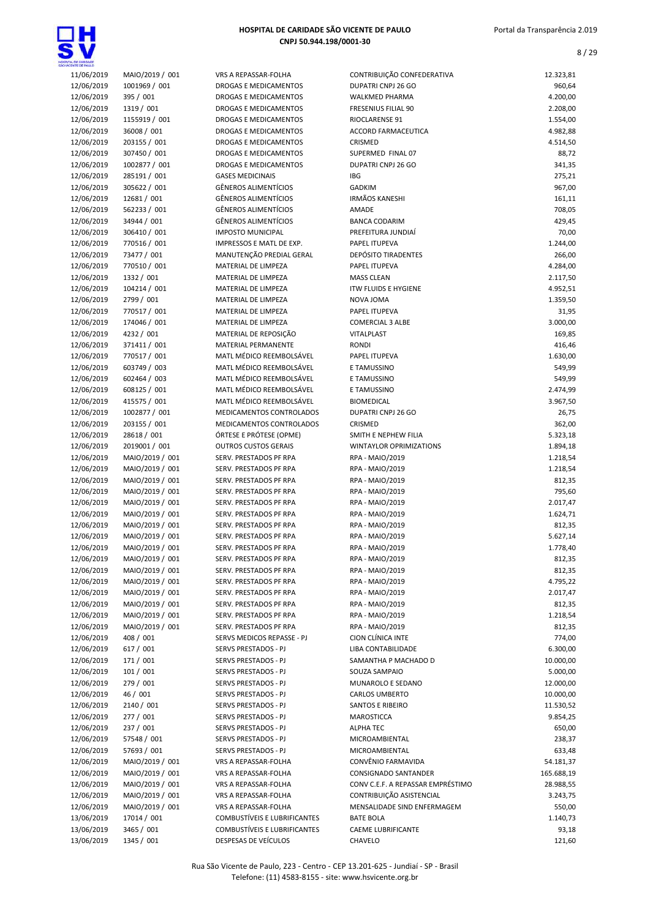# HOSPITAL DE CARIDADE SÃO VICENTE DE PAULO
**CNPJ 50.944.198/0001-30**

Portal da Transparência 2.019

| | | | | |
|---|---|---|---|---|
| 11/06/2019 | MAIO/2019 / 001 | VRS A REPASSAR-FOLHA | CONTRIBUIÇÃO CONFEDERATIVA | 12.323,81 |
| 12/06/2019 | 1001969 / 001 | DROGAS E MEDICAMENTOS | DUPATRI CNPJ 26 GO | 960,64 |
| 12/06/2019 | 395 / 001 | DROGAS E MEDICAMENTOS | WALKMED PHARMA | 4.200,00 |
| 12/06/2019 | 1319 / 001 | DROGAS E MEDICAMENTOS | FRESENIUS FILIAL 90 | 2.208,00 |
| 12/06/2019 | 1155919 / 001 | DROGAS E MEDICAMENTOS | RIOCLARENSE 91 | 1.554,00 |
| 12/06/2019 | 36008 / 001 | DROGAS E MEDICAMENTOS | ACCORD FARMACEUTICA | 4.982,88 |
| 12/06/2019 | 203155 / 001 | DROGAS E MEDICAMENTOS | CRISMED | 4.514,50 |
| 12/06/2019 | 307450 / 001 | DROGAS E MEDICAMENTOS | SUPERMED FINAL 07 | 88,72 |
| 12/06/2019 | 1002877 / 001 | DROGAS E MEDICAMENTOS | DUPATRI CNPJ 26 GO | 341,35 |
| 12/06/2019 | 285191 / 001 | GASES MEDICINAIS | IBG | 275,21 |
| 12/06/2019 | 305622 / 001 | GÊNEROS ALIMENTÍCIOS | GADKIM | 967,00 |
| 12/06/2019 | 12681 / 001 | GÊNEROS ALIMENTÍCIOS | IRMÃOS KANESHI | 161,11 |
| 12/06/2019 | 562233 / 001 | GÊNEROS ALIMENTÍCIOS | AMADE | 708,05 |
| 12/06/2019 | 34944 / 001 | GÊNEROS ALIMENTÍCIOS | BANCA CODARIM | 429,45 |
| 12/06/2019 | 306410 / 001 | IMPOSTO MUNICIPAL | PREFEITURA JUNDIAÍ | 70,00 |
| 12/06/2019 | 770516 / 001 | IMPRESSOS E MATL DE EXP. | PAPEL ITUPEVA | 1.244,00 |
| 12/06/2019 | 73477 / 001 | MANUTENÇÃO PREDIAL GERAL | DEPÓSITO TIRADENTES | 266,00 |
| 12/06/2019 | 770510 / 001 | MATERIAL DE LIMPEZA | PAPEL ITUPEVA | 4.284,00 |
| 12/06/2019 | 1332 / 001 | MATERIAL DE LIMPEZA | MASS CLEAN | 2.117,50 |
| 12/06/2019 | 104214 / 001 | MATERIAL DE LIMPEZA | ITW FLUIDS E HYGIENE | 4.952,51 |
| 12/06/2019 | 2799 / 001 | MATERIAL DE LIMPEZA | NOVA JOMA | 1.359,50 |
| 12/06/2019 | 770517 / 001 | MATERIAL DE LIMPEZA | PAPEL ITUPEVA | 31,95 |
| 12/06/2019 | 174046 / 001 | MATERIAL DE LIMPEZA | COMERCIAL 3 ALBE | 3.000,00 |
| 12/06/2019 | 4232 / 001 | MATERIAL DE REPOSIÇÃO | VITALPLAST | 169,85 |
| 12/06/2019 | 371411 / 001 | MATERIAL PERMANENTE | RONDI | 416,46 |
| 12/06/2019 | 770517 / 001 | MATL MÉDICO REEMBOLSÁVEL | PAPEL ITUPEVA | 1.630,00 |
| 12/06/2019 | 603749 / 003 | MATL MÉDICO REEMBOLSÁVEL | E TAMUSSINO | 549,99 |
| 12/06/2019 | 602464 / 003 | MATL MÉDICO REEMBOLSÁVEL | E TAMUSSINO | 549,99 |
| 12/06/2019 | 608125 / 001 | MATL MÉDICO REEMBOLSÁVEL | E TAMUSSINO | 2.474,99 |
| 12/06/2019 | 415575 / 001 | MATL MÉDICO REEMBOLSÁVEL | BIOMEDICAL | 3.967,50 |
| 12/06/2019 | 1002877 / 001 | MEDICAMENTOS CONTROLADOS | DUPATRI CNPJ 26 GO | 26,75 |
| 12/06/2019 | 203155 / 001 | MEDICAMENTOS CONTROLADOS | CRISMED | 362,00 |
| 12/06/2019 | 28618 / 001 | ÓRTESE E PRÓTESE (OPME) | SMITH E NEPHEW FILIA | 5.323,18 |
| 12/06/2019 | 2019001 / 001 | OUTROS CUSTOS GERAIS | WINTAYLOR OPRIMIZATIONS | 1.894,18 |
| 12/06/2019 | MAIO/2019 / 001 | SERV. PRESTADOS PF RPA | RPA - MAIO/2019 | 1.218,54 |
| 12/06/2019 | MAIO/2019 / 001 | SERV. PRESTADOS PF RPA | RPA - MAIO/2019 | 1.218,54 |
| 12/06/2019 | MAIO/2019 / 001 | SERV. PRESTADOS PF RPA | RPA - MAIO/2019 | 812,35 |
| 12/06/2019 | MAIO/2019 / 001 | SERV. PRESTADOS PF RPA | RPA - MAIO/2019 | 795,60 |
| 12/06/2019 | MAIO/2019 / 001 | SERV. PRESTADOS PF RPA | RPA - MAIO/2019 | 2.017,47 |
| 12/06/2019 | MAIO/2019 / 001 | SERV. PRESTADOS PF RPA | RPA - MAIO/2019 | 1.624,71 |
| 12/06/2019 | MAIO/2019 / 001 | SERV. PRESTADOS PF RPA | RPA - MAIO/2019 | 812,35 |
| 12/06/2019 | MAIO/2019 / 001 | SERV. PRESTADOS PF RPA | RPA - MAIO/2019 | 5.627,14 |
| 12/06/2019 | MAIO/2019 / 001 | SERV. PRESTADOS PF RPA | RPA - MAIO/2019 | 1.778,40 |
| 12/06/2019 | MAIO/2019 / 001 | SERV. PRESTADOS PF RPA | RPA - MAIO/2019 | 812,35 |
| 12/06/2019 | MAIO/2019 / 001 | SERV. PRESTADOS PF RPA | RPA - MAIO/2019 | 812,35 |
| 12/06/2019 | MAIO/2019 / 001 | SERV. PRESTADOS PF RPA | RPA - MAIO/2019 | 4.795,22 |
| 12/06/2019 | MAIO/2019 / 001 | SERV. PRESTADOS PF RPA | RPA - MAIO/2019 | 2.017,47 |
| 12/06/2019 | MAIO/2019 / 001 | SERV. PRESTADOS PF RPA | RPA - MAIO/2019 | 812,35 |
| 12/06/2019 | MAIO/2019 / 001 | SERV. PRESTADOS PF RPA | RPA - MAIO/2019 | 1.218,54 |
| 12/06/2019 | MAIO/2019 / 001 | SERV. PRESTADOS PF RPA | RPA - MAIO/2019 | 812,35 |
| 12/06/2019 | 408 / 001 | SERVS MEDICOS REPASSE - PJ | CION CLÍNICA INTE | 774,00 |
| 12/06/2019 | 617 / 001 | SERVS PRESTADOS - PJ | LIBA CONTABILIDADE | 6.300,00 |
| 12/06/2019 | 171 / 001 | SERVS PRESTADOS - PJ | SAMANTHA P MACHADO D | 10.000,00 |
| 12/06/2019 | 101 / 001 | SERVS PRESTADOS - PJ | SOUZA SAMPAIO | 5.000,00 |
| 12/06/2019 | 279 / 001 | SERVS PRESTADOS - PJ | MUNAROLO E SEDANO | 12.000,00 |
| 12/06/2019 | 46 / 001 | SERVS PRESTADOS - PJ | CARLOS UMBERTO | 10.000,00 |
| 12/06/2019 | 2140 / 001 | SERVS PRESTADOS - PJ | SANTOS E RIBEIRO | 11.530,52 |
| 12/06/2019 | 277 / 001 | SERVS PRESTADOS - PJ | MAROSTICCA | 9.854,25 |
| 12/06/2019 | 237 / 001 | SERVS PRESTADOS - PJ | ALPHA TEC | 650,00 |
| 12/06/2019 | 57548 / 001 | SERVS PRESTADOS - PJ | MICROAMBIENTAL | 238,37 |
| 12/06/2019 | 57693 / 001 | SERVS PRESTADOS - PJ | MICROAMBIENTAL | 633,48 |
| 12/06/2019 | MAIO/2019 / 001 | VRS A REPASSAR-FOLHA | CONVÊNIO FARMAVIDA | 54.181,37 |
| 12/06/2019 | MAIO/2019 / 001 | VRS A REPASSAR-FOLHA | CONSIGNADO SANTANDER | 165.688,19 |
| 12/06/2019 | MAIO/2019 / 001 | VRS A REPASSAR-FOLHA | CONV C.E.F. A REPASSAR EMPRÉSTIMO | 28.988,55 |
| 12/06/2019 | MAIO/2019 / 001 | VRS A REPASSAR-FOLHA | CONTRIBUIÇÃO ASISTENCIAL | 3.243,75 |
| 12/06/2019 | MAIO/2019 / 001 | VRS A REPASSAR-FOLHA | MENSALIDADE SIND ENFERMAGEM | 550,00 |
| 13/06/2019 | 17014 / 001 | COMBUSTÍVEIS E LUBRIFICANTES | BATE BOLA | 1.140,73 |
| 13/06/2019 | 3465 / 001 | COMBUSTÍVEIS E LUBRIFICANTES | CAEME LUBRIFICANTE | 93,18 |
| 13/06/2019 | 1345 / 001 | DESPESAS DE VEÍCULOS | CHAVELO | 121,60 |

Rua São Vicente de Paulo, 223 - Centro - CEP 13.201-625 - Jundiaí - SP - Brasil
Telefone: (11) 4583-8155 - site: www.hsvicente.org.br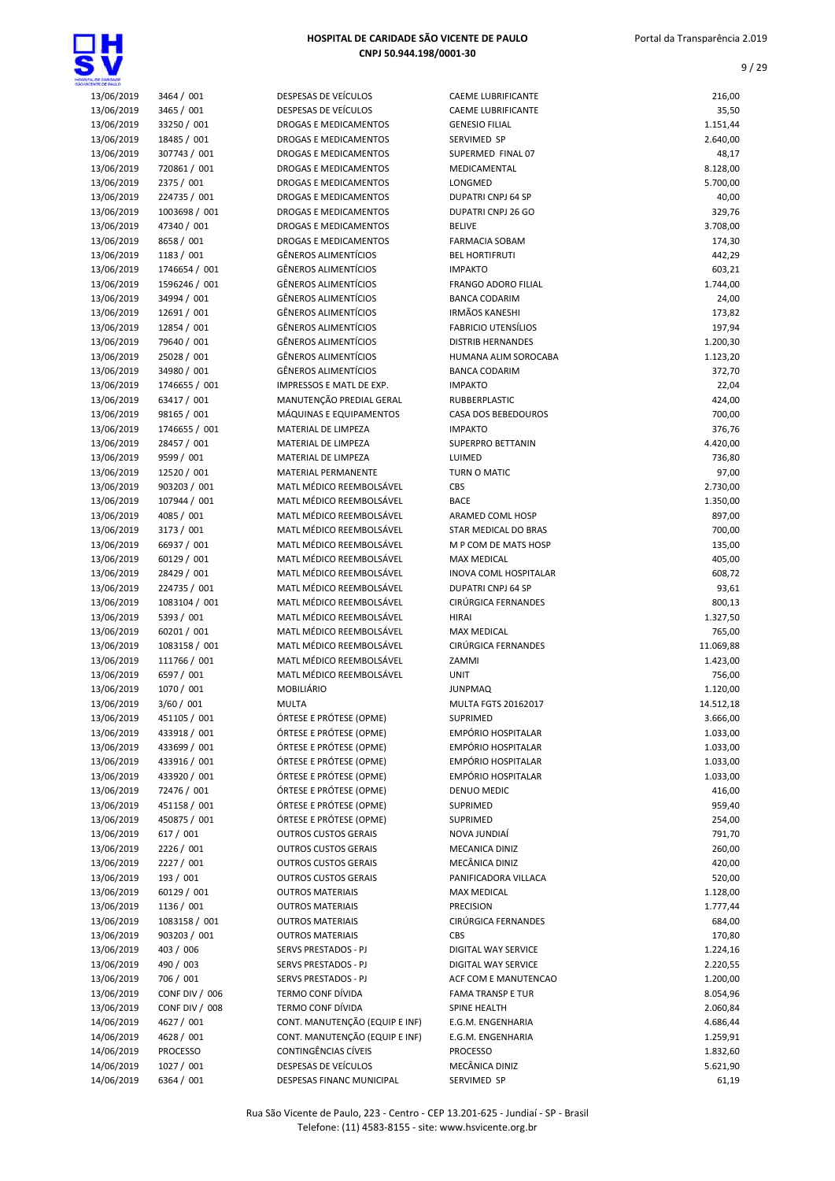| 13/06/2019 | 3464 / 001 | DESPESAS DE VEÍCULOS | CAEME LUBRIFICANTE | 216,00 |
|---|---|---|---|---|
| 13/06/2019 | 3465 / 001 | DESPESAS DE VEÍCULOS | CAEME LUBRIFICANTE | 35,50 |
| 13/06/2019 | 33250 / 001 | DROGAS E MEDICAMENTOS | GENESIO FILIAL | 1.151,44 |
| 13/06/2019 | 18485 / 001 | DROGAS E MEDICAMENTOS | SERVIMED SP | 2.640,00 |
| 13/06/2019 | 307743 / 001 | DROGAS E MEDICAMENTOS | SUPERMED FINAL 07 | 48,17 |
| 13/06/2019 | 720861 / 001 | DROGAS E MEDICAMENTOS | MEDICAMENTAL | 8.128,00 |
| 13/06/2019 | 2375 / 001 | DROGAS E MEDICAMENTOS | LONGMED | 5.700,00 |
| 13/06/2019 | 224735 / 001 | DROGAS E MEDICAMENTOS | DUPATRI CNPJ 64 SP | 40,00 |
| 13/06/2019 | 1003698 / 001 | DROGAS E MEDICAMENTOS | DUPATRI CNPJ 26 GO | 329,76 |
| 13/06/2019 | 47340 / 001 | DROGAS E MEDICAMENTOS | BELIVE | 3.708,00 |
| 13/06/2019 | 8658 / 001 | DROGAS E MEDICAMENTOS | FARMACIA SOBAM | 174,30 |
| 13/06/2019 | 1183 / 001 | GÊNEROS ALIMENTÍCIOS | BEL HORTIFRUTI | 442,29 |
| 13/06/2019 | 1746654 / 001 | GÊNEROS ALIMENTÍCIOS | IMPAKTO | 603,21 |
| 13/06/2019 | 1596246 / 001 | GÊNEROS ALIMENTÍCIOS | FRANGO ADORO FILIAL | 1.744,00 |
| 13/06/2019 | 34994 / 001 | GÊNEROS ALIMENTÍCIOS | BANCA CODARIM | 24,00 |
| 13/06/2019 | 12691 / 001 | GÊNEROS ALIMENTÍCIOS | IRMÃOS KANESHI | 173,82 |
| 13/06/2019 | 12854 / 001 | GÊNEROS ALIMENTÍCIOS | FABRICIO UTENSÍLIOS | 197,94 |
| 13/06/2019 | 79640 / 001 | GÊNEROS ALIMENTÍCIOS | DISTRIB HERNANDES | 1.200,30 |
| 13/06/2019 | 25028 / 001 | GÊNEROS ALIMENTÍCIOS | HUMANA ALIM SOROCABA | 1.123,20 |
| 13/06/2019 | 34980 / 001 | GÊNEROS ALIMENTÍCIOS | BANCA CODARIM | 372,70 |
| 13/06/2019 | 1746655 / 001 | IMPRESSOS E MATL DE EXP. | IMPAKTO | 22,04 |
| 13/06/2019 | 63417 / 001 | MANUTENÇÃO PREDIAL GERAL | RUBBERPLASTIC | 424,00 |
| 13/06/2019 | 98165 / 001 | MÁQUINAS E EQUIPAMENTOS | CASA DOS BEBEDOUROS | 700,00 |
| 13/06/2019 | 1746655 / 001 | MATERIAL DE LIMPEZA | IMPAKTO | 376,76 |
| 13/06/2019 | 28457 / 001 | MATERIAL DE LIMPEZA | SUPERPRO BETTANIN | 4.420,00 |
| 13/06/2019 | 9599 / 001 | MATERIAL DE LIMPEZA | LUIMED | 736,80 |
| 13/06/2019 | 12520 / 001 | MATERIAL PERMANENTE | TURN O MATIC | 97,00 |
| 13/06/2019 | 903203 / 001 | MATL MÉDICO REEMBOLSÁVEL | CBS | 2.730,00 |
| 13/06/2019 | 107944 / 001 | MATL MÉDICO REEMBOLSÁVEL | BACE | 1.350,00 |
| 13/06/2019 | 4085 / 001 | MATL MÉDICO REEMBOLSÁVEL | ARAMED COML HOSP | 897,00 |
| 13/06/2019 | 3173 / 001 | MATL MÉDICO REEMBOLSÁVEL | STAR MEDICAL DO BRAS | 700,00 |
| 13/06/2019 | 66937 / 001 | MATL MÉDICO REEMBOLSÁVEL | M P COM DE MATS HOSP | 135,00 |
| 13/06/2019 | 60129 / 001 | MATL MÉDICO REEMBOLSÁVEL | MAX MEDICAL | 405,00 |
| 13/06/2019 | 28429 / 001 | MATL MÉDICO REEMBOLSÁVEL | INOVA COML HOSPITALAR | 608,72 |
| 13/06/2019 | 224735 / 001 | MATL MÉDICO REEMBOLSÁVEL | DUPATRI CNPJ 64 SP | 93,61 |
| 13/06/2019 | 1083104 / 001 | MATL MÉDICO REEMBOLSÁVEL | CIRÚRGICA FERNANDES | 800,13 |
| 13/06/2019 | 5393 / 001 | MATL MÉDICO REEMBOLSÁVEL | HIRAI | 1.327,50 |
| 13/06/2019 | 60201 / 001 | MATL MÉDICO REEMBOLSÁVEL | MAX MEDICAL | 765,00 |
| 13/06/2019 | 1083158 / 001 | MATL MÉDICO REEMBOLSÁVEL | CIRÚRGICA FERNANDES | 11.069,88 |
| 13/06/2019 | 111766 / 001 | MATL MÉDICO REEMBOLSÁVEL | ZAMMI | 1.423,00 |
| 13/06/2019 | 6597 / 001 | MATL MÉDICO REEMBOLSÁVEL | UNIT | 756,00 |
| 13/06/2019 | 1070 / 001 | MOBILIÁRIO | JUNPMAQ | 1.120,00 |
| 13/06/2019 | 3/60 / 001 | MULTA | MULTA FGTS 20162017 | 14.512,18 |
| 13/06/2019 | 451105 / 001 | ÓRTESE E PRÓTESE (OPME) | SUPRIMED | 3.666,00 |
| 13/06/2019 | 433918 / 001 | ÓRTESE E PRÓTESE (OPME) | EMPÓRIO HOSPITALAR | 1.033,00 |
| 13/06/2019 | 433699 / 001 | ÓRTESE E PRÓTESE (OPME) | EMPÓRIO HOSPITALAR | 1.033,00 |
| 13/06/2019 | 433916 / 001 | ÓRTESE E PRÓTESE (OPME) | EMPÓRIO HOSPITALAR | 1.033,00 |
| 13/06/2019 | 433920 / 001 | ÓRTESE E PRÓTESE (OPME) | EMPÓRIO HOSPITALAR | 1.033,00 |
| 13/06/2019 | 72476 / 001 | ÓRTESE E PRÓTESE (OPME) | DENUO MEDIC | 416,00 |
| 13/06/2019 | 451158 / 001 | ÓRTESE E PRÓTESE (OPME) | SUPRIMED | 959,40 |
| 13/06/2019 | 450875 / 001 | ÓRTESE E PRÓTESE (OPME) | SUPRIMED | 254,00 |
| 13/06/2019 | 617 / 001 | OUTROS CUSTOS GERAIS | NOVA JUNDIAÍ | 791,70 |
| 13/06/2019 | 2226 / 001 | OUTROS CUSTOS GERAIS | MECANICA DINIZ | 260,00 |
| 13/06/2019 | 2227 / 001 | OUTROS CUSTOS GERAIS | MECÂNICA DINIZ | 420,00 |
| 13/06/2019 | 193 / 001 | OUTROS CUSTOS GERAIS | PANIFICADORA VILLACA | 520,00 |
| 13/06/2019 | 60129 / 001 | OUTROS MATERIAIS | MAX MEDICAL | 1.128,00 |
| 13/06/2019 | 1136 / 001 | OUTROS MATERIAIS | PRECISION | 1.777,44 |
| 13/06/2019 | 1083158 / 001 | OUTROS MATERIAIS | CIRÚRGICA FERNANDES | 684,00 |
| 13/06/2019 | 903203 / 001 | OUTROS MATERIAIS | CBS | 170,80 |
| 13/06/2019 | 403 / 006 | SERVS PRESTADOS - PJ | DIGITAL WAY SERVICE | 1.224,16 |
| 13/06/2019 | 490 / 003 | SERVS PRESTADOS - PJ | DIGITAL WAY SERVICE | 2.220,55 |
| 13/06/2019 | 706 / 001 | SERVS PRESTADOS - PJ | ACF COM E MANUTENCAO | 1.200,00 |
| 13/06/2019 | CONF DIV / 006 | TERMO CONF DÍVIDA | FAMA TRANSP E TUR | 8.054,96 |
| 13/06/2019 | CONF DIV / 008 | TERMO CONF DÍVIDA | SPINE HEALTH | 2.060,84 |
| 14/06/2019 | 4627 / 001 | CONT. MANUTENÇÃO (EQUIP E INF) | E.G.M. ENGENHARIA | 4.686,44 |
| 14/06/2019 | 4628 / 001 | CONT. MANUTENÇÃO (EQUIP E INF) | E.G.M. ENGENHARIA | 1.259,91 |
| 14/06/2019 | PROCESSO | CONTINGÊNCIAS CÍVEIS | PROCESSO | 1.832,60 |
| 14/06/2019 | 1027 / 001 | DESPESAS DE VEÍCULOS | MECÂNICA DINIZ | 5.621,90 |
| 14/06/2019 | 6364 / 001 | DESPESAS FINANC MUNICIPAL | SERVIMED SP | 61,19 |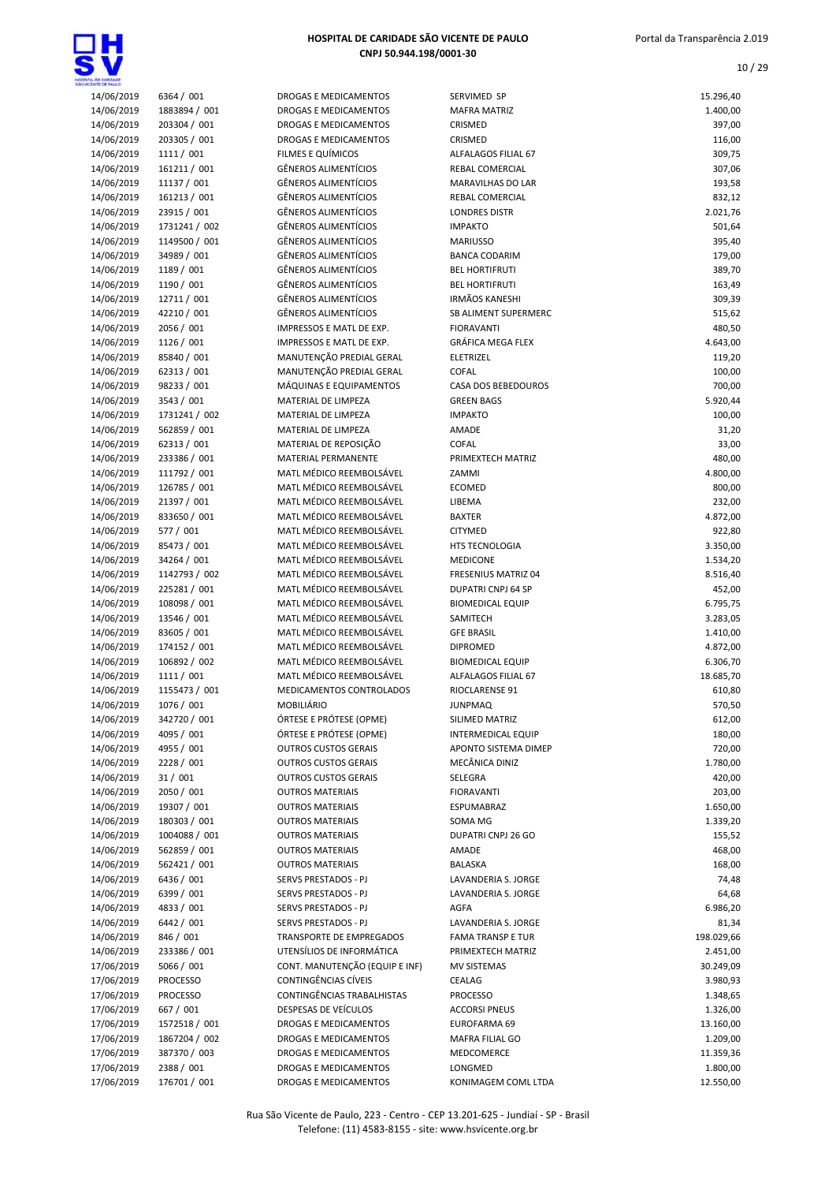# HOSPITAL DE CARIDADE SÃO VICENTE DE PAULO

**CNPJ 50.944.198/0001-30**

| | | | | |
|---|---|---|---|---|
| 14/06/2019 | 6364 / 001 | DROGAS E MEDICAMENTOS | SERVIMED SP | 15.296,40 |
| 14/06/2019 | 1883894 / 001 | DROGAS E MEDICAMENTOS | MAFRA MATRIZ | 1.400,00 |
| 14/06/2019 | 203304 / 001 | DROGAS E MEDICAMENTOS | CRISMED | 397,00 |
| 14/06/2019 | 203305 / 001 | DROGAS E MEDICAMENTOS | CRISMED | 116,00 |
| 14/06/2019 | 1111 / 001 | FILMES E QUÍMICOS | ALFALAGOS FILIAL 67 | 309,75 |
| 14/06/2019 | 161211 / 001 | GÊNEROS ALIMENTÍCIOS | REBAL COMERCIAL | 307,06 |
| 14/06/2019 | 11137 / 001 | GÊNEROS ALIMENTÍCIOS | MARAVILHAS DO LAR | 193,58 |
| 14/06/2019 | 161213 / 001 | GÊNEROS ALIMENTÍCIOS | REBAL COMERCIAL | 832,12 |
| 14/06/2019 | 23915 / 001 | GÊNEROS ALIMENTÍCIOS | LONDRES DISTR | 2.021,76 |
| 14/06/2019 | 1731241 / 002 | GÊNEROS ALIMENTÍCIOS | IMPAKTO | 501,64 |
| 14/06/2019 | 1149500 / 001 | GÊNEROS ALIMENTÍCIOS | MARIUSSO | 395,40 |
| 14/06/2019 | 34989 / 001 | GÊNEROS ALIMENTÍCIOS | BANCA CODARIM | 179,00 |
| 14/06/2019 | 1189 / 001 | GÊNEROS ALIMENTÍCIOS | BEL HORTIFRUTI | 389,70 |
| 14/06/2019 | 1190 / 001 | GÊNEROS ALIMENTÍCIOS | BEL HORTIFRUTI | 163,49 |
| 14/06/2019 | 12711 / 001 | GÊNEROS ALIMENTÍCIOS | IRMÃOS KANESHI | 309,39 |
| 14/06/2019 | 42210 / 001 | GÊNEROS ALIMENTÍCIOS | SB ALIMENT SUPERMERC | 515,62 |
| 14/06/2019 | 2056 / 001 | IMPRESSOS E MATL DE EXP. | FIORAVANTI | 480,50 |
| 14/06/2019 | 1126 / 001 | IMPRESSOS E MATL DE EXP. | GRÁFICA MEGA FLEX | 4.643,00 |
| 14/06/2019 | 85840 / 001 | MANUTENÇÃO PREDIAL GERAL | ELETRIZEL | 119,20 |
| 14/06/2019 | 62313 / 001 | MANUTENÇÃO PREDIAL GERAL | COFAL | 100,00 |
| 14/06/2019 | 98233 / 001 | MÁQUINAS E EQUIPAMENTOS | CASA DOS BEBEDOUROS | 700,00 |
| 14/06/2019 | 3543 / 001 | MATERIAL DE LIMPEZA | GREEN BAGS | 5.920,44 |
| 14/06/2019 | 1731241 / 002 | MATERIAL DE LIMPEZA | IMPAKTO | 100,00 |
| 14/06/2019 | 562859 / 001 | MATERIAL DE LIMPEZA | AMADE | 31,20 |
| 14/06/2019 | 62313 / 001 | MATERIAL DE REPOSIÇÃO | COFAL | 33,00 |
| 14/06/2019 | 233386 / 001 | MATERIAL PERMANENTE | PRIMEXTECH MATRIZ | 480,00 |
| 14/06/2019 | 111792 / 001 | MATL MÉDICO REEMBOLSÁVEL | ZAMMI | 4.800,00 |
| 14/06/2019 | 126785 / 001 | MATL MÉDICO REEMBOLSÁVEL | ECOMED | 800,00 |
| 14/06/2019 | 21397 / 001 | MATL MÉDICO REEMBOLSÁVEL | LIBEMA | 232,00 |
| 14/06/2019 | 833650 / 001 | MATL MÉDICO REEMBOLSÁVEL | BAXTER | 4.872,00 |
| 14/06/2019 | 577 / 001 | MATL MÉDICO REEMBOLSÁVEL | CITYMED | 922,80 |
| 14/06/2019 | 85473 / 001 | MATL MÉDICO REEMBOLSÁVEL | HTS TECNOLOGIA | 3.350,00 |
| 14/06/2019 | 34264 / 001 | MATL MÉDICO REEMBOLSÁVEL | MEDICONE | 1.534,20 |
| 14/06/2019 | 1142793 / 002 | MATL MÉDICO REEMBOLSÁVEL | FRESENIUS MATRIZ 04 | 8.516,40 |
| 14/06/2019 | 225281 / 001 | MATL MÉDICO REEMBOLSÁVEL | DUPATRI CNPJ 64 SP | 452,00 |
| 14/06/2019 | 108098 / 001 | MATL MÉDICO REEMBOLSÁVEL | BIOMEDICAL EQUIP | 6.795,75 |
| 14/06/2019 | 13546 / 001 | MATL MÉDICO REEMBOLSÁVEL | SAMITECH | 3.283,05 |
| 14/06/2019 | 83605 / 001 | MATL MÉDICO REEMBOLSÁVEL | GFE BRASIL | 1.410,00 |
| 14/06/2019 | 174152 / 001 | MATL MÉDICO REEMBOLSÁVEL | DIPROMED | 4.872,00 |
| 14/06/2019 | 106892 / 002 | MATL MÉDICO REEMBOLSÁVEL | BIOMEDICAL EQUIP | 6.306,70 |
| 14/06/2019 | 1111 / 001 | MATL MÉDICO REEMBOLSÁVEL | ALFALAGOS FILIAL 67 | 18.685,70 |
| 14/06/2019 | 1155473 / 001 | MEDICAMENTOS CONTROLADOS | RIOCLARENSE 91 | 610,80 |
| 14/06/2019 | 1076 / 001 | MOBILIÁRIO | JUNPMAQ | 570,50 |
| 14/06/2019 | 342720 / 001 | ÓRTESE E PRÓTESE (OPME) | SILIMED MATRIZ | 612,00 |
| 14/06/2019 | 4095 / 001 | ÓRTESE E PRÓTESE (OPME) | INTERMEDICAL EQUIP | 180,00 |
| 14/06/2019 | 4955 / 001 | OUTROS CUSTOS GERAIS | APONTO SISTEMA DIMEP | 720,00 |
| 14/06/2019 | 2228 / 001 | OUTROS CUSTOS GERAIS | MECÂNICA DINIZ | 1.780,00 |
| 14/06/2019 | 31 / 001 | OUTROS CUSTOS GERAIS | SELEGRA | 420,00 |
| 14/06/2019 | 2050 / 001 | OUTROS MATERIAIS | FIORAVANTI | 203,00 |
| 14/06/2019 | 19307 / 001 | OUTROS MATERIAIS | ESPUMABRAZ | 1.650,00 |
| 14/06/2019 | 180303 / 001 | OUTROS MATERIAIS | SOMA MG | 1.339,20 |
| 14/06/2019 | 1004088 / 001 | OUTROS MATERIAIS | DUPATRI CNPJ 26 GO | 155,52 |
| 14/06/2019 | 562859 / 001 | OUTROS MATERIAIS | AMADE | 468,00 |
| 14/06/2019 | 562421 / 001 | OUTROS MATERIAIS | BALASKA | 168,00 |
| 14/06/2019 | 6436 / 001 | SERVS PRESTADOS - PJ | LAVANDERIA S. JORGE | 74,48 |
| 14/06/2019 | 6399 / 001 | SERVS PRESTADOS - PJ | LAVANDERIA S. JORGE | 64,68 |
| 14/06/2019 | 4833 / 001 | SERVS PRESTADOS - PJ | AGFA | 6.986,20 |
| 14/06/2019 | 6442 / 001 | SERVS PRESTADOS - PJ | LAVANDERIA S. JORGE | 81,34 |
| 14/06/2019 | 846 / 001 | TRANSPORTE DE EMPREGADOS | FAMA TRANSP E TUR | 198.029,66 |
| 14/06/2019 | 233386 / 001 | UTENSÍLIOS DE INFORMÁTICA | PRIMEXTECH MATRIZ | 2.451,00 |
| 17/06/2019 | 5066 / 001 | CONT. MANUTENÇÃO (EQUIP E INF) | MV SISTEMAS | 30.249,09 |
| 17/06/2019 | PROCESSO | CONTINGÊNCIAS CÍVEIS | CEALAG | 3.980,93 |
| 17/06/2019 | PROCESSO | CONTINGÊNCIAS TRABALHISTAS | PROCESSO | 1.348,65 |
| 17/06/2019 | 667 / 001 | DESPESAS DE VEÍCULOS | ACCORSI PNEUS | 1.326,00 |
| 17/06/2019 | 1572518 / 001 | DROGAS E MEDICAMENTOS | EUROFARMA 69 | 13.160,00 |
| 17/06/2019 | 1867204 / 002 | DROGAS E MEDICAMENTOS | MAFRA FILIAL GO | 1.209,00 |
| 17/06/2019 | 387370 / 003 | DROGAS E MEDICAMENTOS | MEDCOMERCE | 11.359,36 |
| 17/06/2019 | 2388 / 001 | DROGAS E MEDICAMENTOS | LONGMED | 1.800,00 |
| 17/06/2019 | 176701 / 001 | DROGAS E MEDICAMENTOS | KONIMAGEM COML LTDA | 12.550,00 |

Rua São Vicente de Paulo, 223 - Centro - CEP 13.201-625 - Jundiaí - SP - Brasil
Telefone: (11) 4583-8155 - site: www.hsvicente.org.br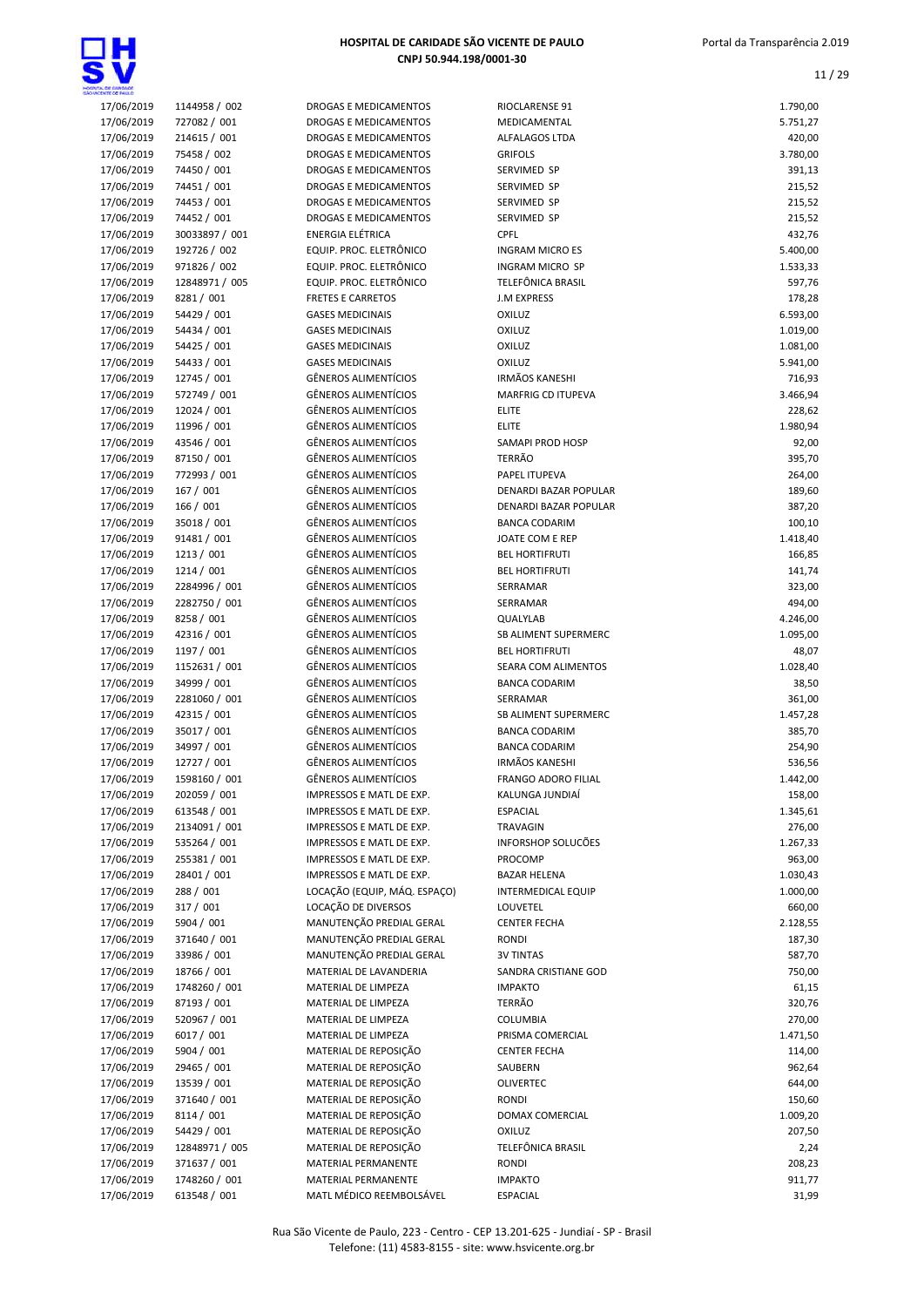| | | | | |
|---|---|---|---|---|
| 17/06/2019 | 1144958 / 002 | DROGAS E MEDICAMENTOS | RIOCLARENSE 91 | 1.790,00 |
| 17/06/2019 | 727082 / 001 | DROGAS E MEDICAMENTOS | MEDICAMENTAL | 5.751,27 |
| 17/06/2019 | 214615 / 001 | DROGAS E MEDICAMENTOS | ALFALAGOS LTDA | 420,00 |
| 17/06/2019 | 75458 / 002 | DROGAS E MEDICAMENTOS | GRIFOLS | 3.780,00 |
| 17/06/2019 | 74450 / 001 | DROGAS E MEDICAMENTOS | SERVIMED SP | 391,13 |
| 17/06/2019 | 74451 / 001 | DROGAS E MEDICAMENTOS | SERVIMED SP | 215,52 |
| 17/06/2019 | 74453 / 001 | DROGAS E MEDICAMENTOS | SERVIMED SP | 215,52 |
| 17/06/2019 | 74452 / 001 | DROGAS E MEDICAMENTOS | SERVIMED SP | 215,52 |
| 17/06/2019 | 30033897 / 001 | ENERGIA ELÉTRICA | CPFL | 432,76 |
| 17/06/2019 | 192726 / 002 | EQUIP. PROC. ELETRÔNICO | INGRAM MICRO ES | 5.400,00 |
| 17/06/2019 | 971826 / 002 | EQUIP. PROC. ELETRÔNICO | INGRAM MICRO SP | 1.533,33 |
| 17/06/2019 | 12848971 / 005 | EQUIP. PROC. ELETRÔNICO | TELEFÔNICA BRASIL | 597,76 |
| 17/06/2019 | 8281 / 001 | FRETES E CARRETOS | J.M EXPRESS | 178,28 |
| 17/06/2019 | 54429 / 001 | GASES MEDICINAIS | OXILUZ | 6.593,00 |
| 17/06/2019 | 54434 / 001 | GASES MEDICINAIS | OXILUZ | 1.019,00 |
| 17/06/2019 | 54425 / 001 | GASES MEDICINAIS | OXILUZ | 1.081,00 |
| 17/06/2019 | 54433 / 001 | GASES MEDICINAIS | OXILUZ | 5.941,00 |
| 17/06/2019 | 12745 / 001 | GÊNEROS ALIMENTÍCIOS | IRMÃOS KANESHI | 716,93 |
| 17/06/2019 | 572749 / 001 | GÊNEROS ALIMENTÍCIOS | MARFRIG CD ITUPEVA | 3.466,94 |
| 17/06/2019 | 12024 / 001 | GÊNEROS ALIMENTÍCIOS | ELITE | 228,62 |
| 17/06/2019 | 11996 / 001 | GÊNEROS ALIMENTÍCIOS | ELITE | 1.980,94 |
| 17/06/2019 | 43546 / 001 | GÊNEROS ALIMENTÍCIOS | SAMAPI PROD HOSP | 92,00 |
| 17/06/2019 | 87150 / 001 | GÊNEROS ALIMENTÍCIOS | TERRÃO | 395,70 |
| 17/06/2019 | 772993 / 001 | GÊNEROS ALIMENTÍCIOS | PAPEL ITUPEVA | 264,00 |
| 17/06/2019 | 167 / 001 | GÊNEROS ALIMENTÍCIOS | DENARDI BAZAR POPULAR | 189,60 |
| 17/06/2019 | 166 / 001 | GÊNEROS ALIMENTÍCIOS | DENARDI BAZAR POPULAR | 387,20 |
| 17/06/2019 | 35018 / 001 | GÊNEROS ALIMENTÍCIOS | BANCA CODARIM | 100,10 |
| 17/06/2019 | 91481 / 001 | GÊNEROS ALIMENTÍCIOS | JOATE COM E REP | 1.418,40 |
| 17/06/2019 | 1213 / 001 | GÊNEROS ALIMENTÍCIOS | BEL HORTIFRUTI | 166,85 |
| 17/06/2019 | 1214 / 001 | GÊNEROS ALIMENTÍCIOS | BEL HORTIFRUTI | 141,74 |
| 17/06/2019 | 2284996 / 001 | GÊNEROS ALIMENTÍCIOS | SERRAMAR | 323,00 |
| 17/06/2019 | 2282750 / 001 | GÊNEROS ALIMENTÍCIOS | SERRAMAR | 494,00 |
| 17/06/2019 | 8258 / 001 | GÊNEROS ALIMENTÍCIOS | QUALYLAB | 4.246,00 |
| 17/06/2019 | 42316 / 001 | GÊNEROS ALIMENTÍCIOS | SB ALIMENT SUPERMERC | 1.095,00 |
| 17/06/2019 | 1197 / 001 | GÊNEROS ALIMENTÍCIOS | BEL HORTIFRUTI | 48,07 |
| 17/06/2019 | 1152631 / 001 | GÊNEROS ALIMENTÍCIOS | SEARA COM ALIMENTOS | 1.028,40 |
| 17/06/2019 | 34999 / 001 | GÊNEROS ALIMENTÍCIOS | BANCA CODARIM | 38,50 |
| 17/06/2019 | 2281060 / 001 | GÊNEROS ALIMENTÍCIOS | SERRAMAR | 361,00 |
| 17/06/2019 | 42315 / 001 | GÊNEROS ALIMENTÍCIOS | SB ALIMENT SUPERMERC | 1.457,28 |
| 17/06/2019 | 35017 / 001 | GÊNEROS ALIMENTÍCIOS | BANCA CODARIM | 385,70 |
| 17/06/2019 | 34997 / 001 | GÊNEROS ALIMENTÍCIOS | BANCA CODARIM | 254,90 |
| 17/06/2019 | 12727 / 001 | GÊNEROS ALIMENTÍCIOS | IRMÃOS KANESHI | 536,56 |
| 17/06/2019 | 1598160 / 001 | GÊNEROS ALIMENTÍCIOS | FRANGO ADORO FILIAL | 1.442,00 |
| 17/06/2019 | 202059 / 001 | IMPRESSOS E MATL DE EXP. | KALUNGA JUNDIAÍ | 158,00 |
| 17/06/2019 | 613548 / 001 | IMPRESSOS E MATL DE EXP. | ESPACIAL | 1.345,61 |
| 17/06/2019 | 2134091 / 001 | IMPRESSOS E MATL DE EXP. | TRAVAGIN | 276,00 |
| 17/06/2019 | 535264 / 001 | IMPRESSOS E MATL DE EXP. | INFORSHOP SOLUCÕES | 1.267,33 |
| 17/06/2019 | 255381 / 001 | IMPRESSOS E MATL DE EXP. | PROCOMP | 963,00 |
| 17/06/2019 | 28401 / 001 | IMPRESSOS E MATL DE EXP. | BAZAR HELENA | 1.030,43 |
| 17/06/2019 | 288 / 001 | LOCAÇÃO (EQUIP, MÁQ. ESPAÇO) | INTERMEDICAL EQUIP | 1.000,00 |
| 17/06/2019 | 317 / 001 | LOCAÇÃO DE DIVERSOS | LOUVETEL | 660,00 |
| 17/06/2019 | 5904 / 001 | MANUTENÇÃO PREDIAL GERAL | CENTER FECHA | 2.128,55 |
| 17/06/2019 | 371640 / 001 | MANUTENÇÃO PREDIAL GERAL | RONDI | 187,30 |
| 17/06/2019 | 33986 / 001 | MANUTENÇÃO PREDIAL GERAL | 3V TINTAS | 587,70 |
| 17/06/2019 | 18766 / 001 | MATERIAL DE LAVANDERIA | SANDRA CRISTIANE GOD | 750,00 |
| 17/06/2019 | 1748260 / 001 | MATERIAL DE LIMPEZA | IMPAKTO | 61,15 |
| 17/06/2019 | 87193 / 001 | MATERIAL DE LIMPEZA | TERRÃO | 320,76 |
| 17/06/2019 | 520967 / 001 | MATERIAL DE LIMPEZA | COLUMBIA | 270,00 |
| 17/06/2019 | 6017 / 001 | MATERIAL DE LIMPEZA | PRISMA COMERCIAL | 1.471,50 |
| 17/06/2019 | 5904 / 001 | MATERIAL DE REPOSIÇÃO | CENTER FECHA | 114,00 |
| 17/06/2019 | 29465 / 001 | MATERIAL DE REPOSIÇÃO | SAUBERN | 962,64 |
| 17/06/2019 | 13539 / 001 | MATERIAL DE REPOSIÇÃO | OLIVERTEC | 644,00 |
| 17/06/2019 | 371640 / 001 | MATERIAL DE REPOSIÇÃO | RONDI | 150,60 |
| 17/06/2019 | 8114 / 001 | MATERIAL DE REPOSIÇÃO | DOMAX COMERCIAL | 1.009,20 |
| 17/06/2019 | 54429 / 001 | MATERIAL DE REPOSIÇÃO | OXILUZ | 207,50 |
| 17/06/2019 | 12848971 / 005 | MATERIAL DE REPOSIÇÃO | TELEFÔNICA BRASIL | 2,24 |
| 17/06/2019 | 371637 / 001 | MATERIAL PERMANENTE | RONDI | 208,23 |
| 17/06/2019 | 1748260 / 001 | MATERIAL PERMANENTE | IMPAKTO | 911,77 |
| 17/06/2019 | 613548 / 001 | MATL MÉDICO REEMBOLSÁVEL | ESPACIAL | 31,99 |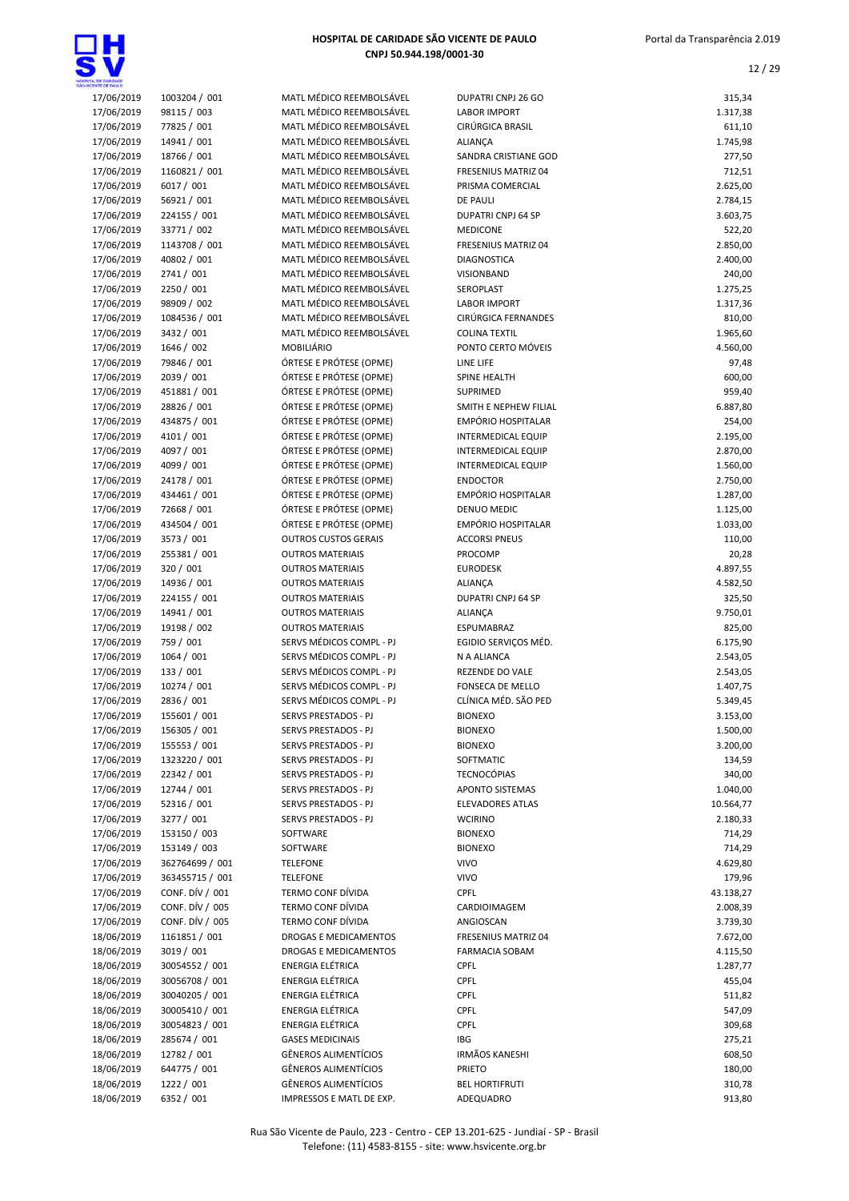| | | | | |
|---|---|---|---|---|
| 17/06/2019 | 1003204 / 001 | MATL MÉDICO REEMBOLSÁVEL | DUPATRI CNPJ 26 GO | 315,34 |
| 17/06/2019 | 98115 / 003 | MATL MÉDICO REEMBOLSÁVEL | LABOR IMPORT | 1.317,38 |
| 17/06/2019 | 77825 / 001 | MATL MÉDICO REEMBOLSÁVEL | CIRÚRGICA BRASIL | 611,10 |
| 17/06/2019 | 14941 / 001 | MATL MÉDICO REEMBOLSÁVEL | ALIANÇA | 1.745,98 |
| 17/06/2019 | 18766 / 001 | MATL MÉDICO REEMBOLSÁVEL | SANDRA CRISTIANE GOD | 277,50 |
| 17/06/2019 | 1160821 / 001 | MATL MÉDICO REEMBOLSÁVEL | FRESENIUS MATRIZ 04 | 712,51 |
| 17/06/2019 | 6017 / 001 | MATL MÉDICO REEMBOLSÁVEL | PRISMA COMERCIAL | 2.625,00 |
| 17/06/2019 | 56921 / 001 | MATL MÉDICO REEMBOLSÁVEL | DE PAULI | 2.784,15 |
| 17/06/2019 | 224155 / 001 | MATL MÉDICO REEMBOLSÁVEL | DUPATRI CNPJ 64 SP | 3.603,75 |
| 17/06/2019 | 33771 / 002 | MATL MÉDICO REEMBOLSÁVEL | MEDICONE | 522,20 |
| 17/06/2019 | 1143708 / 001 | MATL MÉDICO REEMBOLSÁVEL | FRESENIUS MATRIZ 04 | 2.850,00 |
| 17/06/2019 | 40802 / 001 | MATL MÉDICO REEMBOLSÁVEL | DIAGNOSTICA | 2.400,00 |
| 17/06/2019 | 2741 / 001 | MATL MÉDICO REEMBOLSÁVEL | VISIONBAND | 240,00 |
| 17/06/2019 | 2250 / 001 | MATL MÉDICO REEMBOLSÁVEL | SEROPLAST | 1.275,25 |
| 17/06/2019 | 98909 / 002 | MATL MÉDICO REEMBOLSÁVEL | LABOR IMPORT | 1.317,36 |
| 17/06/2019 | 1084536 / 001 | MATL MÉDICO REEMBOLSÁVEL | CIRÚRGICA FERNANDES | 810,00 |
| 17/06/2019 | 3432 / 001 | MATL MÉDICO REEMBOLSÁVEL | COLINA TEXTIL | 1.965,60 |
| 17/06/2019 | 1646 / 002 | MOBILIÁRIO | PONTO CERTO MÓVEIS | 4.560,00 |
| 17/06/2019 | 79846 / 001 | ÓRTESE E PRÓTESE (OPME) | LINE LIFE | 97,48 |
| 17/06/2019 | 2039 / 001 | ÓRTESE E PRÓTESE (OPME) | SPINE HEALTH | 600,00 |
| 17/06/2019 | 451881 / 001 | ÓRTESE E PRÓTESE (OPME) | SUPRIMED | 959,40 |
| 17/06/2019 | 28826 / 001 | ÓRTESE E PRÓTESE (OPME) | SMITH E NEPHEW FILIAL | 6.887,80 |
| 17/06/2019 | 434875 / 001 | ÓRTESE E PRÓTESE (OPME) | EMPÓRIO HOSPITALAR | 254,00 |
| 17/06/2019 | 4101 / 001 | ÓRTESE E PRÓTESE (OPME) | INTERMEDICAL EQUIP | 2.195,00 |
| 17/06/2019 | 4097 / 001 | ÓRTESE E PRÓTESE (OPME) | INTERMEDICAL EQUIP | 2.870,00 |
| 17/06/2019 | 4099 / 001 | ÓRTESE E PRÓTESE (OPME) | INTERMEDICAL EQUIP | 1.560,00 |
| 17/06/2019 | 24178 / 001 | ÓRTESE E PRÓTESE (OPME) | ENDOCTOR | 2.750,00 |
| 17/06/2019 | 434461 / 001 | ÓRTESE E PRÓTESE (OPME) | EMPÓRIO HOSPITALAR | 1.287,00 |
| 17/06/2019 | 72668 / 001 | ÓRTESE E PRÓTESE (OPME) | DENUO MEDIC | 1.125,00 |
| 17/06/2019 | 434504 / 001 | ÓRTESE E PRÓTESE (OPME) | EMPÓRIO HOSPITALAR | 1.033,00 |
| 17/06/2019 | 3573 / 001 | OUTROS CUSTOS GERAIS | ACCORSI PNEUS | 110,00 |
| 17/06/2019 | 255381 / 001 | OUTROS MATERIAIS | PROCOMP | 20,28 |
| 17/06/2019 | 320 / 001 | OUTROS MATERIAIS | EURODESK | 4.897,55 |
| 17/06/2019 | 14936 / 001 | OUTROS MATERIAIS | ALIANÇA | 4.582,50 |
| 17/06/2019 | 224155 / 001 | OUTROS MATERIAIS | DUPATRI CNPJ 64 SP | 325,50 |
| 17/06/2019 | 14941 / 001 | OUTROS MATERIAIS | ALIANÇA | 9.750,01 |
| 17/06/2019 | 19198 / 002 | OUTROS MATERIAIS | ESPUMABRAZ | 825,00 |
| 17/06/2019 | 759 / 001 | SERVS MÉDICOS COMPL - PJ | EGIDIO SERVIÇOS MÉD. | 6.175,90 |
| 17/06/2019 | 1064 / 001 | SERVS MÉDICOS COMPL - PJ | N A ALIANCA | 2.543,05 |
| 17/06/2019 | 133 / 001 | SERVS MÉDICOS COMPL - PJ | REZENDE DO VALE | 2.543,05 |
| 17/06/2019 | 10274 / 001 | SERVS MÉDICOS COMPL - PJ | FONSECA DE MELLO | 1.407,75 |
| 17/06/2019 | 2836 / 001 | SERVS MÉDICOS COMPL - PJ | CLÍNICA MÉD. SÃO PED | 5.349,45 |
| 17/06/2019 | 155601 / 001 | SERVS PRESTADOS - PJ | BIONEXO | 3.153,00 |
| 17/06/2019 | 156305 / 001 | SERVS PRESTADOS - PJ | BIONEXO | 1.500,00 |
| 17/06/2019 | 155553 / 001 | SERVS PRESTADOS - PJ | BIONEXO | 3.200,00 |
| 17/06/2019 | 1323220 / 001 | SERVS PRESTADOS - PJ | SOFTMATIC | 134,59 |
| 17/06/2019 | 22342 / 001 | SERVS PRESTADOS - PJ | TECNOCÓPIAS | 340,00 |
| 17/06/2019 | 12744 / 001 | SERVS PRESTADOS - PJ | APONTO SISTEMAS | 1.040,00 |
| 17/06/2019 | 52316 / 001 | SERVS PRESTADOS - PJ | ELEVADORES ATLAS | 10.564,77 |
| 17/06/2019 | 3277 / 001 | SERVS PRESTADOS - PJ | WCIRINO | 2.180,33 |
| 17/06/2019 | 153150 / 003 | SOFTWARE | BIONEXO | 714,29 |
| 17/06/2019 | 153149 / 003 | SOFTWARE | BIONEXO | 714,29 |
| 17/06/2019 | 362764699 / 001 | TELEFONE | VIVO | 4.629,80 |
| 17/06/2019 | 363455715 / 001 | TELEFONE | VIVO | 179,96 |
| 17/06/2019 | CONF. DÍV / 001 | TERMO CONF DÍVIDA | CPFL | 43.138,27 |
| 17/06/2019 | CONF. DÍV / 005 | TERMO CONF DÍVIDA | CARDIOIMAGEM | 2.008,39 |
| 17/06/2019 | CONF. DÍV / 005 | TERMO CONF DÍVIDA | ANGIOSCAN | 3.739,30 |
| 18/06/2019 | 1161851 / 001 | DROGAS E MEDICAMENTOS | FRESENIUS MATRIZ 04 | 7.672,00 |
| 18/06/2019 | 3019 / 001 | DROGAS E MEDICAMENTOS | FARMACIA SOBAM | 4.115,50 |
| 18/06/2019 | 30054552 / 001 | ENERGIA ELÉTRICA | CPFL | 1.287,77 |
| 18/06/2019 | 30056708 / 001 | ENERGIA ELÉTRICA | CPFL | 455,04 |
| 18/06/2019 | 30040205 / 001 | ENERGIA ELÉTRICA | CPFL | 511,82 |
| 18/06/2019 | 30005410 / 001 | ENERGIA ELÉTRICA | CPFL | 547,09 |
| 18/06/2019 | 30054823 / 001 | ENERGIA ELÉTRICA | CPFL | 309,68 |
| 18/06/2019 | 285674 / 001 | GASES MEDICINAIS | IBG | 275,21 |
| 18/06/2019 | 12782 / 001 | GÊNEROS ALIMENTÍCIOS | IRMÃOS KANESHI | 608,50 |
| 18/06/2019 | 644775 / 001 | GÊNEROS ALIMENTÍCIOS | PRIETO | 180,00 |
| 18/06/2019 | 1222 / 001 | GÊNEROS ALIMENTÍCIOS | BEL HORTIFRUTI | 310,78 |
| 18/06/2019 | 6352 / 001 | IMPRESSOS E MATL DE EXP. | ADEQUADRO | 913,80 |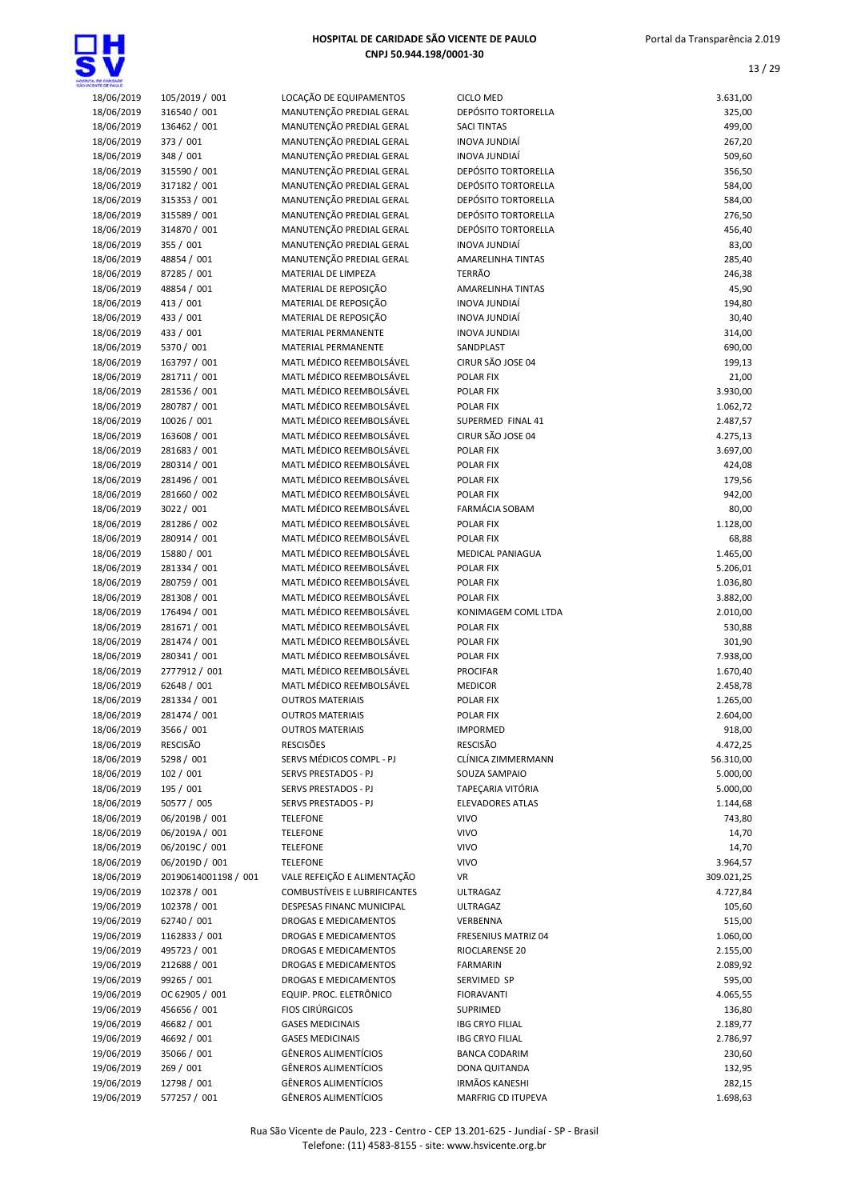# HOSPITAL DE CARIDADE SÃO VICENTE DE PAULO
CNPJ 50.944.198/0001-30

| | | | | |
|---|---|---|---|---|
| 18/06/2019 | 105/2019 / 001 | LOCAÇÃO DE EQUIPAMENTOS | CICLO MED | 3.631,00 |
| 18/06/2019 | 316540 / 001 | MANUTENÇÃO PREDIAL GERAL | DEPÓSITO TORTORELLA | 325,00 |
| 18/06/2019 | 136462 / 001 | MANUTENÇÃO PREDIAL GERAL | SACI TINTAS | 499,00 |
| 18/06/2019 | 373 / 001 | MANUTENÇÃO PREDIAL GERAL | INOVA JUNDIAÍ | 267,20 |
| 18/06/2019 | 348 / 001 | MANUTENÇÃO PREDIAL GERAL | INOVA JUNDIAÍ | 509,60 |
| 18/06/2019 | 315590 / 001 | MANUTENÇÃO PREDIAL GERAL | DEPÓSITO TORTORELLA | 356,50 |
| 18/06/2019 | 317182 / 001 | MANUTENÇÃO PREDIAL GERAL | DEPÓSITO TORTORELLA | 584,00 |
| 18/06/2019 | 315353 / 001 | MANUTENÇÃO PREDIAL GERAL | DEPÓSITO TORTORELLA | 584,00 |
| 18/06/2019 | 315589 / 001 | MANUTENÇÃO PREDIAL GERAL | DEPÓSITO TORTORELLA | 276,50 |
| 18/06/2019 | 314870 / 001 | MANUTENÇÃO PREDIAL GERAL | DEPÓSITO TORTORELLA | 456,40 |
| 18/06/2019 | 355 / 001 | MANUTENÇÃO PREDIAL GERAL | INOVA JUNDIAÍ | 83,00 |
| 18/06/2019 | 48854 / 001 | MANUTENÇÃO PREDIAL GERAL | AMARELINHA TINTAS | 285,40 |
| 18/06/2019 | 87285 / 001 | MATERIAL DE LIMPEZA | TERRÃO | 246,38 |
| 18/06/2019 | 48854 / 001 | MATERIAL DE REPOSIÇÃO | AMARELINHA TINTAS | 45,90 |
| 18/06/2019 | 413 / 001 | MATERIAL DE REPOSIÇÃO | INOVA JUNDIAÍ | 194,80 |
| 18/06/2019 | 433 / 001 | MATERIAL DE REPOSIÇÃO | INOVA JUNDIAÍ | 30,40 |
| 18/06/2019 | 433 / 001 | MATERIAL PERMANENTE | INOVA JUNDIAI | 314,00 |
| 18/06/2019 | 5370 / 001 | MATERIAL PERMANENTE | SANDPLAST | 690,00 |
| 18/06/2019 | 163797 / 001 | MATL MÉDICO REEMBOLSÁVEL | CIRUR SÃO JOSE 04 | 199,13 |
| 18/06/2019 | 281711 / 001 | MATL MÉDICO REEMBOLSÁVEL | POLAR FIX | 21,00 |
| 18/06/2019 | 281536 / 001 | MATL MÉDICO REEMBOLSÁVEL | POLAR FIX | 3.930,00 |
| 18/06/2019 | 280787 / 001 | MATL MÉDICO REEMBOLSÁVEL | POLAR FIX | 1.062,72 |
| 18/06/2019 | 10026 / 001 | MATL MÉDICO REEMBOLSÁVEL | SUPERMED FINAL 41 | 2.487,57 |
| 18/06/2019 | 163608 / 001 | MATL MÉDICO REEMBOLSÁVEL | CIRUR SÃO JOSE 04 | 4.275,13 |
| 18/06/2019 | 281683 / 001 | MATL MÉDICO REEMBOLSÁVEL | POLAR FIX | 3.697,00 |
| 18/06/2019 | 280314 / 001 | MATL MÉDICO REEMBOLSÁVEL | POLAR FIX | 424,08 |
| 18/06/2019 | 281496 / 001 | MATL MÉDICO REEMBOLSÁVEL | POLAR FIX | 179,56 |
| 18/06/2019 | 281660 / 002 | MATL MÉDICO REEMBOLSÁVEL | POLAR FIX | 942,00 |
| 18/06/2019 | 3022 / 001 | MATL MÉDICO REEMBOLSÁVEL | FARMÁCIA SOBAM | 80,00 |
| 18/06/2019 | 281286 / 002 | MATL MÉDICO REEMBOLSÁVEL | POLAR FIX | 1.128,00 |
| 18/06/2019 | 280914 / 001 | MATL MÉDICO REEMBOLSÁVEL | POLAR FIX | 68,88 |
| 18/06/2019 | 15880 / 001 | MATL MÉDICO REEMBOLSÁVEL | MEDICAL PANIAGUA | 1.465,00 |
| 18/06/2019 | 281334 / 001 | MATL MÉDICO REEMBOLSÁVEL | POLAR FIX | 5.206,01 |
| 18/06/2019 | 280759 / 001 | MATL MÉDICO REEMBOLSÁVEL | POLAR FIX | 1.036,80 |
| 18/06/2019 | 281308 / 001 | MATL MÉDICO REEMBOLSÁVEL | POLAR FIX | 3.882,00 |
| 18/06/2019 | 176494 / 001 | MATL MÉDICO REEMBOLSÁVEL | KONIMAGEM COML LTDA | 2.010,00 |
| 18/06/2019 | 281671 / 001 | MATL MÉDICO REEMBOLSÁVEL | POLAR FIX | 530,88 |
| 18/06/2019 | 281474 / 001 | MATL MÉDICO REEMBOLSÁVEL | POLAR FIX | 301,90 |
| 18/06/2019 | 280341 / 001 | MATL MÉDICO REEMBOLSÁVEL | POLAR FIX | 7.938,00 |
| 18/06/2019 | 2777912 / 001 | MATL MÉDICO REEMBOLSÁVEL | PROCIFAR | 1.670,40 |
| 18/06/2019 | 62648 / 001 | MATL MÉDICO REEMBOLSÁVEL | MEDICOR | 2.458,78 |
| 18/06/2019 | 281334 / 001 | OUTROS MATERIAIS | POLAR FIX | 1.265,00 |
| 18/06/2019 | 281474 / 001 | OUTROS MATERIAIS | POLAR FIX | 2.604,00 |
| 18/06/2019 | 3566 / 001 | OUTROS MATERIAIS | IMPORMED | 918,00 |
| 18/06/2019 | RESCISÃO | RESCISÕES | RESCISÃO | 4.472,25 |
| 18/06/2019 | 5298 / 001 | SERVS MÉDICOS COMPL - PJ | CLÍNICA ZIMMERMANN | 56.310,00 |
| 18/06/2019 | 102 / 001 | SERVS PRESTADOS - PJ | SOUZA SAMPAIO | 5.000,00 |
| 18/06/2019 | 195 / 001 | SERVS PRESTADOS - PJ | TAPEÇARIA VITÓRIA | 5.000,00 |
| 18/06/2019 | 50577 / 005 | SERVS PRESTADOS - PJ | ELEVADORES ATLAS | 1.144,68 |
| 18/06/2019 | 06/2019B / 001 | TELEFONE | VIVO | 743,80 |
| 18/06/2019 | 06/2019A / 001 | TELEFONE | VIVO | 14,70 |
| 18/06/2019 | 06/2019C / 001 | TELEFONE | VIVO | 14,70 |
| 18/06/2019 | 06/2019D / 001 | TELEFONE | VIVO | 3.964,57 |
| 18/06/2019 | 20190614001198 / 001 | VALE REFEIÇÃO E ALIMENTAÇÃO | VR | 309.021,25 |
| 19/06/2019 | 102378 / 001 | COMBUSTÍVEIS E LUBRIFICANTES | ULTRAGAZ | 4.727,84 |
| 19/06/2019 | 102378 / 001 | DESPESAS FINANC MUNICIPAL | ULTRAGAZ | 105,60 |
| 19/06/2019 | 62740 / 001 | DROGAS E MEDICAMENTOS | VERBENNA | 515,00 |
| 19/06/2019 | 1162833 / 001 | DROGAS E MEDICAMENTOS | FRESENIUS MATRIZ 04 | 1.060,00 |
| 19/06/2019 | 495723 / 001 | DROGAS E MEDICAMENTOS | RIOCLARENSE 20 | 2.155,00 |
| 19/06/2019 | 212688 / 001 | DROGAS E MEDICAMENTOS | FARMARIN | 2.089,92 |
| 19/06/2019 | 99265 / 001 | DROGAS E MEDICAMENTOS | SERVIMED SP | 595,00 |
| 19/06/2019 | OC 62905 / 001 | EQUIP. PROC. ELETRÔNICO | FIORAVANTI | 4.065,55 |
| 19/06/2019 | 456656 / 001 | FIOS CIRÚRGICOS | SUPRIMED | 136,80 |
| 19/06/2019 | 46682 / 001 | GASES MEDICINAIS | IBG CRYO FILIAL | 2.189,77 |
| 19/06/2019 | 46692 / 001 | GASES MEDICINAIS | IBG CRYO FILIAL | 2.786,97 |
| 19/06/2019 | 35066 / 001 | GÊNEROS ALIMENTÍCIOS | BANCA CODARIM | 230,60 |
| 19/06/2019 | 269 / 001 | GÊNEROS ALIMENTÍCIOS | DONA QUITANDA | 132,95 |
| 19/06/2019 | 12798 / 001 | GÊNEROS ALIMENTÍCIOS | IRMÃOS KANESHI | 282,15 |
| 19/06/2019 | 577257 / 001 | GÊNEROS ALIMENTÍCIOS | MARFRIG CD ITUPEVA | 1.698,63 |

Rua São Vicente de Paulo, 223 - Centro - CEP 13.201-625 - Jundiaí - SP - Brasil
Telefone: (11) 4583-8155 - site: www.hsvicente.org.br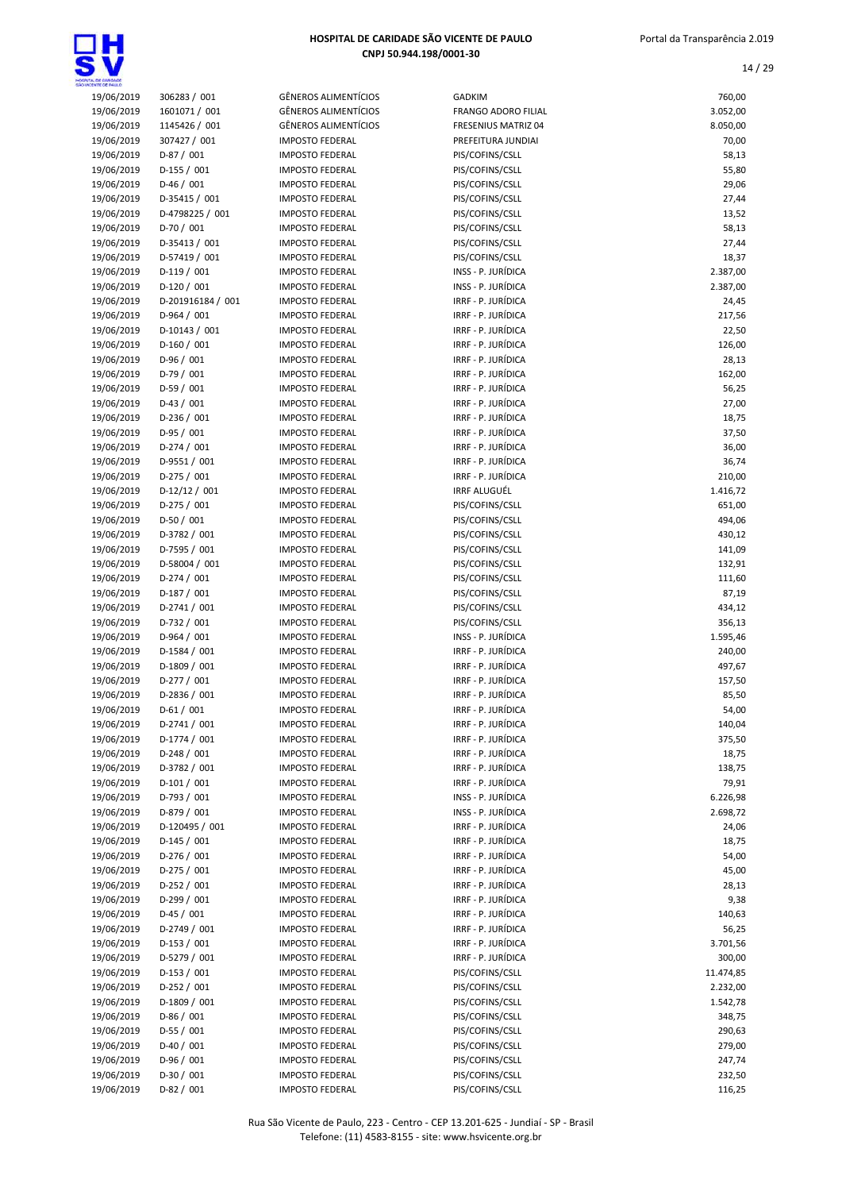| 19/06/2019 | 306283 / 001 | GÊNEROS ALIMENTÍCIOS | GADKIM | 760,00 |
|---|---|---|---|---|
| 19/06/2019 | 1601071 / 001 | GÊNEROS ALIMENTÍCIOS | FRANGO ADORO FILIAL | 3.052,00 |
| 19/06/2019 | 1145426 / 001 | GÊNEROS ALIMENTÍCIOS | FRESENIUS MATRIZ 04 | 8.050,00 |
| 19/06/2019 | 307427 / 001 | IMPOSTO FEDERAL | PREFEITURA JUNDIAI | 70,00 |
| 19/06/2019 | D-87 / 001 | IMPOSTO FEDERAL | PIS/COFINS/CSLL | 58,13 |
| 19/06/2019 | D-155 / 001 | IMPOSTO FEDERAL | PIS/COFINS/CSLL | 55,80 |
| 19/06/2019 | D-46 / 001 | IMPOSTO FEDERAL | PIS/COFINS/CSLL | 29,06 |
| 19/06/2019 | D-35415 / 001 | IMPOSTO FEDERAL | PIS/COFINS/CSLL | 27,44 |
| 19/06/2019 | D-4798225 / 001 | IMPOSTO FEDERAL | PIS/COFINS/CSLL | 13,52 |
| 19/06/2019 | D-70 / 001 | IMPOSTO FEDERAL | PIS/COFINS/CSLL | 58,13 |
| 19/06/2019 | D-35413 / 001 | IMPOSTO FEDERAL | PIS/COFINS/CSLL | 27,44 |
| 19/06/2019 | D-57419 / 001 | IMPOSTO FEDERAL | PIS/COFINS/CSLL | 18,37 |
| 19/06/2019 | D-119 / 001 | IMPOSTO FEDERAL | INSS - P. JURÍDICA | 2.387,00 |
| 19/06/2019 | D-120 / 001 | IMPOSTO FEDERAL | INSS - P. JURÍDICA | 2.387,00 |
| 19/06/2019 | D-201916184 / 001 | IMPOSTO FEDERAL | IRRF - P. JURÍDICA | 24,45 |
| 19/06/2019 | D-964 / 001 | IMPOSTO FEDERAL | IRRF - P. JURÍDICA | 217,56 |
| 19/06/2019 | D-10143 / 001 | IMPOSTO FEDERAL | IRRF - P. JURÍDICA | 22,50 |
| 19/06/2019 | D-160 / 001 | IMPOSTO FEDERAL | IRRF - P. JURÍDICA | 126,00 |
| 19/06/2019 | D-96 / 001 | IMPOSTO FEDERAL | IRRF - P. JURÍDICA | 28,13 |
| 19/06/2019 | D-79 / 001 | IMPOSTO FEDERAL | IRRF - P. JURÍDICA | 162,00 |
| 19/06/2019 | D-59 / 001 | IMPOSTO FEDERAL | IRRF - P. JURÍDICA | 56,25 |
| 19/06/2019 | D-43 / 001 | IMPOSTO FEDERAL | IRRF - P. JURÍDICA | 27,00 |
| 19/06/2019 | D-236 / 001 | IMPOSTO FEDERAL | IRRF - P. JURÍDICA | 18,75 |
| 19/06/2019 | D-95 / 001 | IMPOSTO FEDERAL | IRRF - P. JURÍDICA | 37,50 |
| 19/06/2019 | D-274 / 001 | IMPOSTO FEDERAL | IRRF - P. JURÍDICA | 36,00 |
| 19/06/2019 | D-9551 / 001 | IMPOSTO FEDERAL | IRRF - P. JURÍDICA | 36,74 |
| 19/06/2019 | D-275 / 001 | IMPOSTO FEDERAL | IRRF - P. JURÍDICA | 210,00 |
| 19/06/2019 | D-12/12 / 001 | IMPOSTO FEDERAL | IRRF ALUGUÉL | 1.416,72 |
| 19/06/2019 | D-275 / 001 | IMPOSTO FEDERAL | PIS/COFINS/CSLL | 651,00 |
| 19/06/2019 | D-50 / 001 | IMPOSTO FEDERAL | PIS/COFINS/CSLL | 494,06 |
| 19/06/2019 | D-3782 / 001 | IMPOSTO FEDERAL | PIS/COFINS/CSLL | 430,12 |
| 19/06/2019 | D-7595 / 001 | IMPOSTO FEDERAL | PIS/COFINS/CSLL | 141,09 |
| 19/06/2019 | D-58004 / 001 | IMPOSTO FEDERAL | PIS/COFINS/CSLL | 132,91 |
| 19/06/2019 | D-274 / 001 | IMPOSTO FEDERAL | PIS/COFINS/CSLL | 111,60 |
| 19/06/2019 | D-187 / 001 | IMPOSTO FEDERAL | PIS/COFINS/CSLL | 87,19 |
| 19/06/2019 | D-2741 / 001 | IMPOSTO FEDERAL | PIS/COFINS/CSLL | 434,12 |
| 19/06/2019 | D-732 / 001 | IMPOSTO FEDERAL | PIS/COFINS/CSLL | 356,13 |
| 19/06/2019 | D-964 / 001 | IMPOSTO FEDERAL | INSS - P. JURÍDICA | 1.595,46 |
| 19/06/2019 | D-1584 / 001 | IMPOSTO FEDERAL | IRRF - P. JURÍDICA | 240,00 |
| 19/06/2019 | D-1809 / 001 | IMPOSTO FEDERAL | IRRF - P. JURÍDICA | 497,67 |
| 19/06/2019 | D-277 / 001 | IMPOSTO FEDERAL | IRRF - P. JURÍDICA | 157,50 |
| 19/06/2019 | D-2836 / 001 | IMPOSTO FEDERAL | IRRF - P. JURÍDICA | 85,50 |
| 19/06/2019 | D-61 / 001 | IMPOSTO FEDERAL | IRRF - P. JURÍDICA | 54,00 |
| 19/06/2019 | D-2741 / 001 | IMPOSTO FEDERAL | IRRF - P. JURÍDICA | 140,04 |
| 19/06/2019 | D-1774 / 001 | IMPOSTO FEDERAL | IRRF - P. JURÍDICA | 375,50 |
| 19/06/2019 | D-248 / 001 | IMPOSTO FEDERAL | IRRF - P. JURÍDICA | 18,75 |
| 19/06/2019 | D-3782 / 001 | IMPOSTO FEDERAL | IRRF - P. JURÍDICA | 138,75 |
| 19/06/2019 | D-101 / 001 | IMPOSTO FEDERAL | IRRF - P. JURÍDICA | 79,91 |
| 19/06/2019 | D-793 / 001 | IMPOSTO FEDERAL | INSS - P. JURÍDICA | 6.226,98 |
| 19/06/2019 | D-879 / 001 | IMPOSTO FEDERAL | INSS - P. JURÍDICA | 2.698,72 |
| 19/06/2019 | D-120495 / 001 | IMPOSTO FEDERAL | IRRF - P. JURÍDICA | 24,06 |
| 19/06/2019 | D-145 / 001 | IMPOSTO FEDERAL | IRRF - P. JURÍDICA | 18,75 |
| 19/06/2019 | D-276 / 001 | IMPOSTO FEDERAL | IRRF - P. JURÍDICA | 54,00 |
| 19/06/2019 | D-275 / 001 | IMPOSTO FEDERAL | IRRF - P. JURÍDICA | 45,00 |
| 19/06/2019 | D-252 / 001 | IMPOSTO FEDERAL | IRRF - P. JURÍDICA | 28,13 |
| 19/06/2019 | D-299 / 001 | IMPOSTO FEDERAL | IRRF - P. JURÍDICA | 9,38 |
| 19/06/2019 | D-45 / 001 | IMPOSTO FEDERAL | IRRF - P. JURÍDICA | 140,63 |
| 19/06/2019 | D-2749 / 001 | IMPOSTO FEDERAL | IRRF - P. JURÍDICA | 56,25 |
| 19/06/2019 | D-153 / 001 | IMPOSTO FEDERAL | IRRF - P. JURÍDICA | 3.701,56 |
| 19/06/2019 | D-5279 / 001 | IMPOSTO FEDERAL | IRRF - P. JURÍDICA | 300,00 |
| 19/06/2019 | D-153 / 001 | IMPOSTO FEDERAL | PIS/COFINS/CSLL | 11.474,85 |
| 19/06/2019 | D-252 / 001 | IMPOSTO FEDERAL | PIS/COFINS/CSLL | 2.232,00 |
| 19/06/2019 | D-1809 / 001 | IMPOSTO FEDERAL | PIS/COFINS/CSLL | 1.542,78 |
| 19/06/2019 | D-86 / 001 | IMPOSTO FEDERAL | PIS/COFINS/CSLL | 348,75 |
| 19/06/2019 | D-55 / 001 | IMPOSTO FEDERAL | PIS/COFINS/CSLL | 290,63 |
| 19/06/2019 | D-40 / 001 | IMPOSTO FEDERAL | PIS/COFINS/CSLL | 279,00 |
| 19/06/2019 | D-96 / 001 | IMPOSTO FEDERAL | PIS/COFINS/CSLL | 247,74 |
| 19/06/2019 | D-30 / 001 | IMPOSTO FEDERAL | PIS/COFINS/CSLL | 232,50 |
| 19/06/2019 | D-82 / 001 | IMPOSTO FEDERAL | PIS/COFINS/CSLL | 116,25 |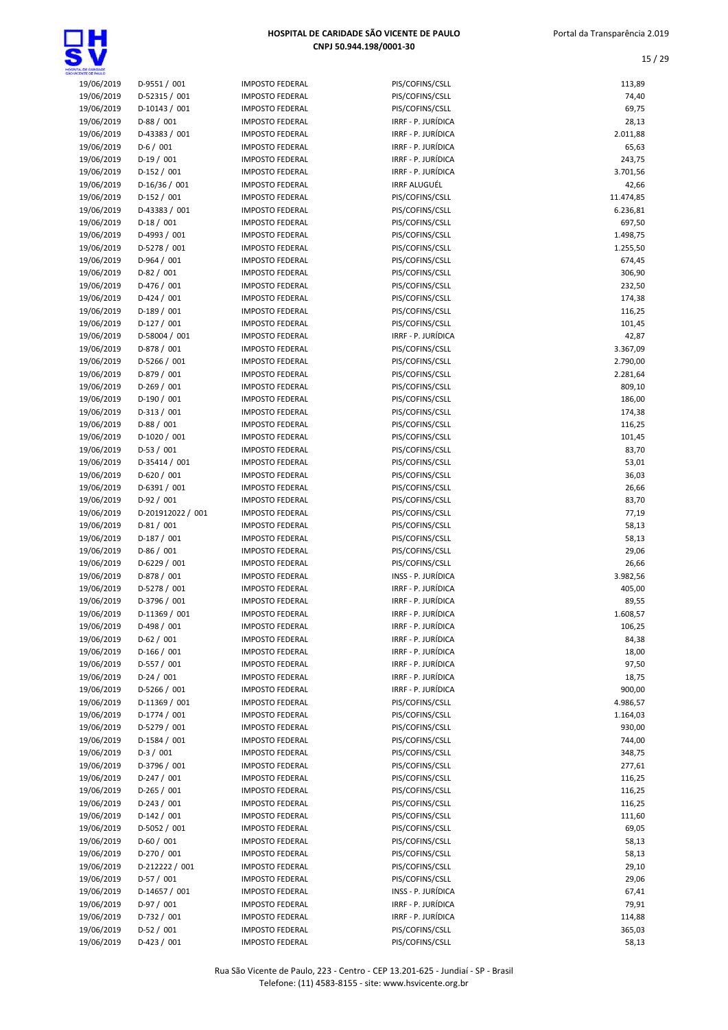# HOSPITAL DE CARIDADE SÃO VICENTE DE PAULO
## CNPJ 50.944.198/0001-30

| | | | | |
|---|---|---|---|---|
| 19/06/2019 | D-9551 / 001 | IMPOSTO FEDERAL | PIS/COFINS/CSLL | 113,89 |
| 19/06/2019 | D-52315 / 001 | IMPOSTO FEDERAL | PIS/COFINS/CSLL | 74,40 |
| 19/06/2019 | D-10143 / 001 | IMPOSTO FEDERAL | PIS/COFINS/CSLL | 69,75 |
| 19/06/2019 | D-88 / 001 | IMPOSTO FEDERAL | IRRF - P. JURÍDICA | 28,13 |
| 19/06/2019 | D-43383 / 001 | IMPOSTO FEDERAL | IRRF - P. JURÍDICA | 2.011,88 |
| 19/06/2019 | D-6 / 001 | IMPOSTO FEDERAL | IRRF - P. JURÍDICA | 65,63 |
| 19/06/2019 | D-19 / 001 | IMPOSTO FEDERAL | IRRF - P. JURÍDICA | 243,75 |
| 19/06/2019 | D-152 / 001 | IMPOSTO FEDERAL | IRRF - P. JURÍDICA | 3.701,56 |
| 19/06/2019 | D-16/36 / 001 | IMPOSTO FEDERAL | IRRF ALUGUÉL | 42,66 |
| 19/06/2019 | D-152 / 001 | IMPOSTO FEDERAL | PIS/COFINS/CSLL | 11.474,85 |
| 19/06/2019 | D-43383 / 001 | IMPOSTO FEDERAL | PIS/COFINS/CSLL | 6.236,81 |
| 19/06/2019 | D-18 / 001 | IMPOSTO FEDERAL | PIS/COFINS/CSLL | 697,50 |
| 19/06/2019 | D-4993 / 001 | IMPOSTO FEDERAL | PIS/COFINS/CSLL | 1.498,75 |
| 19/06/2019 | D-5278 / 001 | IMPOSTO FEDERAL | PIS/COFINS/CSLL | 1.255,50 |
| 19/06/2019 | D-964 / 001 | IMPOSTO FEDERAL | PIS/COFINS/CSLL | 674,45 |
| 19/06/2019 | D-82 / 001 | IMPOSTO FEDERAL | PIS/COFINS/CSLL | 306,90 |
| 19/06/2019 | D-476 / 001 | IMPOSTO FEDERAL | PIS/COFINS/CSLL | 232,50 |
| 19/06/2019 | D-424 / 001 | IMPOSTO FEDERAL | PIS/COFINS/CSLL | 174,38 |
| 19/06/2019 | D-189 / 001 | IMPOSTO FEDERAL | PIS/COFINS/CSLL | 116,25 |
| 19/06/2019 | D-127 / 001 | IMPOSTO FEDERAL | PIS/COFINS/CSLL | 101,45 |
| 19/06/2019 | D-58004 / 001 | IMPOSTO FEDERAL | IRRF - P. JURÍDICA | 42,87 |
| 19/06/2019 | D-878 / 001 | IMPOSTO FEDERAL | PIS/COFINS/CSLL | 3.367,09 |
| 19/06/2019 | D-5266 / 001 | IMPOSTO FEDERAL | PIS/COFINS/CSLL | 2.790,00 |
| 19/06/2019 | D-879 / 001 | IMPOSTO FEDERAL | PIS/COFINS/CSLL | 2.281,64 |
| 19/06/2019 | D-269 / 001 | IMPOSTO FEDERAL | PIS/COFINS/CSLL | 809,10 |
| 19/06/2019 | D-190 / 001 | IMPOSTO FEDERAL | PIS/COFINS/CSLL | 186,00 |
| 19/06/2019 | D-313 / 001 | IMPOSTO FEDERAL | PIS/COFINS/CSLL | 174,38 |
| 19/06/2019 | D-88 / 001 | IMPOSTO FEDERAL | PIS/COFINS/CSLL | 116,25 |
| 19/06/2019 | D-1020 / 001 | IMPOSTO FEDERAL | PIS/COFINS/CSLL | 101,45 |
| 19/06/2019 | D-53 / 001 | IMPOSTO FEDERAL | PIS/COFINS/CSLL | 83,70 |
| 19/06/2019 | D-35414 / 001 | IMPOSTO FEDERAL | PIS/COFINS/CSLL | 53,01 |
| 19/06/2019 | D-620 / 001 | IMPOSTO FEDERAL | PIS/COFINS/CSLL | 36,03 |
| 19/06/2019 | D-6391 / 001 | IMPOSTO FEDERAL | PIS/COFINS/CSLL | 26,66 |
| 19/06/2019 | D-92 / 001 | IMPOSTO FEDERAL | PIS/COFINS/CSLL | 83,70 |
| 19/06/2019 | D-201912022 / 001 | IMPOSTO FEDERAL | PIS/COFINS/CSLL | 77,19 |
| 19/06/2019 | D-81 / 001 | IMPOSTO FEDERAL | PIS/COFINS/CSLL | 58,13 |
| 19/06/2019 | D-187 / 001 | IMPOSTO FEDERAL | PIS/COFINS/CSLL | 58,13 |
| 19/06/2019 | D-86 / 001 | IMPOSTO FEDERAL | PIS/COFINS/CSLL | 29,06 |
| 19/06/2019 | D-6229 / 001 | IMPOSTO FEDERAL | PIS/COFINS/CSLL | 26,66 |
| 19/06/2019 | D-878 / 001 | IMPOSTO FEDERAL | INSS - P. JURÍDICA | 3.982,56 |
| 19/06/2019 | D-5278 / 001 | IMPOSTO FEDERAL | IRRF - P. JURÍDICA | 405,00 |
| 19/06/2019 | D-3796 / 001 | IMPOSTO FEDERAL | IRRF - P. JURÍDICA | 89,55 |
| 19/06/2019 | D-11369 / 001 | IMPOSTO FEDERAL | IRRF - P. JURÍDICA | 1.608,57 |
| 19/06/2019 | D-498 / 001 | IMPOSTO FEDERAL | IRRF - P. JURÍDICA | 106,25 |
| 19/06/2019 | D-62 / 001 | IMPOSTO FEDERAL | IRRF - P. JURÍDICA | 84,38 |
| 19/06/2019 | D-166 / 001 | IMPOSTO FEDERAL | IRRF - P. JURÍDICA | 18,00 |
| 19/06/2019 | D-557 / 001 | IMPOSTO FEDERAL | IRRF - P. JURÍDICA | 97,50 |
| 19/06/2019 | D-24 / 001 | IMPOSTO FEDERAL | IRRF - P. JURÍDICA | 18,75 |
| 19/06/2019 | D-5266 / 001 | IMPOSTO FEDERAL | IRRF - P. JURÍDICA | 900,00 |
| 19/06/2019 | D-11369 / 001 | IMPOSTO FEDERAL | PIS/COFINS/CSLL | 4.986,57 |
| 19/06/2019 | D-1774 / 001 | IMPOSTO FEDERAL | PIS/COFINS/CSLL | 1.164,03 |
| 19/06/2019 | D-5279 / 001 | IMPOSTO FEDERAL | PIS/COFINS/CSLL | 930,00 |
| 19/06/2019 | D-1584 / 001 | IMPOSTO FEDERAL | PIS/COFINS/CSLL | 744,00 |
| 19/06/2019 | D-3 / 001 | IMPOSTO FEDERAL | PIS/COFINS/CSLL | 348,75 |
| 19/06/2019 | D-3796 / 001 | IMPOSTO FEDERAL | PIS/COFINS/CSLL | 277,61 |
| 19/06/2019 | D-247 / 001 | IMPOSTO FEDERAL | PIS/COFINS/CSLL | 116,25 |
| 19/06/2019 | D-265 / 001 | IMPOSTO FEDERAL | PIS/COFINS/CSLL | 116,25 |
| 19/06/2019 | D-243 / 001 | IMPOSTO FEDERAL | PIS/COFINS/CSLL | 116,25 |
| 19/06/2019 | D-142 / 001 | IMPOSTO FEDERAL | PIS/COFINS/CSLL | 111,60 |
| 19/06/2019 | D-5052 / 001 | IMPOSTO FEDERAL | PIS/COFINS/CSLL | 69,05 |
| 19/06/2019 | D-60 / 001 | IMPOSTO FEDERAL | PIS/COFINS/CSLL | 58,13 |
| 19/06/2019 | D-270 / 001 | IMPOSTO FEDERAL | PIS/COFINS/CSLL | 58,13 |
| 19/06/2019 | D-212222 / 001 | IMPOSTO FEDERAL | PIS/COFINS/CSLL | 29,10 |
| 19/06/2019 | D-57 / 001 | IMPOSTO FEDERAL | PIS/COFINS/CSLL | 29,06 |
| 19/06/2019 | D-14657 / 001 | IMPOSTO FEDERAL | INSS - P. JURÍDICA | 67,41 |
| 19/06/2019 | D-97 / 001 | IMPOSTO FEDERAL | IRRF - P. JURÍDICA | 79,91 |
| 19/06/2019 | D-732 / 001 | IMPOSTO FEDERAL | IRRF - P. JURÍDICA | 114,88 |
| 19/06/2019 | D-52 / 001 | IMPOSTO FEDERAL | PIS/COFINS/CSLL | 365,03 |
| 19/06/2019 | D-423 / 001 | IMPOSTO FEDERAL | PIS/COFINS/CSLL | 58,13 |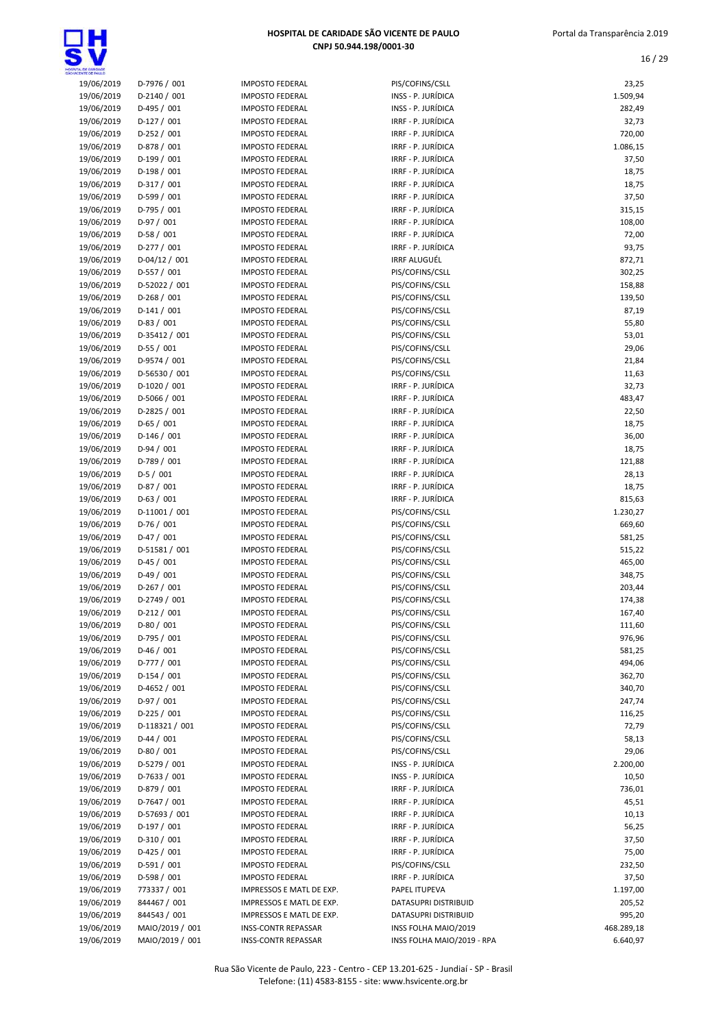| | | | | |
|---|---|---|---|---|
| 19/06/2019 | D-7976 / 001 | IMPOSTO FEDERAL | PIS/COFINS/CSLL | 23,25 |
| 19/06/2019 | D-2140 / 001 | IMPOSTO FEDERAL | INSS - P. JURÍDICA | 1.509,94 |
| 19/06/2019 | D-495 / 001 | IMPOSTO FEDERAL | INSS - P. JURÍDICA | 282,49 |
| 19/06/2019 | D-127 / 001 | IMPOSTO FEDERAL | IRRF - P. JURÍDICA | 32,73 |
| 19/06/2019 | D-252 / 001 | IMPOSTO FEDERAL | IRRF - P. JURÍDICA | 720,00 |
| 19/06/2019 | D-878 / 001 | IMPOSTO FEDERAL | IRRF - P. JURÍDICA | 1.086,15 |
| 19/06/2019 | D-199 / 001 | IMPOSTO FEDERAL | IRRF - P. JURÍDICA | 37,50 |
| 19/06/2019 | D-198 / 001 | IMPOSTO FEDERAL | IRRF - P. JURÍDICA | 18,75 |
| 19/06/2019 | D-317 / 001 | IMPOSTO FEDERAL | IRRF - P. JURÍDICA | 18,75 |
| 19/06/2019 | D-599 / 001 | IMPOSTO FEDERAL | IRRF - P. JURÍDICA | 37,50 |
| 19/06/2019 | D-795 / 001 | IMPOSTO FEDERAL | IRRF - P. JURÍDICA | 315,15 |
| 19/06/2019 | D-97 / 001 | IMPOSTO FEDERAL | IRRF - P. JURÍDICA | 108,00 |
| 19/06/2019 | D-58 / 001 | IMPOSTO FEDERAL | IRRF - P. JURÍDICA | 72,00 |
| 19/06/2019 | D-277 / 001 | IMPOSTO FEDERAL | IRRF - P. JURÍDICA | 93,75 |
| 19/06/2019 | D-04/12 / 001 | IMPOSTO FEDERAL | IRRF ALUGUÉL | 872,71 |
| 19/06/2019 | D-557 / 001 | IMPOSTO FEDERAL | PIS/COFINS/CSLL | 302,25 |
| 19/06/2019 | D-52022 / 001 | IMPOSTO FEDERAL | PIS/COFINS/CSLL | 158,88 |
| 19/06/2019 | D-268 / 001 | IMPOSTO FEDERAL | PIS/COFINS/CSLL | 139,50 |
| 19/06/2019 | D-141 / 001 | IMPOSTO FEDERAL | PIS/COFINS/CSLL | 87,19 |
| 19/06/2019 | D-83 / 001 | IMPOSTO FEDERAL | PIS/COFINS/CSLL | 55,80 |
| 19/06/2019 | D-35412 / 001 | IMPOSTO FEDERAL | PIS/COFINS/CSLL | 53,01 |
| 19/06/2019 | D-55 / 001 | IMPOSTO FEDERAL | PIS/COFINS/CSLL | 29,06 |
| 19/06/2019 | D-9574 / 001 | IMPOSTO FEDERAL | PIS/COFINS/CSLL | 21,84 |
| 19/06/2019 | D-56530 / 001 | IMPOSTO FEDERAL | PIS/COFINS/CSLL | 11,63 |
| 19/06/2019 | D-1020 / 001 | IMPOSTO FEDERAL | IRRF - P. JURÍDICA | 32,73 |
| 19/06/2019 | D-5066 / 001 | IMPOSTO FEDERAL | IRRF - P. JURÍDICA | 483,47 |
| 19/06/2019 | D-2825 / 001 | IMPOSTO FEDERAL | IRRF - P. JURÍDICA | 22,50 |
| 19/06/2019 | D-65 / 001 | IMPOSTO FEDERAL | IRRF - P. JURÍDICA | 18,75 |
| 19/06/2019 | D-146 / 001 | IMPOSTO FEDERAL | IRRF - P. JURÍDICA | 36,00 |
| 19/06/2019 | D-94 / 001 | IMPOSTO FEDERAL | IRRF - P. JURÍDICA | 18,75 |
| 19/06/2019 | D-789 / 001 | IMPOSTO FEDERAL | IRRF - P. JURÍDICA | 121,88 |
| 19/06/2019 | D-5 / 001 | IMPOSTO FEDERAL | IRRF - P. JURÍDICA | 28,13 |
| 19/06/2019 | D-87 / 001 | IMPOSTO FEDERAL | IRRF - P. JURÍDICA | 18,75 |
| 19/06/2019 | D-63 / 001 | IMPOSTO FEDERAL | IRRF - P. JURÍDICA | 815,63 |
| 19/06/2019 | D-11001 / 001 | IMPOSTO FEDERAL | PIS/COFINS/CSLL | 1.230,27 |
| 19/06/2019 | D-76 / 001 | IMPOSTO FEDERAL | PIS/COFINS/CSLL | 669,60 |
| 19/06/2019 | D-47 / 001 | IMPOSTO FEDERAL | PIS/COFINS/CSLL | 581,25 |
| 19/06/2019 | D-51581 / 001 | IMPOSTO FEDERAL | PIS/COFINS/CSLL | 515,22 |
| 19/06/2019 | D-45 / 001 | IMPOSTO FEDERAL | PIS/COFINS/CSLL | 465,00 |
| 19/06/2019 | D-49 / 001 | IMPOSTO FEDERAL | PIS/COFINS/CSLL | 348,75 |
| 19/06/2019 | D-267 / 001 | IMPOSTO FEDERAL | PIS/COFINS/CSLL | 203,44 |
| 19/06/2019 | D-2749 / 001 | IMPOSTO FEDERAL | PIS/COFINS/CSLL | 174,38 |
| 19/06/2019 | D-212 / 001 | IMPOSTO FEDERAL | PIS/COFINS/CSLL | 167,40 |
| 19/06/2019 | D-80 / 001 | IMPOSTO FEDERAL | PIS/COFINS/CSLL | 111,60 |
| 19/06/2019 | D-795 / 001 | IMPOSTO FEDERAL | PIS/COFINS/CSLL | 976,96 |
| 19/06/2019 | D-46 / 001 | IMPOSTO FEDERAL | PIS/COFINS/CSLL | 581,25 |
| 19/06/2019 | D-777 / 001 | IMPOSTO FEDERAL | PIS/COFINS/CSLL | 494,06 |
| 19/06/2019 | D-154 / 001 | IMPOSTO FEDERAL | PIS/COFINS/CSLL | 362,70 |
| 19/06/2019 | D-4652 / 001 | IMPOSTO FEDERAL | PIS/COFINS/CSLL | 340,70 |
| 19/06/2019 | D-97 / 001 | IMPOSTO FEDERAL | PIS/COFINS/CSLL | 247,74 |
| 19/06/2019 | D-225 / 001 | IMPOSTO FEDERAL | PIS/COFINS/CSLL | 116,25 |
| 19/06/2019 | D-118321 / 001 | IMPOSTO FEDERAL | PIS/COFINS/CSLL | 72,79 |
| 19/06/2019 | D-44 / 001 | IMPOSTO FEDERAL | PIS/COFINS/CSLL | 58,13 |
| 19/06/2019 | D-80 / 001 | IMPOSTO FEDERAL | PIS/COFINS/CSLL | 29,06 |
| 19/06/2019 | D-5279 / 001 | IMPOSTO FEDERAL | INSS - P. JURÍDICA | 2.200,00 |
| 19/06/2019 | D-7633 / 001 | IMPOSTO FEDERAL | INSS - P. JURÍDICA | 10,50 |
| 19/06/2019 | D-879 / 001 | IMPOSTO FEDERAL | IRRF - P. JURÍDICA | 736,01 |
| 19/06/2019 | D-7647 / 001 | IMPOSTO FEDERAL | IRRF - P. JURÍDICA | 45,51 |
| 19/06/2019 | D-57693 / 001 | IMPOSTO FEDERAL | IRRF - P. JURÍDICA | 10,13 |
| 19/06/2019 | D-197 / 001 | IMPOSTO FEDERAL | IRRF - P. JURÍDICA | 56,25 |
| 19/06/2019 | D-310 / 001 | IMPOSTO FEDERAL | IRRF - P. JURÍDICA | 37,50 |
| 19/06/2019 | D-425 / 001 | IMPOSTO FEDERAL | IRRF - P. JURÍDICA | 75,00 |
| 19/06/2019 | D-591 / 001 | IMPOSTO FEDERAL | PIS/COFINS/CSLL | 232,50 |
| 19/06/2019 | D-598 / 001 | IMPOSTO FEDERAL | IRRF - P. JURÍDICA | 37,50 |
| 19/06/2019 | 773337 / 001 | IMPRESSOS E MATL DE EXP. | PAPEL ITUPEVA | 1.197,00 |
| 19/06/2019 | 844467 / 001 | IMPRESSOS E MATL DE EXP. | DATASUPRI DISTRIBUID | 205,52 |
| 19/06/2019 | 844543 / 001 | IMPRESSOS E MATL DE EXP. | DATASUPRI DISTRIBUID | 995,20 |
| 19/06/2019 | MAIO/2019 / 001 | INSS-CONTR REPASSAR | INSS FOLHA MAIO/2019 | 468.289,18 |
| 19/06/2019 | MAIO/2019 / 001 | INSS-CONTR REPASSAR | INSS FOLHA MAIO/2019 - RPA | 6.640,97 |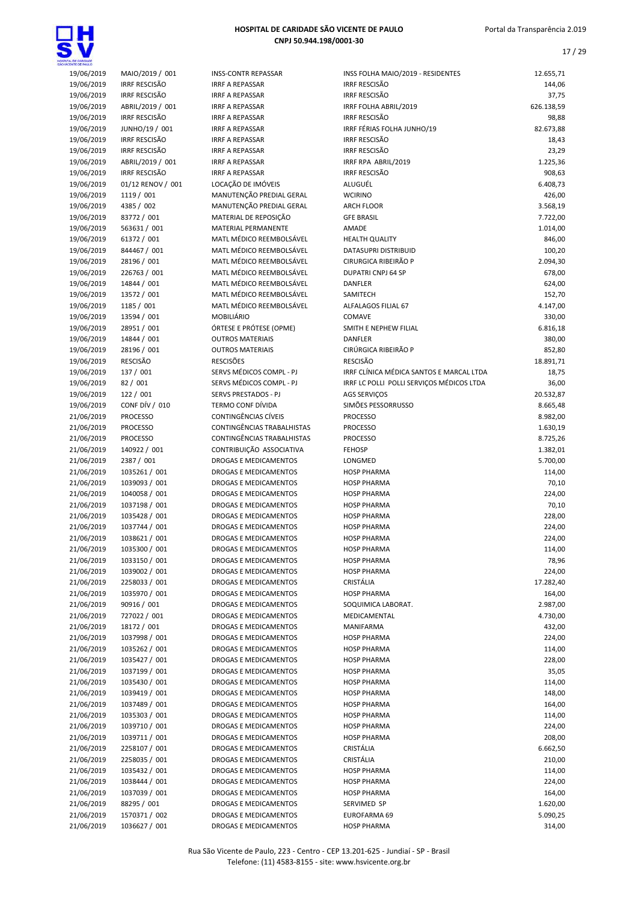| | | | | |
|---|---|---|---|---|
| 19/06/2019 | MAIO/2019 / 001 | INSS-CONTR REPASSAR | INSS FOLHA MAIO/2019 - RESIDENTES | 12.655,71 |
| 19/06/2019 | IRRF RESCISÃO | IRRF A REPASSAR | IRRF RESCISÃO | 144,06 |
| 19/06/2019 | IRRF RESCISÃO | IRRF A REPASSAR | IRRF RESCISÃO | 37,75 |
| 19/06/2019 | ABRIL/2019 / 001 | IRRF A REPASSAR | IRRF FOLHA ABRIL/2019 | 626.138,59 |
| 19/06/2019 | IRRF RESCISÃO | IRRF A REPASSAR | IRRF RESCISÃO | 98,88 |
| 19/06/2019 | JUNHO/19 / 001 | IRRF A REPASSAR | IRRF FÉRIAS FOLHA JUNHO/19 | 82.673,88 |
| 19/06/2019 | IRRF RESCISÃO | IRRF A REPASSAR | IRRF RESCISÃO | 18,43 |
| 19/06/2019 | IRRF RESCISÃO | IRRF A REPASSAR | IRRF RESCISÃO | 23,29 |
| 19/06/2019 | ABRIL/2019 / 001 | IRRF A REPASSAR | IRRF RPA ABRIL/2019 | 1.225,36 |
| 19/06/2019 | IRRF RESCISÃO | IRRF A REPASSAR | IRRF RESCISÃO | 908,63 |
| 19/06/2019 | 01/12 RENOV / 001 | LOCAÇÃO DE IMÓVEIS | ALUGUÉL | 6.408,73 |
| 19/06/2019 | 1119 / 001 | MANUTENÇÃO PREDIAL GERAL | WCIRINO | 426,00 |
| 19/06/2019 | 4385 / 002 | MANUTENÇÃO PREDIAL GERAL | ARCH FLOOR | 3.568,19 |
| 19/06/2019 | 83772 / 001 | MATERIAL DE REPOSIÇÃO | GFE BRASIL | 7.722,00 |
| 19/06/2019 | 563631 / 001 | MATERIAL PERMANENTE | AMADE | 1.014,00 |
| 19/06/2019 | 61372 / 001 | MATL MÉDICO REEMBOLSÁVEL | HEALTH QUALITY | 846,00 |
| 19/06/2019 | 844467 / 001 | MATL MÉDICO REEMBOLSÁVEL | DATASUPRI DISTRIBUID | 100,20 |
| 19/06/2019 | 28196 / 001 | MATL MÉDICO REEMBOLSÁVEL | CIRURGICA RIBEIRÃO P | 2.094,30 |
| 19/06/2019 | 226763 / 001 | MATL MÉDICO REEMBOLSÁVEL | DUPATRI CNPJ 64 SP | 678,00 |
| 19/06/2019 | 14844 / 001 | MATL MÉDICO REEMBOLSÁVEL | DANFLER | 624,00 |
| 19/06/2019 | 13572 / 001 | MATL MÉDICO REEMBOLSÁVEL | SAMITECH | 152,70 |
| 19/06/2019 | 1185 / 001 | MATL MÉDICO REEMBOLSÁVEL | ALFALAGOS FILIAL 67 | 4.147,00 |
| 19/06/2019 | 13594 / 001 | MOBILIÁRIO | COMAVE | 330,00 |
| 19/06/2019 | 28951 / 001 | ÓRTESE E PRÓTESE (OPME) | SMITH E NEPHEW FILIAL | 6.816,18 |
| 19/06/2019 | 14844 / 001 | OUTROS MATERIAIS | DANFLER | 380,00 |
| 19/06/2019 | 28196 / 001 | OUTROS MATERIAIS | CIRÚRGICA RIBEIRÃO P | 852,80 |
| 19/06/2019 | RESCISÃO | RESCISÕES | RESCISÃO | 18.891,71 |
| 19/06/2019 | 137 / 001 | SERVS MÉDICOS COMPL - PJ | IRRF CLÍNICA MÉDICA SANTOS E MARCAL LTDA | 18,75 |
| 19/06/2019 | 82 / 001 | SERVS MÉDICOS COMPL - PJ | IRRF LC POLLI POLLI SERVIÇOS MÉDICOS LTDA | 36,00 |
| 19/06/2019 | 122 / 001 | SERVS PRESTADOS - PJ | AGS SERVIÇOS | 20.532,87 |
| 19/06/2019 | CONF DÍV / 010 | TERMO CONF DÍVIDA | SIMÕES PESSORRUSSO | 8.665,48 |
| 21/06/2019 | PROCESSO | CONTINGÊNCIAS CÍVEIS | PROCESSO | 8.982,00 |
| 21/06/2019 | PROCESSO | CONTINGÊNCIAS TRABALHISTAS | PROCESSO | 1.630,19 |
| 21/06/2019 | PROCESSO | CONTINGÊNCIAS TRABALHISTAS | PROCESSO | 8.725,26 |
| 21/06/2019 | 140922 / 001 | CONTRIBUIÇÃO ASSOCIATIVA | FEHOSP | 1.382,01 |
| 21/06/2019 | 2387 / 001 | DROGAS E MEDICAMENTOS | LONGMED | 5.700,00 |
| 21/06/2019 | 1035261 / 001 | DROGAS E MEDICAMENTOS | HOSP PHARMA | 114,00 |
| 21/06/2019 | 1039093 / 001 | DROGAS E MEDICAMENTOS | HOSP PHARMA | 70,10 |
| 21/06/2019 | 1040058 / 001 | DROGAS E MEDICAMENTOS | HOSP PHARMA | 224,00 |
| 21/06/2019 | 1037198 / 001 | DROGAS E MEDICAMENTOS | HOSP PHARMA | 70,10 |
| 21/06/2019 | 1035428 / 001 | DROGAS E MEDICAMENTOS | HOSP PHARMA | 228,00 |
| 21/06/2019 | 1037744 / 001 | DROGAS E MEDICAMENTOS | HOSP PHARMA | 224,00 |
| 21/06/2019 | 1038621 / 001 | DROGAS E MEDICAMENTOS | HOSP PHARMA | 224,00 |
| 21/06/2019 | 1035300 / 001 | DROGAS E MEDICAMENTOS | HOSP PHARMA | 114,00 |
| 21/06/2019 | 1033150 / 001 | DROGAS E MEDICAMENTOS | HOSP PHARMA | 78,96 |
| 21/06/2019 | 1039002 / 001 | DROGAS E MEDICAMENTOS | HOSP PHARMA | 224,00 |
| 21/06/2019 | 2258033 / 001 | DROGAS E MEDICAMENTOS | CRISTÁLIA | 17.282,40 |
| 21/06/2019 | 1035970 / 001 | DROGAS E MEDICAMENTOS | HOSP PHARMA | 164,00 |
| 21/06/2019 | 90916 / 001 | DROGAS E MEDICAMENTOS | SOQUIMICA LABORAT. | 2.987,00 |
| 21/06/2019 | 727022 / 001 | DROGAS E MEDICAMENTOS | MEDICAMENTAL | 4.730,00 |
| 21/06/2019 | 18172 / 001 | DROGAS E MEDICAMENTOS | MANIFARMA | 432,00 |
| 21/06/2019 | 1037998 / 001 | DROGAS E MEDICAMENTOS | HOSP PHARMA | 224,00 |
| 21/06/2019 | 1035262 / 001 | DROGAS E MEDICAMENTOS | HOSP PHARMA | 114,00 |
| 21/06/2019 | 1035427 / 001 | DROGAS E MEDICAMENTOS | HOSP PHARMA | 228,00 |
| 21/06/2019 | 1037199 / 001 | DROGAS E MEDICAMENTOS | HOSP PHARMA | 35,05 |
| 21/06/2019 | 1035430 / 001 | DROGAS E MEDICAMENTOS | HOSP PHARMA | 114,00 |
| 21/06/2019 | 1039419 / 001 | DROGAS E MEDICAMENTOS | HOSP PHARMA | 148,00 |
| 21/06/2019 | 1037489 / 001 | DROGAS E MEDICAMENTOS | HOSP PHARMA | 164,00 |
| 21/06/2019 | 1035303 / 001 | DROGAS E MEDICAMENTOS | HOSP PHARMA | 114,00 |
| 21/06/2019 | 1039710 / 001 | DROGAS E MEDICAMENTOS | HOSP PHARMA | 224,00 |
| 21/06/2019 | 1039711 / 001 | DROGAS E MEDICAMENTOS | HOSP PHARMA | 208,00 |
| 21/06/2019 | 2258107 / 001 | DROGAS E MEDICAMENTOS | CRISTÁLIA | 6.662,50 |
| 21/06/2019 | 2258035 / 001 | DROGAS E MEDICAMENTOS | CRISTÁLIA | 210,00 |
| 21/06/2019 | 1035432 / 001 | DROGAS E MEDICAMENTOS | HOSP PHARMA | 114,00 |
| 21/06/2019 | 1038444 / 001 | DROGAS E MEDICAMENTOS | HOSP PHARMA | 224,00 |
| 21/06/2019 | 1037039 / 001 | DROGAS E MEDICAMENTOS | HOSP PHARMA | 164,00 |
| 21/06/2019 | 88295 / 001 | DROGAS E MEDICAMENTOS | SERVIMED SP | 1.620,00 |
| 21/06/2019 | 1570371 / 002 | DROGAS E MEDICAMENTOS | EUROFARMA 69 | 5.090,25 |
| 21/06/2019 | 1036627 / 001 | DROGAS E MEDICAMENTOS | HOSP PHARMA | 314,00 |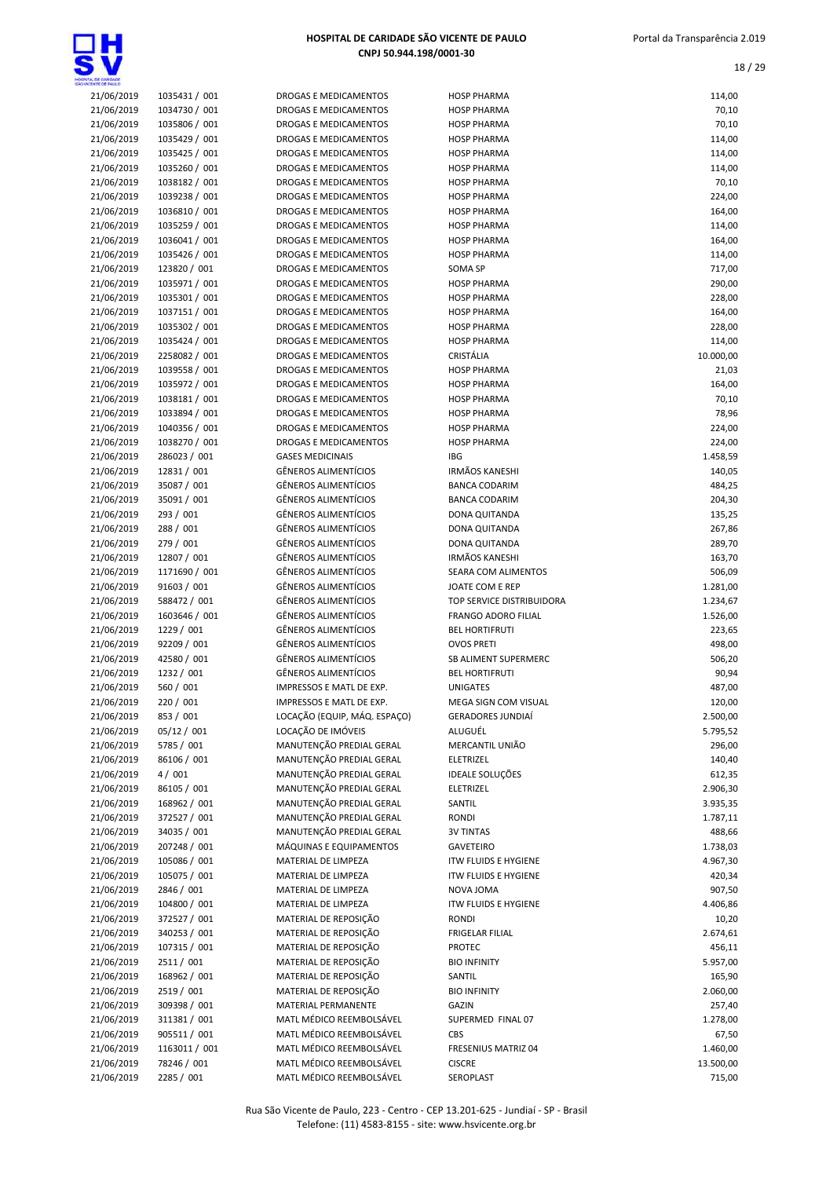| | | | | |
|---|---|---|---|---|
| 21/06/2019 | 1035431 / 001 | DROGAS E MEDICAMENTOS | HOSP PHARMA | 114,00 |
| 21/06/2019 | 1034730 / 001 | DROGAS E MEDICAMENTOS | HOSP PHARMA | 70,10 |
| 21/06/2019 | 1035806 / 001 | DROGAS E MEDICAMENTOS | HOSP PHARMA | 70,10 |
| 21/06/2019 | 1035429 / 001 | DROGAS E MEDICAMENTOS | HOSP PHARMA | 114,00 |
| 21/06/2019 | 1035425 / 001 | DROGAS E MEDICAMENTOS | HOSP PHARMA | 114,00 |
| 21/06/2019 | 1035260 / 001 | DROGAS E MEDICAMENTOS | HOSP PHARMA | 114,00 |
| 21/06/2019 | 1038182 / 001 | DROGAS E MEDICAMENTOS | HOSP PHARMA | 70,10 |
| 21/06/2019 | 1039238 / 001 | DROGAS E MEDICAMENTOS | HOSP PHARMA | 224,00 |
| 21/06/2019 | 1036810 / 001 | DROGAS E MEDICAMENTOS | HOSP PHARMA | 164,00 |
| 21/06/2019 | 1035259 / 001 | DROGAS E MEDICAMENTOS | HOSP PHARMA | 114,00 |
| 21/06/2019 | 1036041 / 001 | DROGAS E MEDICAMENTOS | HOSP PHARMA | 164,00 |
| 21/06/2019 | 1035426 / 001 | DROGAS E MEDICAMENTOS | HOSP PHARMA | 114,00 |
| 21/06/2019 | 123820 / 001 | DROGAS E MEDICAMENTOS | SOMA SP | 717,00 |
| 21/06/2019 | 1035971 / 001 | DROGAS E MEDICAMENTOS | HOSP PHARMA | 290,00 |
| 21/06/2019 | 1035301 / 001 | DROGAS E MEDICAMENTOS | HOSP PHARMA | 228,00 |
| 21/06/2019 | 1037151 / 001 | DROGAS E MEDICAMENTOS | HOSP PHARMA | 164,00 |
| 21/06/2019 | 1035302 / 001 | DROGAS E MEDICAMENTOS | HOSP PHARMA | 228,00 |
| 21/06/2019 | 1035424 / 001 | DROGAS E MEDICAMENTOS | HOSP PHARMA | 114,00 |
| 21/06/2019 | 2258082 / 001 | DROGAS E MEDICAMENTOS | CRISTÁLIA | 10.000,00 |
| 21/06/2019 | 1039558 / 001 | DROGAS E MEDICAMENTOS | HOSP PHARMA | 21,03 |
| 21/06/2019 | 1035972 / 001 | DROGAS E MEDICAMENTOS | HOSP PHARMA | 164,00 |
| 21/06/2019 | 1038181 / 001 | DROGAS E MEDICAMENTOS | HOSP PHARMA | 70,10 |
| 21/06/2019 | 1033894 / 001 | DROGAS E MEDICAMENTOS | HOSP PHARMA | 78,96 |
| 21/06/2019 | 1040356 / 001 | DROGAS E MEDICAMENTOS | HOSP PHARMA | 224,00 |
| 21/06/2019 | 1038270 / 001 | DROGAS E MEDICAMENTOS | HOSP PHARMA | 224,00 |
| 21/06/2019 | 286023 / 001 | GASES MEDICINAIS | IBG | 1.458,59 |
| 21/06/2019 | 12831 / 001 | GÊNEROS ALIMENTÍCIOS | IRMÃOS KANESHI | 140,05 |
| 21/06/2019 | 35087 / 001 | GÊNEROS ALIMENTÍCIOS | BANCA CODARIM | 484,25 |
| 21/06/2019 | 35091 / 001 | GÊNEROS ALIMENTÍCIOS | BANCA CODARIM | 204,30 |
| 21/06/2019 | 293 / 001 | GÊNEROS ALIMENTÍCIOS | DONA QUITANDA | 135,25 |
| 21/06/2019 | 288 / 001 | GÊNEROS ALIMENTÍCIOS | DONA QUITANDA | 267,86 |
| 21/06/2019 | 279 / 001 | GÊNEROS ALIMENTÍCIOS | DONA QUITANDA | 289,70 |
| 21/06/2019 | 12807 / 001 | GÊNEROS ALIMENTÍCIOS | IRMÃOS KANESHI | 163,70 |
| 21/06/2019 | 1171690 / 001 | GÊNEROS ALIMENTÍCIOS | SEARA COM ALIMENTOS | 506,09 |
| 21/06/2019 | 91603 / 001 | GÊNEROS ALIMENTÍCIOS | JOATE COM E REP | 1.281,00 |
| 21/06/2019 | 588472 / 001 | GÊNEROS ALIMENTÍCIOS | TOP SERVICE DISTRIBUIDORA | 1.234,67 |
| 21/06/2019 | 1603646 / 001 | GÊNEROS ALIMENTÍCIOS | FRANGO ADORO FILIAL | 1.526,00 |
| 21/06/2019 | 1229 / 001 | GÊNEROS ALIMENTÍCIOS | BEL HORTIFRUTI | 223,65 |
| 21/06/2019 | 92209 / 001 | GÊNEROS ALIMENTÍCIOS | OVOS PRETI | 498,00 |
| 21/06/2019 | 42580 / 001 | GÊNEROS ALIMENTÍCIOS | SB ALIMENT SUPERMERC | 506,20 |
| 21/06/2019 | 1232 / 001 | GÊNEROS ALIMENTÍCIOS | BEL HORTIFRUTI | 90,94 |
| 21/06/2019 | 560 / 001 | IMPRESSOS E MATL DE EXP. | UNIGATES | 487,00 |
| 21/06/2019 | 220 / 001 | IMPRESSOS E MATL DE EXP. | MEGA SIGN COM VISUAL | 120,00 |
| 21/06/2019 | 853 / 001 | LOCAÇÃO (EQUIP, MÁQ. ESPAÇO) | GERADORES JUNDIAÍ | 2.500,00 |
| 21/06/2019 | 05/12 / 001 | LOCAÇÃO DE IMÓVEIS | ALUGUÉL | 5.795,52 |
| 21/06/2019 | 5785 / 001 | MANUTENÇÃO PREDIAL GERAL | MERCANTIL UNIÃO | 296,00 |
| 21/06/2019 | 86106 / 001 | MANUTENÇÃO PREDIAL GERAL | ELETRIZEL | 140,40 |
| 21/06/2019 | 4 / 001 | MANUTENÇÃO PREDIAL GERAL | IDEALE SOLUÇÕES | 612,35 |
| 21/06/2019 | 86105 / 001 | MANUTENÇÃO PREDIAL GERAL | ELETRIZEL | 2.906,30 |
| 21/06/2019 | 168962 / 001 | MANUTENÇÃO PREDIAL GERAL | SANTIL | 3.935,35 |
| 21/06/2019 | 372527 / 001 | MANUTENÇÃO PREDIAL GERAL | RONDI | 1.787,11 |
| 21/06/2019 | 34035 / 001 | MANUTENÇÃO PREDIAL GERAL | 3V TINTAS | 488,66 |
| 21/06/2019 | 207248 / 001 | MÁQUINAS E EQUIPAMENTOS | GAVETEIRO | 1.738,03 |
| 21/06/2019 | 105086 / 001 | MATERIAL DE LIMPEZA | ITW FLUIDS E HYGIENE | 4.967,30 |
| 21/06/2019 | 105075 / 001 | MATERIAL DE LIMPEZA | ITW FLUIDS E HYGIENE | 420,34 |
| 21/06/2019 | 2846 / 001 | MATERIAL DE LIMPEZA | NOVA JOMA | 907,50 |
| 21/06/2019 | 104800 / 001 | MATERIAL DE LIMPEZA | ITW FLUIDS E HYGIENE | 4.406,86 |
| 21/06/2019 | 372527 / 001 | MATERIAL DE REPOSIÇÃO | RONDI | 10,20 |
| 21/06/2019 | 340253 / 001 | MATERIAL DE REPOSIÇÃO | FRIGELAR FILIAL | 2.674,61 |
| 21/06/2019 | 107315 / 001 | MATERIAL DE REPOSIÇÃO | PROTEC | 456,11 |
| 21/06/2019 | 2511 / 001 | MATERIAL DE REPOSIÇÃO | BIO INFINITY | 5.957,00 |
| 21/06/2019 | 168962 / 001 | MATERIAL DE REPOSIÇÃO | SANTIL | 165,90 |
| 21/06/2019 | 2519 / 001 | MATERIAL DE REPOSIÇÃO | BIO INFINITY | 2.060,00 |
| 21/06/2019 | 309398 / 001 | MATERIAL PERMANENTE | GAZIN | 257,40 |
| 21/06/2019 | 311381 / 001 | MATL MÉDICO REEMBOLSÁVEL | SUPERMED FINAL 07 | 1.278,00 |
| 21/06/2019 | 905511 / 001 | MATL MÉDICO REEMBOLSÁVEL | CBS | 67,50 |
| 21/06/2019 | 1163011 / 001 | MATL MÉDICO REEMBOLSÁVEL | FRESENIUS MATRIZ 04 | 1.460,00 |
| 21/06/2019 | 78246 / 001 | MATL MÉDICO REEMBOLSÁVEL | CISCRE | 13.500,00 |
| 21/06/2019 | 2285 / 001 | MATL MÉDICO REEMBOLSÁVEL | SEROPLAST | 715,00 |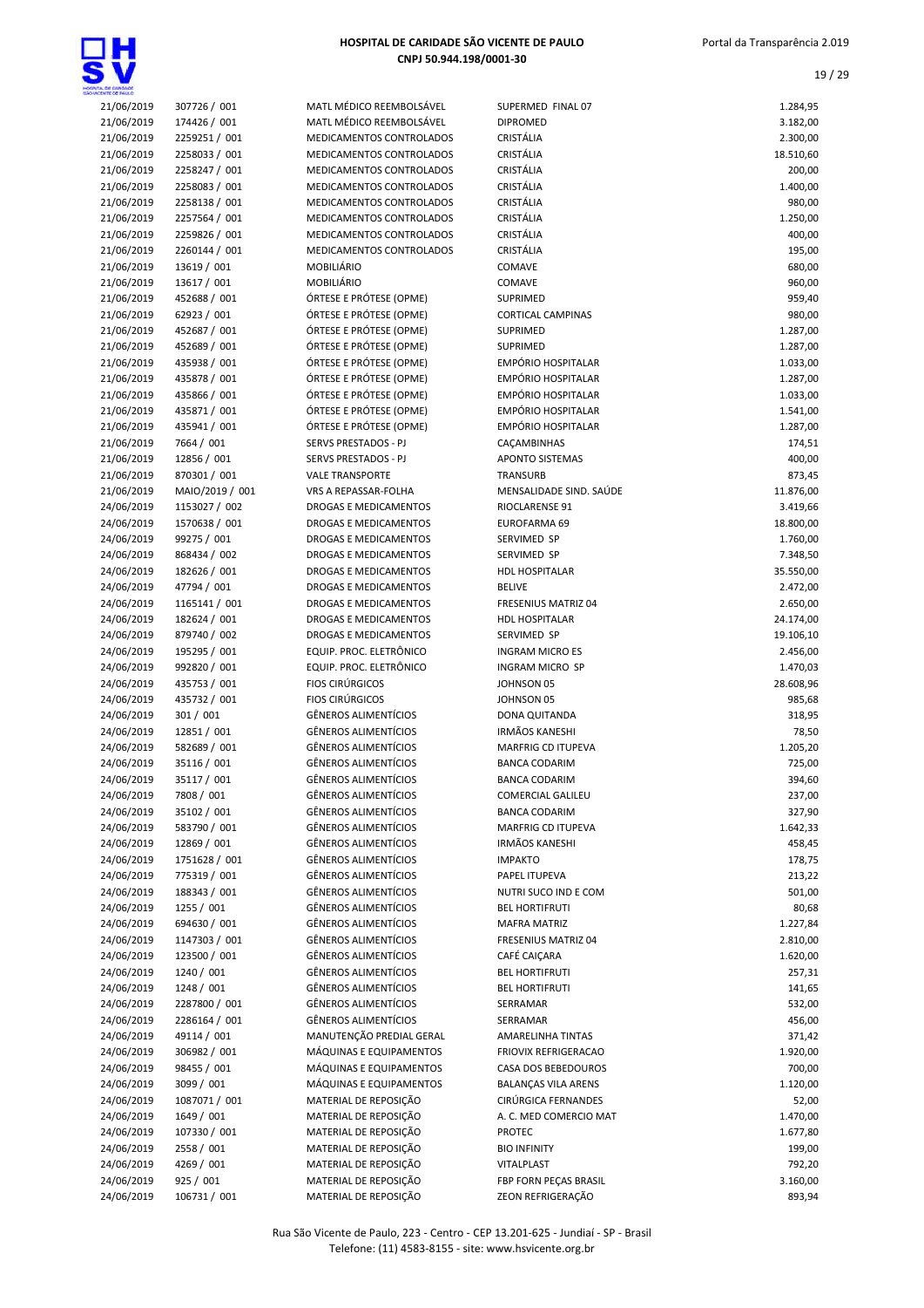# HOSPITAL DE CARIDADE SÃO VICENTE DE PAULO
CNPJ 50.944.198/0001-30

Portal da Transparência 2.019

| | | | | |
|---|---|---|---|---|
| 21/06/2019 | 307726 / 001 | MATL MÉDICO REEMBOLSÁVEL | SUPERMED FINAL 07 | 1.284,95 |
| 21/06/2019 | 174426 / 001 | MATL MÉDICO REEMBOLSÁVEL | DIPROMED | 3.182,00 |
| 21/06/2019 | 2259251 / 001 | MEDICAMENTOS CONTROLADOS | CRISTÁLIA | 2.300,00 |
| 21/06/2019 | 2258033 / 001 | MEDICAMENTOS CONTROLADOS | CRISTÁLIA | 18.510,60 |
| 21/06/2019 | 2258247 / 001 | MEDICAMENTOS CONTROLADOS | CRISTÁLIA | 200,00 |
| 21/06/2019 | 2258083 / 001 | MEDICAMENTOS CONTROLADOS | CRISTÁLIA | 1.400,00 |
| 21/06/2019 | 2258138 / 001 | MEDICAMENTOS CONTROLADOS | CRISTÁLIA | 980,00 |
| 21/06/2019 | 2257564 / 001 | MEDICAMENTOS CONTROLADOS | CRISTÁLIA | 1.250,00 |
| 21/06/2019 | 2259826 / 001 | MEDICAMENTOS CONTROLADOS | CRISTÁLIA | 400,00 |
| 21/06/2019 | 2260144 / 001 | MEDICAMENTOS CONTROLADOS | CRISTÁLIA | 195,00 |
| 21/06/2019 | 13619 / 001 | MOBILIÁRIO | COMAVE | 680,00 |
| 21/06/2019 | 13617 / 001 | MOBILIÁRIO | COMAVE | 960,00 |
| 21/06/2019 | 452688 / 001 | ÓRTESE E PRÓTESE (OPME) | SUPRIMED | 959,40 |
| 21/06/2019 | 62923 / 001 | ÓRTESE E PRÓTESE (OPME) | CORTICAL CAMPINAS | 980,00 |
| 21/06/2019 | 452687 / 001 | ÓRTESE E PRÓTESE (OPME) | SUPRIMED | 1.287,00 |
| 21/06/2019 | 452689 / 001 | ÓRTESE E PRÓTESE (OPME) | SUPRIMED | 1.287,00 |
| 21/06/2019 | 435938 / 001 | ÓRTESE E PRÓTESE (OPME) | EMPÓRIO HOSPITALAR | 1.033,00 |
| 21/06/2019 | 435878 / 001 | ÓRTESE E PRÓTESE (OPME) | EMPÓRIO HOSPITALAR | 1.287,00 |
| 21/06/2019 | 435866 / 001 | ÓRTESE E PRÓTESE (OPME) | EMPÓRIO HOSPITALAR | 1.033,00 |
| 21/06/2019 | 435871 / 001 | ÓRTESE E PRÓTESE (OPME) | EMPÓRIO HOSPITALAR | 1.541,00 |
| 21/06/2019 | 435941 / 001 | ÓRTESE E PRÓTESE (OPME) | EMPÓRIO HOSPITALAR | 1.287,00 |
| 21/06/2019 | 7664 / 001 | SERVS PRESTADOS - PJ | CAÇAMBINHAS | 174,51 |
| 21/06/2019 | 12856 / 001 | SERVS PRESTADOS - PJ | APONTO SISTEMAS | 400,00 |
| 21/06/2019 | 870301 / 001 | VALE TRANSPORTE | TRANSURB | 873,45 |
| 21/06/2019 | MAIO/2019 / 001 | VRS A REPASSAR-FOLHA | MENSALIDADE SIND. SAÚDE | 11.876,00 |
| 24/06/2019 | 1153027 / 002 | DROGAS E MEDICAMENTOS | RIOCLARENSE 91 | 3.419,66 |
| 24/06/2019 | 1570638 / 001 | DROGAS E MEDICAMENTOS | EUROFARMA 69 | 18.800,00 |
| 24/06/2019 | 99275 / 001 | DROGAS E MEDICAMENTOS | SERVIMED SP | 1.760,00 |
| 24/06/2019 | 868434 / 002 | DROGAS E MEDICAMENTOS | SERVIMED SP | 7.348,50 |
| 24/06/2019 | 182626 / 001 | DROGAS E MEDICAMENTOS | HDL HOSPITALAR | 35.550,00 |
| 24/06/2019 | 47794 / 001 | DROGAS E MEDICAMENTOS | BELIVE | 2.472,00 |
| 24/06/2019 | 1165141 / 001 | DROGAS E MEDICAMENTOS | FRESENIUS MATRIZ 04 | 2.650,00 |
| 24/06/2019 | 182624 / 001 | DROGAS E MEDICAMENTOS | HDL HOSPITALAR | 24.174,00 |
| 24/06/2019 | 879740 / 002 | DROGAS E MEDICAMENTOS | SERVIMED SP | 19.106,10 |
| 24/06/2019 | 195295 / 001 | EQUIP. PROC. ELETRÔNICO | INGRAM MICRO ES | 2.456,00 |
| 24/06/2019 | 992820 / 001 | EQUIP. PROC. ELETRÔNICO | INGRAM MICRO SP | 1.470,03 |
| 24/06/2019 | 435753 / 001 | FIOS CIRÚRGICOS | JOHNSON 05 | 28.608,96 |
| 24/06/2019 | 435732 / 001 | FIOS CIRÚRGICOS | JOHNSON 05 | 985,68 |
| 24/06/2019 | 301 / 001 | GÊNEROS ALIMENTÍCIOS | DONA QUITANDA | 318,95 |
| 24/06/2019 | 12851 / 001 | GÊNEROS ALIMENTÍCIOS | IRMÃOS KANESHI | 78,50 |
| 24/06/2019 | 582689 / 001 | GÊNEROS ALIMENTÍCIOS | MARFRIG CD ITUPEVA | 1.205,20 |
| 24/06/2019 | 35116 / 001 | GÊNEROS ALIMENTÍCIOS | BANCA CODARIM | 725,00 |
| 24/06/2019 | 35117 / 001 | GÊNEROS ALIMENTÍCIOS | BANCA CODARIM | 394,60 |
| 24/06/2019 | 7808 / 001 | GÊNEROS ALIMENTÍCIOS | COMERCIAL GALILEU | 237,00 |
| 24/06/2019 | 35102 / 001 | GÊNEROS ALIMENTÍCIOS | BANCA CODARIM | 327,90 |
| 24/06/2019 | 583790 / 001 | GÊNEROS ALIMENTÍCIOS | MARFRIG CD ITUPEVA | 1.642,33 |
| 24/06/2019 | 12869 / 001 | GÊNEROS ALIMENTÍCIOS | IRMÃOS KANESHI | 458,45 |
| 24/06/2019 | 1751628 / 001 | GÊNEROS ALIMENTÍCIOS | IMPAKTO | 178,75 |
| 24/06/2019 | 775319 / 001 | GÊNEROS ALIMENTÍCIOS | PAPEL ITUPEVA | 213,22 |
| 24/06/2019 | 188343 / 001 | GÊNEROS ALIMENTÍCIOS | NUTRI SUCO IND E COM | 501,00 |
| 24/06/2019 | 1255 / 001 | GÊNEROS ALIMENTÍCIOS | BEL HORTIFRUTI | 80,68 |
| 24/06/2019 | 694630 / 001 | GÊNEROS ALIMENTÍCIOS | MAFRA MATRIZ | 1.227,84 |
| 24/06/2019 | 1147303 / 001 | GÊNEROS ALIMENTÍCIOS | FRESENIUS MATRIZ 04 | 2.810,00 |
| 24/06/2019 | 123500 / 001 | GÊNEROS ALIMENTÍCIOS | CAFÉ CAIÇARA | 1.620,00 |
| 24/06/2019 | 1240 / 001 | GÊNEROS ALIMENTÍCIOS | BEL HORTIFRUTI | 257,31 |
| 24/06/2019 | 1248 / 001 | GÊNEROS ALIMENTÍCIOS | BEL HORTIFRUTI | 141,65 |
| 24/06/2019 | 2287800 / 001 | GÊNEROS ALIMENTÍCIOS | SERRAMAR | 532,00 |
| 24/06/2019 | 2286164 / 001 | GÊNEROS ALIMENTÍCIOS | SERRAMAR | 456,00 |
| 24/06/2019 | 49114 / 001 | MANUTENÇÃO PREDIAL GERAL | AMARELINHA TINTAS | 371,42 |
| 24/06/2019 | 306982 / 001 | MÁQUINAS E EQUIPAMENTOS | FRIOVIX REFRIGERACAO | 1.920,00 |
| 24/06/2019 | 98455 / 001 | MÁQUINAS E EQUIPAMENTOS | CASA DOS BEBEDOUROS | 700,00 |
| 24/06/2019 | 3099 / 001 | MÁQUINAS E EQUIPAMENTOS | BALANÇAS VILA ARENS | 1.120,00 |
| 24/06/2019 | 1087071 / 001 | MATERIAL DE REPOSIÇÃO | CIRÚRGICA FERNANDES | 52,00 |
| 24/06/2019 | 1649 / 001 | MATERIAL DE REPOSIÇÃO | A. C. MED COMERCIO MAT | 1.470,00 |
| 24/06/2019 | 107330 / 001 | MATERIAL DE REPOSIÇÃO | PROTEC | 1.677,80 |
| 24/06/2019 | 2558 / 001 | MATERIAL DE REPOSIÇÃO | BIO INFINITY | 199,00 |
| 24/06/2019 | 4269 / 001 | MATERIAL DE REPOSIÇÃO | VITALPLAST | 792,20 |
| 24/06/2019 | 925 / 001 | MATERIAL DE REPOSIÇÃO | FBP FORN PEÇAS BRASIL | 3.160,00 |
| 24/06/2019 | 106731 / 001 | MATERIAL DE REPOSIÇÃO | ZEON REFRIGERAÇÃO | 893,94 |

Rua São Vicente de Paulo, 223 - Centro - CEP 13.201-625 - Jundiaí - SP - Brasil
Telefone: (11) 4583-8155 - site: www.hsvicente.org.br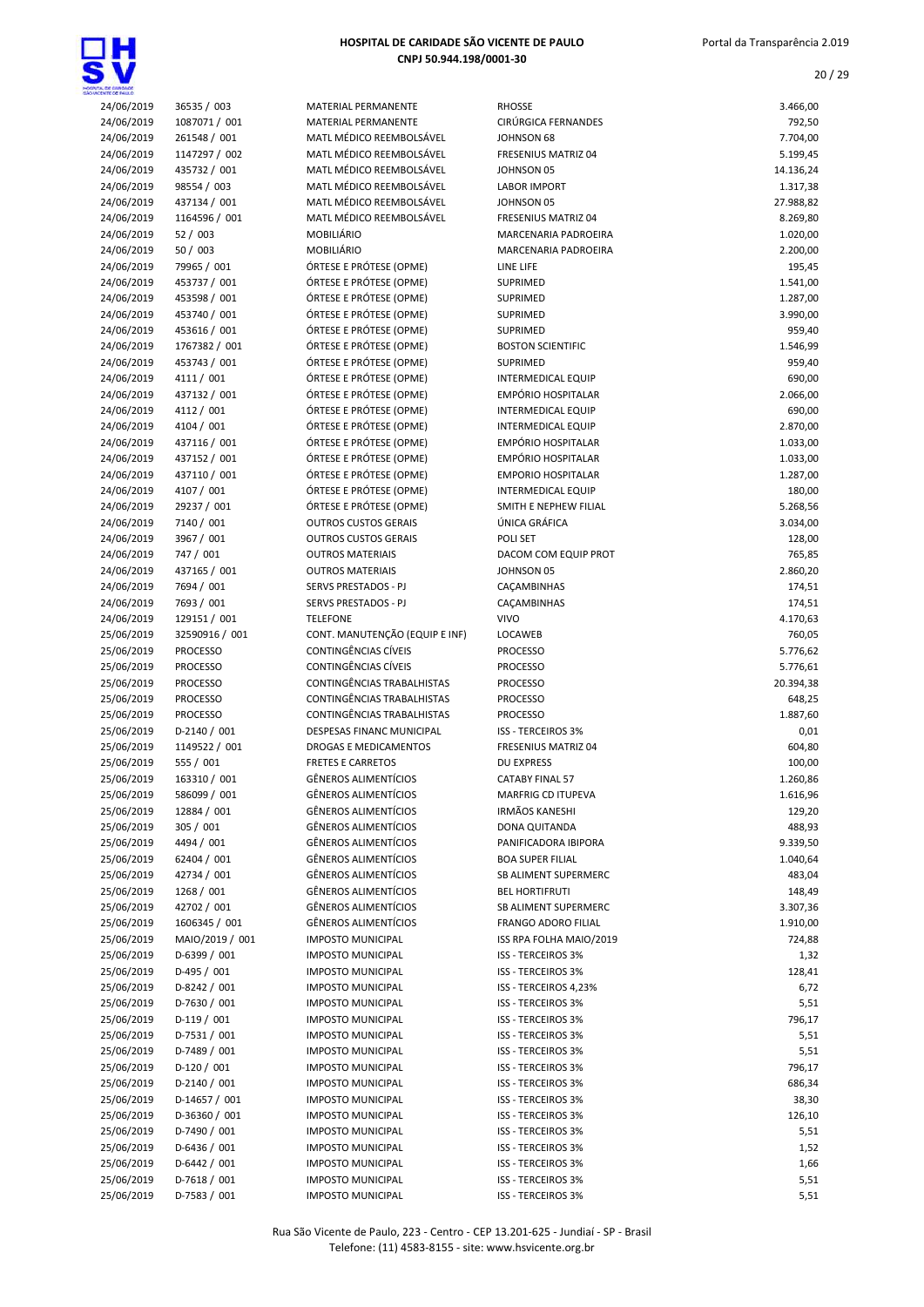| | | | | |
|---|---|---|---|---|
| 24/06/2019 | 36535 / 003 | MATERIAL PERMANENTE | RHOSSE | 3.466,00 |
| 24/06/2019 | 1087071 / 001 | MATERIAL PERMANENTE | CIRÚRGICA FERNANDES | 792,50 |
| 24/06/2019 | 261548 / 001 | MATL MÉDICO REEMBOLSÁVEL | JOHNSON 68 | 7.704,00 |
| 24/06/2019 | 1147297 / 002 | MATL MÉDICO REEMBOLSÁVEL | FRESENIUS MATRIZ 04 | 5.199,45 |
| 24/06/2019 | 435732 / 001 | MATL MÉDICO REEMBOLSÁVEL | JOHNSON 05 | 14.136,24 |
| 24/06/2019 | 98554 / 003 | MATL MÉDICO REEMBOLSÁVEL | LABOR IMPORT | 1.317,38 |
| 24/06/2019 | 437134 / 001 | MATL MÉDICO REEMBOLSÁVEL | JOHNSON 05 | 27.988,82 |
| 24/06/2019 | 1164596 / 001 | MATL MÉDICO REEMBOLSÁVEL | FRESENIUS MATRIZ 04 | 8.269,80 |
| 24/06/2019 | 52 / 003 | MOBILIÁRIO | MARCENARIA PADROEIRA | 1.020,00 |
| 24/06/2019 | 50 / 003 | MOBILIÁRIO | MARCENARIA PADROEIRA | 2.200,00 |
| 24/06/2019 | 79965 / 001 | ÓRTESE E PRÓTESE (OPME) | LINE LIFE | 195,45 |
| 24/06/2019 | 453737 / 001 | ÓRTESE E PRÓTESE (OPME) | SUPRIMED | 1.541,00 |
| 24/06/2019 | 453598 / 001 | ÓRTESE E PRÓTESE (OPME) | SUPRIMED | 1.287,00 |
| 24/06/2019 | 453740 / 001 | ÓRTESE E PRÓTESE (OPME) | SUPRIMED | 3.990,00 |
| 24/06/2019 | 453616 / 001 | ÓRTESE E PRÓTESE (OPME) | SUPRIMED | 959,40 |
| 24/06/2019 | 1767382 / 001 | ÓRTESE E PRÓTESE (OPME) | BOSTON SCIENTIFIC | 1.546,99 |
| 24/06/2019 | 453743 / 001 | ÓRTESE E PRÓTESE (OPME) | SUPRIMED | 959,40 |
| 24/06/2019 | 4111 / 001 | ÓRTESE E PRÓTESE (OPME) | INTERMEDICAL EQUIP | 690,00 |
| 24/06/2019 | 437132 / 001 | ÓRTESE E PRÓTESE (OPME) | EMPÓRIO HOSPITALAR | 2.066,00 |
| 24/06/2019 | 4112 / 001 | ÓRTESE E PRÓTESE (OPME) | INTERMEDICAL EQUIP | 690,00 |
| 24/06/2019 | 4104 / 001 | ÓRTESE E PRÓTESE (OPME) | INTERMEDICAL EQUIP | 2.870,00 |
| 24/06/2019 | 437116 / 001 | ÓRTESE E PRÓTESE (OPME) | EMPÓRIO HOSPITALAR | 1.033,00 |
| 24/06/2019 | 437152 / 001 | ÓRTESE E PRÓTESE (OPME) | EMPÓRIO HOSPITALAR | 1.033,00 |
| 24/06/2019 | 437110 / 001 | ÓRTESE E PRÓTESE (OPME) | EMPORIO HOSPITALAR | 1.287,00 |
| 24/06/2019 | 4107 / 001 | ÓRTESE E PRÓTESE (OPME) | INTERMEDICAL EQUIP | 180,00 |
| 24/06/2019 | 29237 / 001 | ÓRTESE E PRÓTESE (OPME) | SMITH E NEPHEW FILIAL | 5.268,56 |
| 24/06/2019 | 7140 / 001 | OUTROS CUSTOS GERAIS | ÚNICA GRÁFICA | 3.034,00 |
| 24/06/2019 | 3967 / 001 | OUTROS CUSTOS GERAIS | POLI SET | 128,00 |
| 24/06/2019 | 747 / 001 | OUTROS MATERIAIS | DACOM COM EQUIP PROT | 765,85 |
| 24/06/2019 | 437165 / 001 | OUTROS MATERIAIS | JOHNSON 05 | 2.860,20 |
| 24/06/2019 | 7694 / 001 | SERVS PRESTADOS - PJ | CAÇAMBINHAS | 174,51 |
| 24/06/2019 | 7693 / 001 | SERVS PRESTADOS - PJ | CAÇAMBINHAS | 174,51 |
| 24/06/2019 | 129151 / 001 | TELEFONE | VIVO | 4.170,63 |
| 25/06/2019 | 32590916 / 001 | CONT. MANUTENÇÃO (EQUIP E INF) | LOCAWEB | 760,05 |
| 25/06/2019 | PROCESSO | CONTINGÊNCIAS CÍVEIS | PROCESSO | 5.776,62 |
| 25/06/2019 | PROCESSO | CONTINGÊNCIAS CÍVEIS | PROCESSO | 5.776,61 |
| 25/06/2019 | PROCESSO | CONTINGÊNCIAS TRABALHISTAS | PROCESSO | 20.394,38 |
| 25/06/2019 | PROCESSO | CONTINGÊNCIAS TRABALHISTAS | PROCESSO | 648,25 |
| 25/06/2019 | PROCESSO | CONTINGÊNCIAS TRABALHISTAS | PROCESSO | 1.887,60 |
| 25/06/2019 | D-2140 / 001 | DESPESAS FINANC MUNICIPAL | ISS - TERCEIROS 3% | 0,01 |
| 25/06/2019 | 1149522 / 001 | DROGAS E MEDICAMENTOS | FRESENIUS MATRIZ 04 | 604,80 |
| 25/06/2019 | 555 / 001 | FRETES E CARRETOS | DU EXPRESS | 100,00 |
| 25/06/2019 | 163310 / 001 | GÊNEROS ALIMENTÍCIOS | CATABY FINAL 57 | 1.260,86 |
| 25/06/2019 | 586099 / 001 | GÊNEROS ALIMENTÍCIOS | MARFRIG CD ITUPEVA | 1.616,96 |
| 25/06/2019 | 12884 / 001 | GÊNEROS ALIMENTÍCIOS | IRMÃOS KANESHI | 129,20 |
| 25/06/2019 | 305 / 001 | GÊNEROS ALIMENTÍCIOS | DONA QUITANDA | 488,93 |
| 25/06/2019 | 4494 / 001 | GÊNEROS ALIMENTÍCIOS | PANIFICADORA IBIPORA | 9.339,50 |
| 25/06/2019 | 62404 / 001 | GÊNEROS ALIMENTÍCIOS | BOA SUPER FILIAL | 1.040,64 |
| 25/06/2019 | 42734 / 001 | GÊNEROS ALIMENTÍCIOS | SB ALIMENT SUPERMERC | 483,04 |
| 25/06/2019 | 1268 / 001 | GÊNEROS ALIMENTÍCIOS | BEL HORTIFRUTI | 148,49 |
| 25/06/2019 | 42702 / 001 | GÊNEROS ALIMENTÍCIOS | SB ALIMENT SUPERMERC | 3.307,36 |
| 25/06/2019 | 1606345 / 001 | GÊNEROS ALIMENTÍCIOS | FRANGO ADORO FILIAL | 1.910,00 |
| 25/06/2019 | MAIO/2019 / 001 | IMPOSTO MUNICIPAL | ISS RPA FOLHA MAIO/2019 | 724,88 |
| 25/06/2019 | D-6399 / 001 | IMPOSTO MUNICIPAL | ISS - TERCEIROS 3% | 1,32 |
| 25/06/2019 | D-495 / 001 | IMPOSTO MUNICIPAL | ISS - TERCEIROS 3% | 128,41 |
| 25/06/2019 | D-8242 / 001 | IMPOSTO MUNICIPAL | ISS - TERCEIROS 4,23% | 6,72 |
| 25/06/2019 | D-7630 / 001 | IMPOSTO MUNICIPAL | ISS - TERCEIROS 3% | 5,51 |
| 25/06/2019 | D-119 / 001 | IMPOSTO MUNICIPAL | ISS - TERCEIROS 3% | 796,17 |
| 25/06/2019 | D-7531 / 001 | IMPOSTO MUNICIPAL | ISS - TERCEIROS 3% | 5,51 |
| 25/06/2019 | D-7489 / 001 | IMPOSTO MUNICIPAL | ISS - TERCEIROS 3% | 5,51 |
| 25/06/2019 | D-120 / 001 | IMPOSTO MUNICIPAL | ISS - TERCEIROS 3% | 796,17 |
| 25/06/2019 | D-2140 / 001 | IMPOSTO MUNICIPAL | ISS - TERCEIROS 3% | 686,34 |
| 25/06/2019 | D-14657 / 001 | IMPOSTO MUNICIPAL | ISS - TERCEIROS 3% | 38,30 |
| 25/06/2019 | D-36360 / 001 | IMPOSTO MUNICIPAL | ISS - TERCEIROS 3% | 126,10 |
| 25/06/2019 | D-7490 / 001 | IMPOSTO MUNICIPAL | ISS - TERCEIROS 3% | 5,51 |
| 25/06/2019 | D-6436 / 001 | IMPOSTO MUNICIPAL | ISS - TERCEIROS 3% | 1,52 |
| 25/06/2019 | D-6442 / 001 | IMPOSTO MUNICIPAL | ISS - TERCEIROS 3% | 1,66 |
| 25/06/2019 | D-7618 / 001 | IMPOSTO MUNICIPAL | ISS - TERCEIROS 3% | 5,51 |
| 25/06/2019 | D-7583 / 001 | IMPOSTO MUNICIPAL | ISS - TERCEIROS 3% | 5,51 |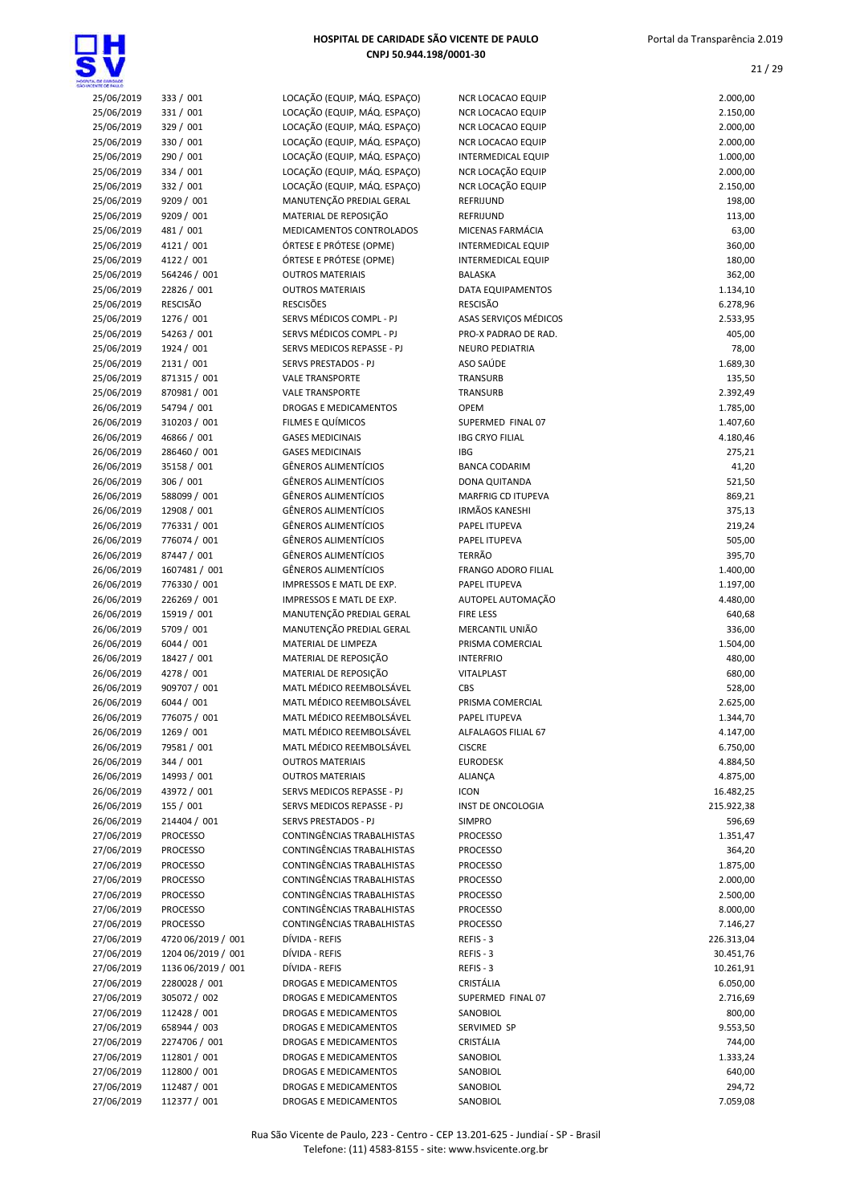# HOSPITAL DE CARIDADE SÃO VICENTE DE PAULO
CNPJ 50.944.198/0001-30

| | | | | |
|---|---|---|---|---|
| 25/06/2019 | 333 / 001 | LOCAÇÃO (EQUIP, MÁQ. ESPAÇO) | NCR LOCACAO EQUIP | 2.000,00 |
| 25/06/2019 | 331 / 001 | LOCAÇÃO (EQUIP, MÁQ. ESPAÇO) | NCR LOCACAO EQUIP | 2.150,00 |
| 25/06/2019 | 329 / 001 | LOCAÇÃO (EQUIP, MÁQ. ESPAÇO) | NCR LOCACAO EQUIP | 2.000,00 |
| 25/06/2019 | 330 / 001 | LOCAÇÃO (EQUIP, MÁQ. ESPAÇO) | NCR LOCACAO EQUIP | 2.000,00 |
| 25/06/2019 | 290 / 001 | LOCAÇÃO (EQUIP, MÁQ. ESPAÇO) | INTERMEDICAL EQUIP | 1.000,00 |
| 25/06/2019 | 334 / 001 | LOCAÇÃO (EQUIP, MÁQ. ESPAÇO) | NCR LOCAÇÃO EQUIP | 2.000,00 |
| 25/06/2019 | 332 / 001 | LOCAÇÃO (EQUIP, MÁQ. ESPAÇO) | NCR LOCAÇÃO EQUIP | 2.150,00 |
| 25/06/2019 | 9209 / 001 | MANUTENÇÃO PREDIAL GERAL | REFRIJUND | 198,00 |
| 25/06/2019 | 9209 / 001 | MATERIAL DE REPOSIÇÃO | REFRIJUND | 113,00 |
| 25/06/2019 | 481 / 001 | MEDICAMENTOS CONTROLADOS | MICENAS FARMÁCIA | 63,00 |
| 25/06/2019 | 4121 / 001 | ÓRTESE E PRÓTESE (OPME) | INTERMEDICAL EQUIP | 360,00 |
| 25/06/2019 | 4122 / 001 | ÓRTESE E PRÓTESE (OPME) | INTERMEDICAL EQUIP | 180,00 |
| 25/06/2019 | 564246 / 001 | OUTROS MATERIAIS | BALASKA | 362,00 |
| 25/06/2019 | 22826 / 001 | OUTROS MATERIAIS | DATA EQUIPAMENTOS | 1.134,10 |
| 25/06/2019 | RESCISÃO | RESCISÕES | RESCISÃO | 6.278,96 |
| 25/06/2019 | 1276 / 001 | SERVS MÉDICOS COMPL - PJ | ASAS SERVIÇOS MÉDICOS | 2.533,95 |
| 25/06/2019 | 54263 / 001 | SERVS MÉDICOS COMPL - PJ | PRO-X PADRAO DE RAD. | 405,00 |
| 25/06/2019 | 1924 / 001 | SERVS MEDICOS REPASSE - PJ | NEURO PEDIATRIA | 78,00 |
| 25/06/2019 | 2131 / 001 | SERVS PRESTADOS - PJ | ASO SAÚDE | 1.689,30 |
| 25/06/2019 | 871315 / 001 | VALE TRANSPORTE | TRANSURB | 135,50 |
| 25/06/2019 | 870981 / 001 | VALE TRANSPORTE | TRANSURB | 2.392,49 |
| 26/06/2019 | 54794 / 001 | DROGAS E MEDICAMENTOS | OPEM | 1.785,00 |
| 26/06/2019 | 310203 / 001 | FILMES E QUÍMICOS | SUPERMED FINAL 07 | 1.407,60 |
| 26/06/2019 | 46866 / 001 | GASES MEDICINAIS | IBG CRYO FILIAL | 4.180,46 |
| 26/06/2019 | 286460 / 001 | GASES MEDICINAIS | IBG | 275,21 |
| 26/06/2019 | 35158 / 001 | GÊNEROS ALIMENTÍCIOS | BANCA CODARIM | 41,20 |
| 26/06/2019 | 306 / 001 | GÊNEROS ALIMENTÍCIOS | DONA QUITANDA | 521,50 |
| 26/06/2019 | 588099 / 001 | GÊNEROS ALIMENTÍCIOS | MARFRIG CD ITUPEVA | 869,21 |
| 26/06/2019 | 12908 / 001 | GÊNEROS ALIMENTÍCIOS | IRMÃOS KANESHI | 375,13 |
| 26/06/2019 | 776331 / 001 | GÊNEROS ALIMENTÍCIOS | PAPEL ITUPEVA | 219,24 |
| 26/06/2019 | 776074 / 001 | GÊNEROS ALIMENTÍCIOS | PAPEL ITUPEVA | 505,00 |
| 26/06/2019 | 87447 / 001 | GÊNEROS ALIMENTÍCIOS | TERRÃO | 395,70 |
| 26/06/2019 | 1607481 / 001 | GÊNEROS ALIMENTÍCIOS | FRANGO ADORO FILIAL | 1.400,00 |
| 26/06/2019 | 776330 / 001 | IMPRESSOS E MATL DE EXP. | PAPEL ITUPEVA | 1.197,00 |
| 26/06/2019 | 226269 / 001 | IMPRESSOS E MATL DE EXP. | AUTOPEL AUTOMAÇÃO | 4.480,00 |
| 26/06/2019 | 15919 / 001 | MANUTENÇÃO PREDIAL GERAL | FIRE LESS | 640,68 |
| 26/06/2019 | 5709 / 001 | MANUTENÇÃO PREDIAL GERAL | MERCANTIL UNIÃO | 336,00 |
| 26/06/2019 | 6044 / 001 | MATERIAL DE LIMPEZA | PRISMA COMERCIAL | 1.504,00 |
| 26/06/2019 | 18427 / 001 | MATERIAL DE REPOSIÇÃO | INTERFRIO | 480,00 |
| 26/06/2019 | 4278 / 001 | MATERIAL DE REPOSIÇÃO | VITALPLAST | 680,00 |
| 26/06/2019 | 909707 / 001 | MATL MÉDICO REEMBOLSÁVEL | CBS | 528,00 |
| 26/06/2019 | 6044 / 001 | MATL MÉDICO REEMBOLSÁVEL | PRISMA COMERCIAL | 2.625,00 |
| 26/06/2019 | 776075 / 001 | MATL MÉDICO REEMBOLSÁVEL | PAPEL ITUPEVA | 1.344,70 |
| 26/06/2019 | 1269 / 001 | MATL MÉDICO REEMBOLSÁVEL | ALFALAGOS FILIAL 67 | 4.147,00 |
| 26/06/2019 | 79581 / 001 | MATL MÉDICO REEMBOLSÁVEL | CISCRE | 6.750,00 |
| 26/06/2019 | 344 / 001 | OUTROS MATERIAIS | EURODESK | 4.884,50 |
| 26/06/2019 | 14993 / 001 | OUTROS MATERIAIS | ALIANÇA | 4.875,00 |
| 26/06/2019 | 43972 / 001 | SERVS MEDICOS REPASSE - PJ | ICON | 16.482,25 |
| 26/06/2019 | 155 / 001 | SERVS MEDICOS REPASSE - PJ | INST DE ONCOLOGIA | 215.922,38 |
| 26/06/2019 | 214404 / 001 | SERVS PRESTADOS - PJ | SIMPRO | 596,69 |
| 27/06/2019 | PROCESSO | CONTINGÊNCIAS TRABALHISTAS | PROCESSO | 1.351,47 |
| 27/06/2019 | PROCESSO | CONTINGÊNCIAS TRABALHISTAS | PROCESSO | 364,20 |
| 27/06/2019 | PROCESSO | CONTINGÊNCIAS TRABALHISTAS | PROCESSO | 1.875,00 |
| 27/06/2019 | PROCESSO | CONTINGÊNCIAS TRABALHISTAS | PROCESSO | 2.000,00 |
| 27/06/2019 | PROCESSO | CONTINGÊNCIAS TRABALHISTAS | PROCESSO | 2.500,00 |
| 27/06/2019 | PROCESSO | CONTINGÊNCIAS TRABALHISTAS | PROCESSO | 8.000,00 |
| 27/06/2019 | PROCESSO | CONTINGÊNCIAS TRABALHISTAS | PROCESSO | 7.146,27 |
| 27/06/2019 | 4720 06/2019 / 001 | DÍVIDA - REFIS | REFIS - 3 | 226.313,04 |
| 27/06/2019 | 1204 06/2019 / 001 | DÍVIDA - REFIS | REFIS - 3 | 30.451,76 |
| 27/06/2019 | 1136 06/2019 / 001 | DÍVIDA - REFIS | REFIS - 3 | 10.261,91 |
| 27/06/2019 | 2280028 / 001 | DROGAS E MEDICAMENTOS | CRISTÁLIA | 6.050,00 |
| 27/06/2019 | 305072 / 002 | DROGAS E MEDICAMENTOS | SUPERMED FINAL 07 | 2.716,69 |
| 27/06/2019 | 112428 / 001 | DROGAS E MEDICAMENTOS | SANOBIOL | 800,00 |
| 27/06/2019 | 658944 / 003 | DROGAS E MEDICAMENTOS | SERVIMED SP | 9.553,50 |
| 27/06/2019 | 2274706 / 001 | DROGAS E MEDICAMENTOS | CRISTÁLIA | 744,00 |
| 27/06/2019 | 112801 / 001 | DROGAS E MEDICAMENTOS | SANOBIOL | 1.333,24 |
| 27/06/2019 | 112800 / 001 | DROGAS E MEDICAMENTOS | SANOBIOL | 640,00 |
| 27/06/2019 | 112487 / 001 | DROGAS E MEDICAMENTOS | SANOBIOL | 294,72 |
| 27/06/2019 | 112377 / 001 | DROGAS E MEDICAMENTOS | SANOBIOL | 7.059,08 |

Rua São Vicente de Paulo, 223 - Centro - CEP 13.201-625 - Jundiaí - SP - Brasil
Telefone: (11) 4583-8155 - site: www.hsvicente.org.br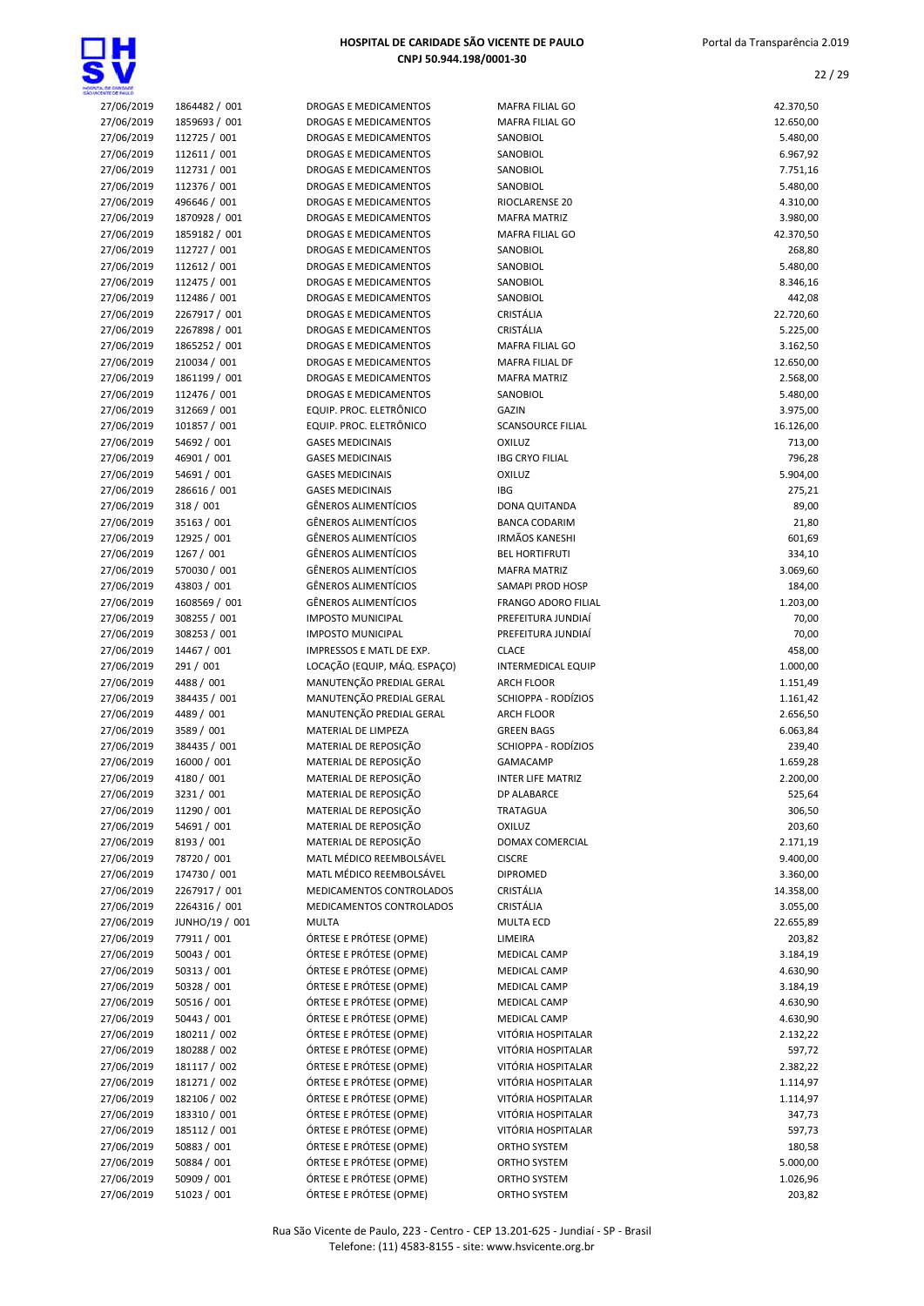| | | | | |
|---|---|---|---|---|
| 27/06/2019 | 1864482 / 001 | DROGAS E MEDICAMENTOS | MAFRA FILIAL GO | 42.370,50 |
| 27/06/2019 | 1859693 / 001 | DROGAS E MEDICAMENTOS | MAFRA FILIAL GO | 12.650,00 |
| 27/06/2019 | 112725 / 001 | DROGAS E MEDICAMENTOS | SANOBIOL | 5.480,00 |
| 27/06/2019 | 112611 / 001 | DROGAS E MEDICAMENTOS | SANOBIOL | 6.967,92 |
| 27/06/2019 | 112731 / 001 | DROGAS E MEDICAMENTOS | SANOBIOL | 7.751,16 |
| 27/06/2019 | 112376 / 001 | DROGAS E MEDICAMENTOS | SANOBIOL | 5.480,00 |
| 27/06/2019 | 496646 / 001 | DROGAS E MEDICAMENTOS | RIOCLARENSE 20 | 4.310,00 |
| 27/06/2019 | 1870928 / 001 | DROGAS E MEDICAMENTOS | MAFRA MATRIZ | 3.980,00 |
| 27/06/2019 | 1859182 / 001 | DROGAS E MEDICAMENTOS | MAFRA FILIAL GO | 42.370,50 |
| 27/06/2019 | 112727 / 001 | DROGAS E MEDICAMENTOS | SANOBIOL | 268,80 |
| 27/06/2019 | 112612 / 001 | DROGAS E MEDICAMENTOS | SANOBIOL | 5.480,00 |
| 27/06/2019 | 112475 / 001 | DROGAS E MEDICAMENTOS | SANOBIOL | 8.346,16 |
| 27/06/2019 | 112486 / 001 | DROGAS E MEDICAMENTOS | SANOBIOL | 442,08 |
| 27/06/2019 | 2267917 / 001 | DROGAS E MEDICAMENTOS | CRISTÁLIA | 22.720,60 |
| 27/06/2019 | 2267898 / 001 | DROGAS E MEDICAMENTOS | CRISTÁLIA | 5.225,00 |
| 27/06/2019 | 1865252 / 001 | DROGAS E MEDICAMENTOS | MAFRA FILIAL GO | 3.162,50 |
| 27/06/2019 | 210034 / 001 | DROGAS E MEDICAMENTOS | MAFRA FILIAL DF | 12.650,00 |
| 27/06/2019 | 1861199 / 001 | DROGAS E MEDICAMENTOS | MAFRA MATRIZ | 2.568,00 |
| 27/06/2019 | 112476 / 001 | DROGAS E MEDICAMENTOS | SANOBIOL | 5.480,00 |
| 27/06/2019 | 312669 / 001 | EQUIP. PROC. ELETRÔNICO | GAZIN | 3.975,00 |
| 27/06/2019 | 101857 / 001 | EQUIP. PROC. ELETRÔNICO | SCANSOURCE FILIAL | 16.126,00 |
| 27/06/2019 | 54692 / 001 | GASES MEDICINAIS | OXILUZ | 713,00 |
| 27/06/2019 | 46901 / 001 | GASES MEDICINAIS | IBG CRYO FILIAL | 796,28 |
| 27/06/2019 | 54691 / 001 | GASES MEDICINAIS | OXILUZ | 5.904,00 |
| 27/06/2019 | 286616 / 001 | GASES MEDICINAIS | IBG | 275,21 |
| 27/06/2019 | 318 / 001 | GÊNEROS ALIMENTÍCIOS | DONA QUITANDA | 89,00 |
| 27/06/2019 | 35163 / 001 | GÊNEROS ALIMENTÍCIOS | BANCA CODARIM | 21,80 |
| 27/06/2019 | 12925 / 001 | GÊNEROS ALIMENTÍCIOS | IRMÃOS KANESHI | 601,69 |
| 27/06/2019 | 1267 / 001 | GÊNEROS ALIMENTÍCIOS | BEL HORTIFRUTI | 334,10 |
| 27/06/2019 | 570030 / 001 | GÊNEROS ALIMENTÍCIOS | MAFRA MATRIZ | 3.069,60 |
| 27/06/2019 | 43803 / 001 | GÊNEROS ALIMENTÍCIOS | SAMAPI PROD HOSP | 184,00 |
| 27/06/2019 | 1608569 / 001 | GÊNEROS ALIMENTÍCIOS | FRANGO ADORO FILIAL | 1.203,00 |
| 27/06/2019 | 308255 / 001 | IMPOSTO MUNICIPAL | PREFEITURA JUNDIAÍ | 70,00 |
| 27/06/2019 | 308253 / 001 | IMPOSTO MUNICIPAL | PREFEITURA JUNDIAÍ | 70,00 |
| 27/06/2019 | 14467 / 001 | IMPRESSOS E MATL DE EXP. | CLACE | 458,00 |
| 27/06/2019 | 291 / 001 | LOCAÇÃO (EQUIP, MÁQ. ESPAÇO) | INTERMEDICAL EQUIP | 1.000,00 |
| 27/06/2019 | 4488 / 001 | MANUTENÇÃO PREDIAL GERAL | ARCH FLOOR | 1.151,49 |
| 27/06/2019 | 384435 / 001 | MANUTENÇÃO PREDIAL GERAL | SCHIOPPA - RODÍZIOS | 1.161,42 |
| 27/06/2019 | 4489 / 001 | MANUTENÇÃO PREDIAL GERAL | ARCH FLOOR | 2.656,50 |
| 27/06/2019 | 3589 / 001 | MATERIAL DE LIMPEZA | GREEN BAGS | 6.063,84 |
| 27/06/2019 | 384435 / 001 | MATERIAL DE REPOSIÇÃO | SCHIOPPA - RODÍZIOS | 239,40 |
| 27/06/2019 | 16000 / 001 | MATERIAL DE REPOSIÇÃO | GAMACAMP | 1.659,28 |
| 27/06/2019 | 4180 / 001 | MATERIAL DE REPOSIÇÃO | INTER LIFE MATRIZ | 2.200,00 |
| 27/06/2019 | 3231 / 001 | MATERIAL DE REPOSIÇÃO | DP ALABARCE | 525,64 |
| 27/06/2019 | 11290 / 001 | MATERIAL DE REPOSIÇÃO | TRATAGUA | 306,50 |
| 27/06/2019 | 54691 / 001 | MATERIAL DE REPOSIÇÃO | OXILUZ | 203,60 |
| 27/06/2019 | 8193 / 001 | MATERIAL DE REPOSIÇÃO | DOMAX COMERCIAL | 2.171,19 |
| 27/06/2019 | 78720 / 001 | MATL MÉDICO REEMBOLSÁVEL | CISCRE | 9.400,00 |
| 27/06/2019 | 174730 / 001 | MATL MÉDICO REEMBOLSÁVEL | DIPROMED | 3.360,00 |
| 27/06/2019 | 2267917 / 001 | MEDICAMENTOS CONTROLADOS | CRISTÁLIA | 14.358,00 |
| 27/06/2019 | 2264316 / 001 | MEDICAMENTOS CONTROLADOS | CRISTÁLIA | 3.055,00 |
| 27/06/2019 | JUNHO/19 / 001 | MULTA | MULTA ECD | 22.655,89 |
| 27/06/2019 | 77911 / 001 | ÓRTESE E PRÓTESE (OPME) | LIMEIRA | 203,82 |
| 27/06/2019 | 50043 / 001 | ÓRTESE E PRÓTESE (OPME) | MEDICAL CAMP | 3.184,19 |
| 27/06/2019 | 50313 / 001 | ÓRTESE E PRÓTESE (OPME) | MEDICAL CAMP | 4.630,90 |
| 27/06/2019 | 50328 / 001 | ÓRTESE E PRÓTESE (OPME) | MEDICAL CAMP | 3.184,19 |
| 27/06/2019 | 50516 / 001 | ÓRTESE E PRÓTESE (OPME) | MEDICAL CAMP | 4.630,90 |
| 27/06/2019 | 50443 / 001 | ÓRTESE E PRÓTESE (OPME) | MEDICAL CAMP | 4.630,90 |
| 27/06/2019 | 180211 / 002 | ÓRTESE E PRÓTESE (OPME) | VITÓRIA HOSPITALAR | 2.132,22 |
| 27/06/2019 | 180288 / 002 | ÓRTESE E PRÓTESE (OPME) | VITÓRIA HOSPITALAR | 597,72 |
| 27/06/2019 | 181117 / 002 | ÓRTESE E PRÓTESE (OPME) | VITÓRIA HOSPITALAR | 2.382,22 |
| 27/06/2019 | 181271 / 002 | ÓRTESE E PRÓTESE (OPME) | VITÓRIA HOSPITALAR | 1.114,97 |
| 27/06/2019 | 182106 / 002 | ÓRTESE E PRÓTESE (OPME) | VITÓRIA HOSPITALAR | 1.114,97 |
| 27/06/2019 | 183310 / 001 | ÓRTESE E PRÓTESE (OPME) | VITÓRIA HOSPITALAR | 347,73 |
| 27/06/2019 | 185112 / 001 | ÓRTESE E PRÓTESE (OPME) | VITÓRIA HOSPITALAR | 597,73 |
| 27/06/2019 | 50883 / 001 | ÓRTESE E PRÓTESE (OPME) | ORTHO SYSTEM | 180,58 |
| 27/06/2019 | 50884 / 001 | ÓRTESE E PRÓTESE (OPME) | ORTHO SYSTEM | 5.000,00 |
| 27/06/2019 | 50909 / 001 | ÓRTESE E PRÓTESE (OPME) | ORTHO SYSTEM | 1.026,96 |
| 27/06/2019 | 51023 / 001 | ÓRTESE E PRÓTESE (OPME) | ORTHO SYSTEM | 203,82 |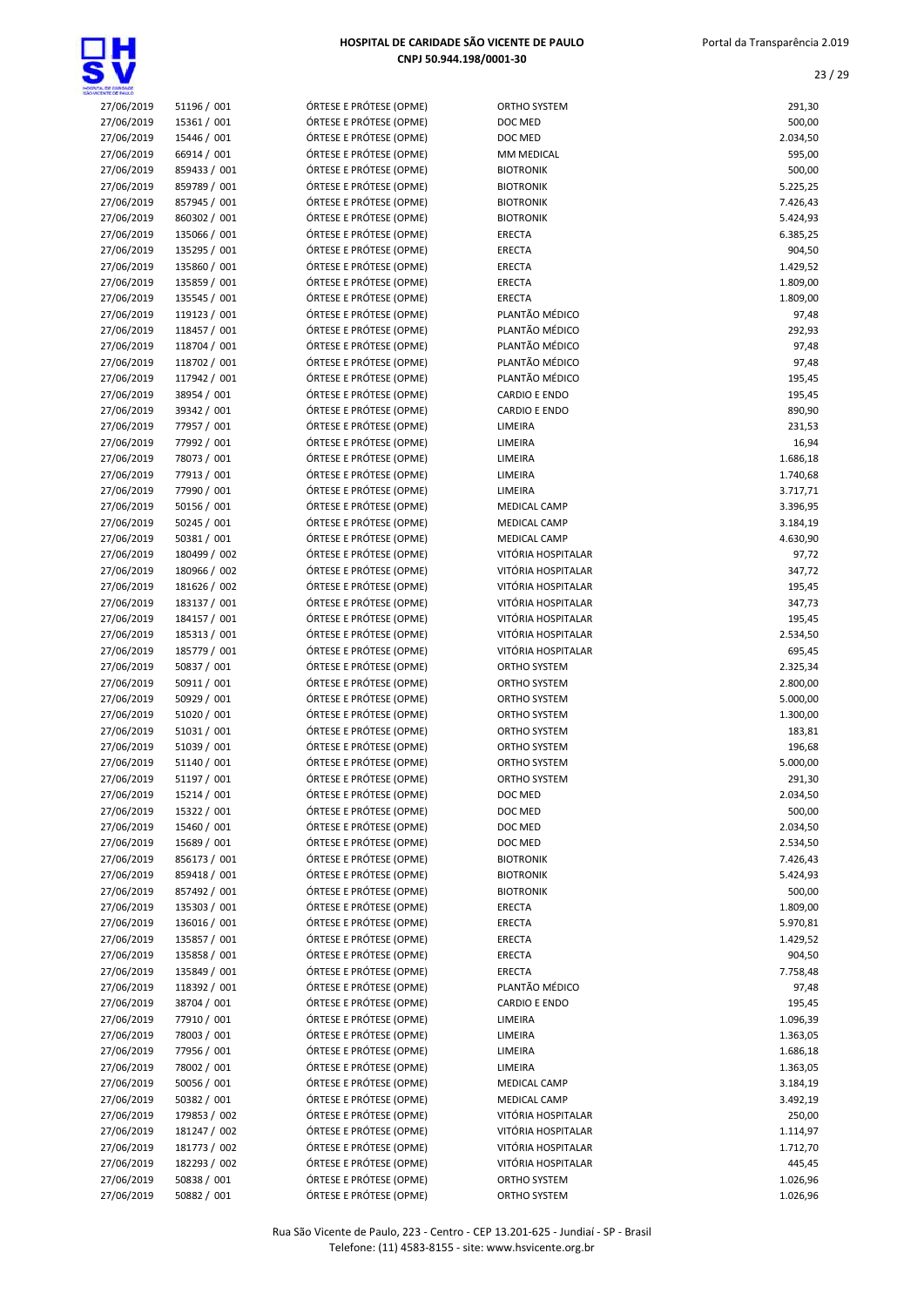| | | | | |
|---|---|---|---|---|
| 27/06/2019 | 51196 / 001 | ÓRTESE E PRÓTESE (OPME) | ORTHO SYSTEM | 291,30 |
| 27/06/2019 | 15361 / 001 | ÓRTESE E PRÓTESE (OPME) | DOC MED | 500,00 |
| 27/06/2019 | 15446 / 001 | ÓRTESE E PRÓTESE (OPME) | DOC MED | 2.034,50 |
| 27/06/2019 | 66914 / 001 | ÓRTESE E PRÓTESE (OPME) | MM MEDICAL | 595,00 |
| 27/06/2019 | 859433 / 001 | ÓRTESE E PRÓTESE (OPME) | BIOTRONIK | 500,00 |
| 27/06/2019 | 859789 / 001 | ÓRTESE E PRÓTESE (OPME) | BIOTRONIK | 5.225,25 |
| 27/06/2019 | 857945 / 001 | ÓRTESE E PRÓTESE (OPME) | BIOTRONIK | 7.426,43 |
| 27/06/2019 | 860302 / 001 | ÓRTESE E PRÓTESE (OPME) | BIOTRONIK | 5.424,93 |
| 27/06/2019 | 135066 / 001 | ÓRTESE E PRÓTESE (OPME) | ERECTA | 6.385,25 |
| 27/06/2019 | 135295 / 001 | ÓRTESE E PRÓTESE (OPME) | ERECTA | 904,50 |
| 27/06/2019 | 135860 / 001 | ÓRTESE E PRÓTESE (OPME) | ERECTA | 1.429,52 |
| 27/06/2019 | 135859 / 001 | ÓRTESE E PRÓTESE (OPME) | ERECTA | 1.809,00 |
| 27/06/2019 | 135545 / 001 | ÓRTESE E PRÓTESE (OPME) | ERECTA | 1.809,00 |
| 27/06/2019 | 119123 / 001 | ÓRTESE E PRÓTESE (OPME) | PLANTÃO MÉDICO | 97,48 |
| 27/06/2019 | 118457 / 001 | ÓRTESE E PRÓTESE (OPME) | PLANTÃO MÉDICO | 292,93 |
| 27/06/2019 | 118704 / 001 | ÓRTESE E PRÓTESE (OPME) | PLANTÃO MÉDICO | 97,48 |
| 27/06/2019 | 118702 / 001 | ÓRTESE E PRÓTESE (OPME) | PLANTÃO MÉDICO | 97,48 |
| 27/06/2019 | 117942 / 001 | ÓRTESE E PRÓTESE (OPME) | PLANTÃO MÉDICO | 195,45 |
| 27/06/2019 | 38954 / 001 | ÓRTESE E PRÓTESE (OPME) | CARDIO E ENDO | 195,45 |
| 27/06/2019 | 39342 / 001 | ÓRTESE E PRÓTESE (OPME) | CARDIO E ENDO | 890,90 |
| 27/06/2019 | 77957 / 001 | ÓRTESE E PRÓTESE (OPME) | LIMEIRA | 231,53 |
| 27/06/2019 | 77992 / 001 | ÓRTESE E PRÓTESE (OPME) | LIMEIRA | 16,94 |
| 27/06/2019 | 78073 / 001 | ÓRTESE E PRÓTESE (OPME) | LIMEIRA | 1.686,18 |
| 27/06/2019 | 77913 / 001 | ÓRTESE E PRÓTESE (OPME) | LIMEIRA | 1.740,68 |
| 27/06/2019 | 77990 / 001 | ÓRTESE E PRÓTESE (OPME) | LIMEIRA | 3.717,71 |
| 27/06/2019 | 50156 / 001 | ÓRTESE E PRÓTESE (OPME) | MEDICAL CAMP | 3.396,95 |
| 27/06/2019 | 50245 / 001 | ÓRTESE E PRÓTESE (OPME) | MEDICAL CAMP | 3.184,19 |
| 27/06/2019 | 50381 / 001 | ÓRTESE E PRÓTESE (OPME) | MEDICAL CAMP | 4.630,90 |
| 27/06/2019 | 180499 / 002 | ÓRTESE E PRÓTESE (OPME) | VITÓRIA HOSPITALAR | 97,72 |
| 27/06/2019 | 180966 / 002 | ÓRTESE E PRÓTESE (OPME) | VITÓRIA HOSPITALAR | 347,72 |
| 27/06/2019 | 181626 / 002 | ÓRTESE E PRÓTESE (OPME) | VITÓRIA HOSPITALAR | 195,45 |
| 27/06/2019 | 183137 / 001 | ÓRTESE E PRÓTESE (OPME) | VITÓRIA HOSPITALAR | 347,73 |
| 27/06/2019 | 184157 / 001 | ÓRTESE E PRÓTESE (OPME) | VITÓRIA HOSPITALAR | 195,45 |
| 27/06/2019 | 185313 / 001 | ÓRTESE E PRÓTESE (OPME) | VITÓRIA HOSPITALAR | 2.534,50 |
| 27/06/2019 | 185779 / 001 | ÓRTESE E PRÓTESE (OPME) | VITÓRIA HOSPITALAR | 695,45 |
| 27/06/2019 | 50837 / 001 | ÓRTESE E PRÓTESE (OPME) | ORTHO SYSTEM | 2.325,34 |
| 27/06/2019 | 50911 / 001 | ÓRTESE E PRÓTESE (OPME) | ORTHO SYSTEM | 2.800,00 |
| 27/06/2019 | 50929 / 001 | ÓRTESE E PRÓTESE (OPME) | ORTHO SYSTEM | 5.000,00 |
| 27/06/2019 | 51020 / 001 | ÓRTESE E PRÓTESE (OPME) | ORTHO SYSTEM | 1.300,00 |
| 27/06/2019 | 51031 / 001 | ÓRTESE E PRÓTESE (OPME) | ORTHO SYSTEM | 183,81 |
| 27/06/2019 | 51039 / 001 | ÓRTESE E PRÓTESE (OPME) | ORTHO SYSTEM | 196,68 |
| 27/06/2019 | 51140 / 001 | ÓRTESE E PRÓTESE (OPME) | ORTHO SYSTEM | 5.000,00 |
| 27/06/2019 | 51197 / 001 | ÓRTESE E PRÓTESE (OPME) | ORTHO SYSTEM | 291,30 |
| 27/06/2019 | 15214 / 001 | ÓRTESE E PRÓTESE (OPME) | DOC MED | 2.034,50 |
| 27/06/2019 | 15322 / 001 | ÓRTESE E PRÓTESE (OPME) | DOC MED | 500,00 |
| 27/06/2019 | 15460 / 001 | ÓRTESE E PRÓTESE (OPME) | DOC MED | 2.034,50 |
| 27/06/2019 | 15689 / 001 | ÓRTESE E PRÓTESE (OPME) | DOC MED | 2.534,50 |
| 27/06/2019 | 856173 / 001 | ÓRTESE E PRÓTESE (OPME) | BIOTRONIK | 7.426,43 |
| 27/06/2019 | 859418 / 001 | ÓRTESE E PRÓTESE (OPME) | BIOTRONIK | 5.424,93 |
| 27/06/2019 | 857492 / 001 | ÓRTESE E PRÓTESE (OPME) | BIOTRONIK | 500,00 |
| 27/06/2019 | 135303 / 001 | ÓRTESE E PRÓTESE (OPME) | ERECTA | 1.809,00 |
| 27/06/2019 | 136016 / 001 | ÓRTESE E PRÓTESE (OPME) | ERECTA | 5.970,81 |
| 27/06/2019 | 135857 / 001 | ÓRTESE E PRÓTESE (OPME) | ERECTA | 1.429,52 |
| 27/06/2019 | 135858 / 001 | ÓRTESE E PRÓTESE (OPME) | ERECTA | 904,50 |
| 27/06/2019 | 135849 / 001 | ÓRTESE E PRÓTESE (OPME) | ERECTA | 7.758,48 |
| 27/06/2019 | 118392 / 001 | ÓRTESE E PRÓTESE (OPME) | PLANTÃO MÉDICO | 97,48 |
| 27/06/2019 | 38704 / 001 | ÓRTESE E PRÓTESE (OPME) | CARDIO E ENDO | 195,45 |
| 27/06/2019 | 77910 / 001 | ÓRTESE E PRÓTESE (OPME) | LIMEIRA | 1.096,39 |
| 27/06/2019 | 78003 / 001 | ÓRTESE E PRÓTESE (OPME) | LIMEIRA | 1.363,05 |
| 27/06/2019 | 77956 / 001 | ÓRTESE E PRÓTESE (OPME) | LIMEIRA | 1.686,18 |
| 27/06/2019 | 78002 / 001 | ÓRTESE E PRÓTESE (OPME) | LIMEIRA | 1.363,05 |
| 27/06/2019 | 50056 / 001 | ÓRTESE E PRÓTESE (OPME) | MEDICAL CAMP | 3.184,19 |
| 27/06/2019 | 50382 / 001 | ÓRTESE E PRÓTESE (OPME) | MEDICAL CAMP | 3.492,19 |
| 27/06/2019 | 179853 / 002 | ÓRTESE E PRÓTESE (OPME) | VITÓRIA HOSPITALAR | 250,00 |
| 27/06/2019 | 181247 / 002 | ÓRTESE E PRÓTESE (OPME) | VITÓRIA HOSPITALAR | 1.114,97 |
| 27/06/2019 | 181773 / 002 | ÓRTESE E PRÓTESE (OPME) | VITÓRIA HOSPITALAR | 1.712,70 |
| 27/06/2019 | 182293 / 002 | ÓRTESE E PRÓTESE (OPME) | VITÓRIA HOSPITALAR | 445,45 |
| 27/06/2019 | 50838 / 001 | ÓRTESE E PRÓTESE (OPME) | ORTHO SYSTEM | 1.026,96 |
| 27/06/2019 | 50882 / 001 | ÓRTESE E PRÓTESE (OPME) | ORTHO SYSTEM | 1.026,96 |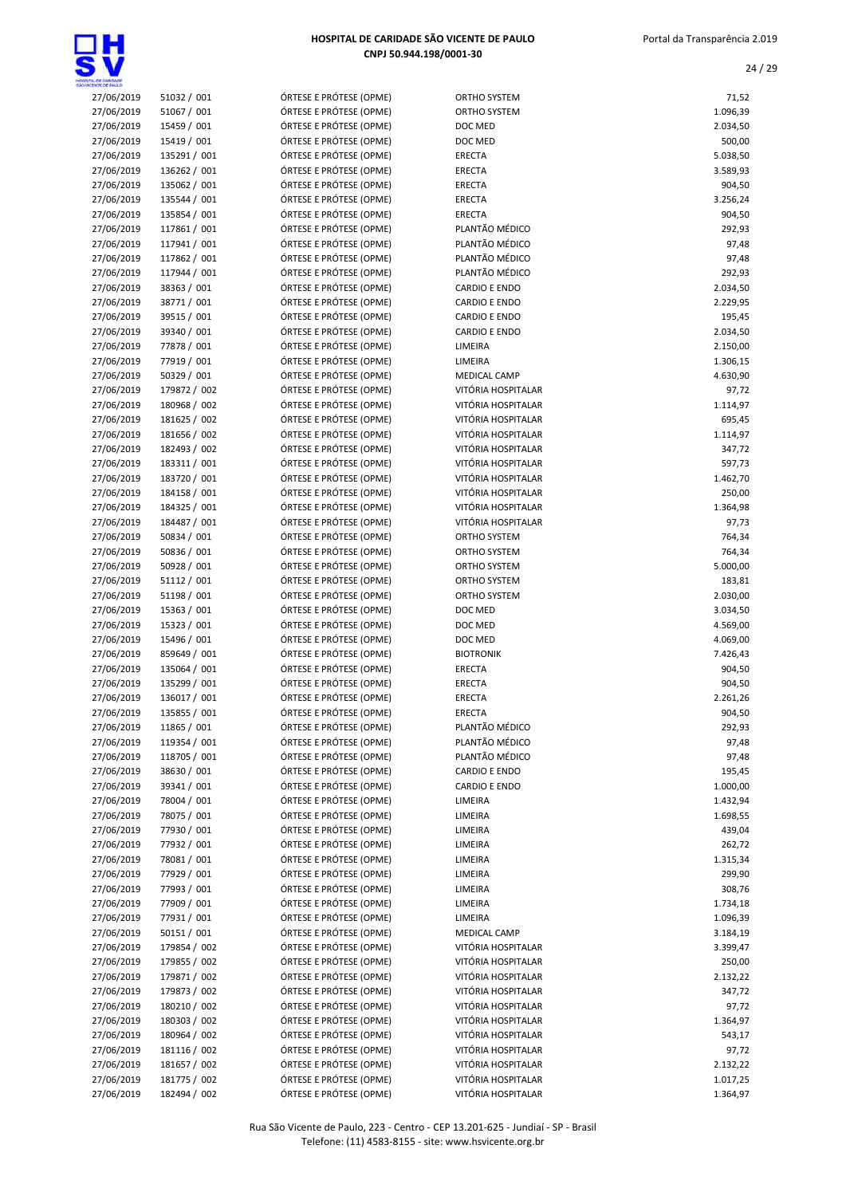| | | | | |
|---|---|---|---|---|
| 27/06/2019 | 51032 / 001 | ÓRTESE E PRÓTESE (OPME) | ORTHO SYSTEM | 71,52 |
| 27/06/2019 | 51067 / 001 | ÓRTESE E PRÓTESE (OPME) | ORTHO SYSTEM | 1.096,39 |
| 27/06/2019 | 15459 / 001 | ÓRTESE E PRÓTESE (OPME) | DOC MED | 2.034,50 |
| 27/06/2019 | 15419 / 001 | ÓRTESE E PRÓTESE (OPME) | DOC MED | 500,00 |
| 27/06/2019 | 135291 / 001 | ÓRTESE E PRÓTESE (OPME) | ERECTA | 5.038,50 |
| 27/06/2019 | 136262 / 001 | ÓRTESE E PRÓTESE (OPME) | ERECTA | 3.589,93 |
| 27/06/2019 | 135062 / 001 | ÓRTESE E PRÓTESE (OPME) | ERECTA | 904,50 |
| 27/06/2019 | 135544 / 001 | ÓRTESE E PRÓTESE (OPME) | ERECTA | 3.256,24 |
| 27/06/2019 | 135854 / 001 | ÓRTESE E PRÓTESE (OPME) | ERECTA | 904,50 |
| 27/06/2019 | 117861 / 001 | ÓRTESE E PRÓTESE (OPME) | PLANTÃO MÉDICO | 292,93 |
| 27/06/2019 | 117941 / 001 | ÓRTESE E PRÓTESE (OPME) | PLANTÃO MÉDICO | 97,48 |
| 27/06/2019 | 117862 / 001 | ÓRTESE E PRÓTESE (OPME) | PLANTÃO MÉDICO | 97,48 |
| 27/06/2019 | 117944 / 001 | ÓRTESE E PRÓTESE (OPME) | PLANTÃO MÉDICO | 292,93 |
| 27/06/2019 | 38363 / 001 | ÓRTESE E PRÓTESE (OPME) | CARDIO E ENDO | 2.034,50 |
| 27/06/2019 | 38771 / 001 | ÓRTESE E PRÓTESE (OPME) | CARDIO E ENDO | 2.229,95 |
| 27/06/2019 | 39515 / 001 | ÓRTESE E PRÓTESE (OPME) | CARDIO E ENDO | 195,45 |
| 27/06/2019 | 39340 / 001 | ÓRTESE E PRÓTESE (OPME) | CARDIO E ENDO | 2.034,50 |
| 27/06/2019 | 77878 / 001 | ÓRTESE E PRÓTESE (OPME) | LIMEIRA | 2.150,00 |
| 27/06/2019 | 77919 / 001 | ÓRTESE E PRÓTESE (OPME) | LIMEIRA | 1.306,15 |
| 27/06/2019 | 50329 / 001 | ÓRTESE E PRÓTESE (OPME) | MEDICAL CAMP | 4.630,90 |
| 27/06/2019 | 179872 / 002 | ÓRTESE E PRÓTESE (OPME) | VITÓRIA HOSPITALAR | 97,72 |
| 27/06/2019 | 180968 / 002 | ÓRTESE E PRÓTESE (OPME) | VITÓRIA HOSPITALAR | 1.114,97 |
| 27/06/2019 | 181625 / 002 | ÓRTESE E PRÓTESE (OPME) | VITÓRIA HOSPITALAR | 695,45 |
| 27/06/2019 | 181656 / 002 | ÓRTESE E PRÓTESE (OPME) | VITÓRIA HOSPITALAR | 1.114,97 |
| 27/06/2019 | 182493 / 002 | ÓRTESE E PRÓTESE (OPME) | VITÓRIA HOSPITALAR | 347,72 |
| 27/06/2019 | 183311 / 001 | ÓRTESE E PRÓTESE (OPME) | VITÓRIA HOSPITALAR | 597,73 |
| 27/06/2019 | 183720 / 001 | ÓRTESE E PRÓTESE (OPME) | VITÓRIA HOSPITALAR | 1.462,70 |
| 27/06/2019 | 184158 / 001 | ÓRTESE E PRÓTESE (OPME) | VITÓRIA HOSPITALAR | 250,00 |
| 27/06/2019 | 184325 / 001 | ÓRTESE E PRÓTESE (OPME) | VITÓRIA HOSPITALAR | 1.364,98 |
| 27/06/2019 | 184487 / 001 | ÓRTESE E PRÓTESE (OPME) | VITÓRIA HOSPITALAR | 97,73 |
| 27/06/2019 | 50834 / 001 | ÓRTESE E PRÓTESE (OPME) | ORTHO SYSTEM | 764,34 |
| 27/06/2019 | 50836 / 001 | ÓRTESE E PRÓTESE (OPME) | ORTHO SYSTEM | 764,34 |
| 27/06/2019 | 50928 / 001 | ÓRTESE E PRÓTESE (OPME) | ORTHO SYSTEM | 5.000,00 |
| 27/06/2019 | 51112 / 001 | ÓRTESE E PRÓTESE (OPME) | ORTHO SYSTEM | 183,81 |
| 27/06/2019 | 51198 / 001 | ÓRTESE E PRÓTESE (OPME) | ORTHO SYSTEM | 2.030,00 |
| 27/06/2019 | 15363 / 001 | ÓRTESE E PRÓTESE (OPME) | DOC MED | 3.034,50 |
| 27/06/2019 | 15323 / 001 | ÓRTESE E PRÓTESE (OPME) | DOC MED | 4.569,00 |
| 27/06/2019 | 15496 / 001 | ÓRTESE E PRÓTESE (OPME) | DOC MED | 4.069,00 |
| 27/06/2019 | 859649 / 001 | ÓRTESE E PRÓTESE (OPME) | BIOTRONIK | 7.426,43 |
| 27/06/2019 | 135064 / 001 | ÓRTESE E PRÓTESE (OPME) | ERECTA | 904,50 |
| 27/06/2019 | 135299 / 001 | ÓRTESE E PRÓTESE (OPME) | ERECTA | 904,50 |
| 27/06/2019 | 136017 / 001 | ÓRTESE E PRÓTESE (OPME) | ERECTA | 2.261,26 |
| 27/06/2019 | 135855 / 001 | ÓRTESE E PRÓTESE (OPME) | ERECTA | 904,50 |
| 27/06/2019 | 11865 / 001 | ÓRTESE E PRÓTESE (OPME) | PLANTÃO MÉDICO | 292,93 |
| 27/06/2019 | 119354 / 001 | ÓRTESE E PRÓTESE (OPME) | PLANTÃO MÉDICO | 97,48 |
| 27/06/2019 | 118705 / 001 | ÓRTESE E PRÓTESE (OPME) | PLANTÃO MÉDICO | 97,48 |
| 27/06/2019 | 38630 / 001 | ÓRTESE E PRÓTESE (OPME) | CARDIO E ENDO | 195,45 |
| 27/06/2019 | 39341 / 001 | ÓRTESE E PRÓTESE (OPME) | CARDIO E ENDO | 1.000,00 |
| 27/06/2019 | 78004 / 001 | ÓRTESE E PRÓTESE (OPME) | LIMEIRA | 1.432,94 |
| 27/06/2019 | 78075 / 001 | ÓRTESE E PRÓTESE (OPME) | LIMEIRA | 1.698,55 |
| 27/06/2019 | 77930 / 001 | ÓRTESE E PRÓTESE (OPME) | LIMEIRA | 439,04 |
| 27/06/2019 | 77932 / 001 | ÓRTESE E PRÓTESE (OPME) | LIMEIRA | 262,72 |
| 27/06/2019 | 78081 / 001 | ÓRTESE E PRÓTESE (OPME) | LIMEIRA | 1.315,34 |
| 27/06/2019 | 77929 / 001 | ÓRTESE E PRÓTESE (OPME) | LIMEIRA | 299,90 |
| 27/06/2019 | 77993 / 001 | ÓRTESE E PRÓTESE (OPME) | LIMEIRA | 308,76 |
| 27/06/2019 | 77909 / 001 | ÓRTESE E PRÓTESE (OPME) | LIMEIRA | 1.734,18 |
| 27/06/2019 | 77931 / 001 | ÓRTESE E PRÓTESE (OPME) | LIMEIRA | 1.096,39 |
| 27/06/2019 | 50151 / 001 | ÓRTESE E PRÓTESE (OPME) | MEDICAL CAMP | 3.184,19 |
| 27/06/2019 | 179854 / 002 | ÓRTESE E PRÓTESE (OPME) | VITÓRIA HOSPITALAR | 3.399,47 |
| 27/06/2019 | 179855 / 002 | ÓRTESE E PRÓTESE (OPME) | VITÓRIA HOSPITALAR | 250,00 |
| 27/06/2019 | 179871 / 002 | ÓRTESE E PRÓTESE (OPME) | VITÓRIA HOSPITALAR | 2.132,22 |
| 27/06/2019 | 179873 / 002 | ÓRTESE E PRÓTESE (OPME) | VITÓRIA HOSPITALAR | 347,72 |
| 27/06/2019 | 180210 / 002 | ÓRTESE E PRÓTESE (OPME) | VITÓRIA HOSPITALAR | 97,72 |
| 27/06/2019 | 180303 / 002 | ÓRTESE E PRÓTESE (OPME) | VITÓRIA HOSPITALAR | 1.364,97 |
| 27/06/2019 | 180964 / 002 | ÓRTESE E PRÓTESE (OPME) | VITÓRIA HOSPITALAR | 543,17 |
| 27/06/2019 | 181116 / 002 | ÓRTESE E PRÓTESE (OPME) | VITÓRIA HOSPITALAR | 97,72 |
| 27/06/2019 | 181657 / 002 | ÓRTESE E PRÓTESE (OPME) | VITÓRIA HOSPITALAR | 2.132,22 |
| 27/06/2019 | 181775 / 002 | ÓRTESE E PRÓTESE (OPME) | VITÓRIA HOSPITALAR | 1.017,25 |
| 27/06/2019 | 182494 / 002 | ÓRTESE E PRÓTESE (OPME) | VITÓRIA HOSPITALAR | 1.364,97 |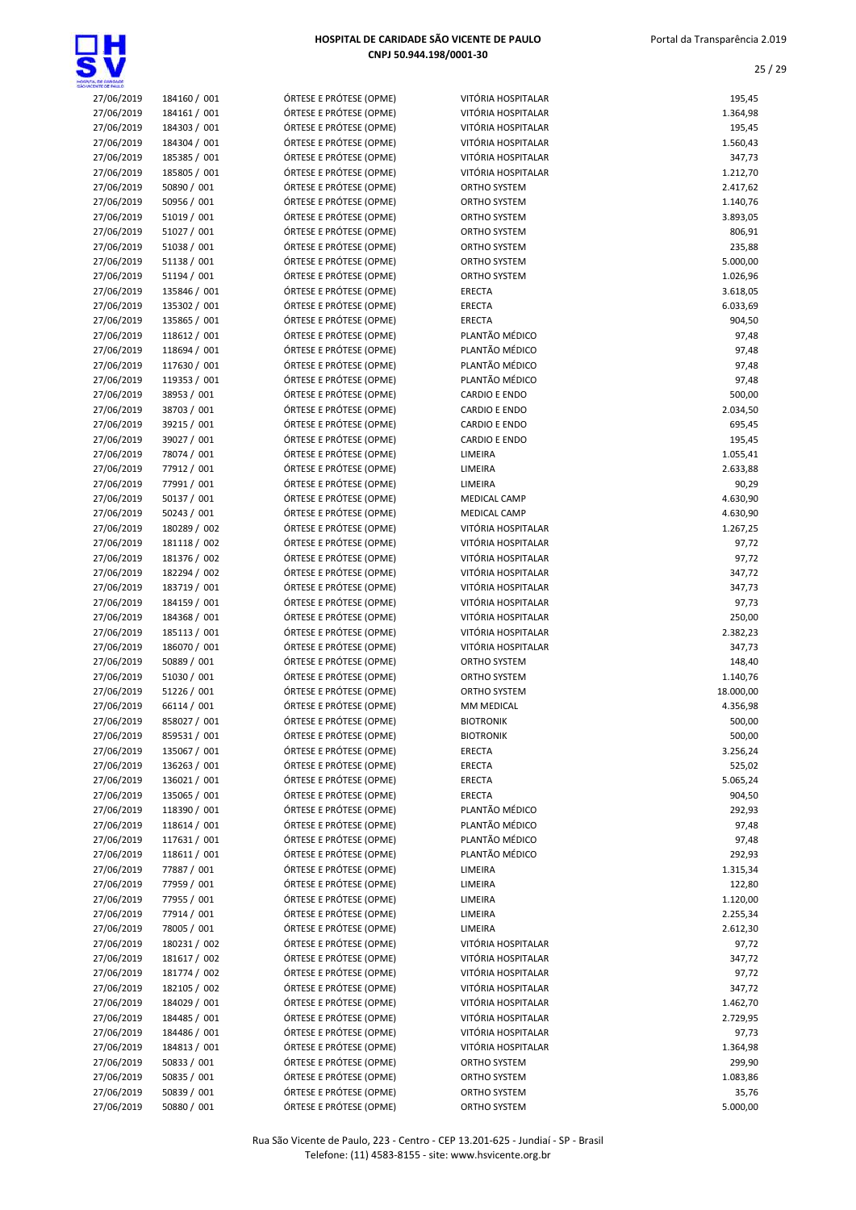| 27/06/2019 | 184160 / 001 | ÓRTESE E PRÓTESE (OPME) | VITÓRIA HOSPITALAR | 195,45 |
|---|---|---|---|---|
| 27/06/2019 | 184161 / 001 | ÓRTESE E PRÓTESE (OPME) | VITÓRIA HOSPITALAR | 1.364,98 |
| 27/06/2019 | 184303 / 001 | ÓRTESE E PRÓTESE (OPME) | VITÓRIA HOSPITALAR | 195,45 |
| 27/06/2019 | 184304 / 001 | ÓRTESE E PRÓTESE (OPME) | VITÓRIA HOSPITALAR | 1.560,43 |
| 27/06/2019 | 185385 / 001 | ÓRTESE E PRÓTESE (OPME) | VITÓRIA HOSPITALAR | 347,73 |
| 27/06/2019 | 185805 / 001 | ÓRTESE E PRÓTESE (OPME) | VITÓRIA HOSPITALAR | 1.212,70 |
| 27/06/2019 | 50890 / 001 | ÓRTESE E PRÓTESE (OPME) | ORTHO SYSTEM | 2.417,62 |
| 27/06/2019 | 50956 / 001 | ÓRTESE E PRÓTESE (OPME) | ORTHO SYSTEM | 1.140,76 |
| 27/06/2019 | 51019 / 001 | ÓRTESE E PRÓTESE (OPME) | ORTHO SYSTEM | 3.893,05 |
| 27/06/2019 | 51027 / 001 | ÓRTESE E PRÓTESE (OPME) | ORTHO SYSTEM | 806,91 |
| 27/06/2019 | 51038 / 001 | ÓRTESE E PRÓTESE (OPME) | ORTHO SYSTEM | 235,88 |
| 27/06/2019 | 51138 / 001 | ÓRTESE E PRÓTESE (OPME) | ORTHO SYSTEM | 5.000,00 |
| 27/06/2019 | 51194 / 001 | ÓRTESE E PRÓTESE (OPME) | ORTHO SYSTEM | 1.026,96 |
| 27/06/2019 | 135846 / 001 | ÓRTESE E PRÓTESE (OPME) | ERECTA | 3.618,05 |
| 27/06/2019 | 135302 / 001 | ÓRTESE E PRÓTESE (OPME) | ERECTA | 6.033,69 |
| 27/06/2019 | 135865 / 001 | ÓRTESE E PRÓTESE (OPME) | ERECTA | 904,50 |
| 27/06/2019 | 118612 / 001 | ÓRTESE E PRÓTESE (OPME) | PLANTÃO MÉDICO | 97,48 |
| 27/06/2019 | 118694 / 001 | ÓRTESE E PRÓTESE (OPME) | PLANTÃO MÉDICO | 97,48 |
| 27/06/2019 | 117630 / 001 | ÓRTESE E PRÓTESE (OPME) | PLANTÃO MÉDICO | 97,48 |
| 27/06/2019 | 119353 / 001 | ÓRTESE E PRÓTESE (OPME) | PLANTÃO MÉDICO | 97,48 |
| 27/06/2019 | 38953 / 001 | ÓRTESE E PRÓTESE (OPME) | CARDIO E ENDO | 500,00 |
| 27/06/2019 | 38703 / 001 | ÓRTESE E PRÓTESE (OPME) | CARDIO E ENDO | 2.034,50 |
| 27/06/2019 | 39215 / 001 | ÓRTESE E PRÓTESE (OPME) | CARDIO E ENDO | 695,45 |
| 27/06/2019 | 39027 / 001 | ÓRTESE E PRÓTESE (OPME) | CARDIO E ENDO | 195,45 |
| 27/06/2019 | 78074 / 001 | ÓRTESE E PRÓTESE (OPME) | LIMEIRA | 1.055,41 |
| 27/06/2019 | 77912 / 001 | ÓRTESE E PRÓTESE (OPME) | LIMEIRA | 2.633,88 |
| 27/06/2019 | 77991 / 001 | ÓRTESE E PRÓTESE (OPME) | LIMEIRA | 90,29 |
| 27/06/2019 | 50137 / 001 | ÓRTESE E PRÓTESE (OPME) | MEDICAL CAMP | 4.630,90 |
| 27/06/2019 | 50243 / 001 | ÓRTESE E PRÓTESE (OPME) | MEDICAL CAMP | 4.630,90 |
| 27/06/2019 | 180289 / 002 | ÓRTESE E PRÓTESE (OPME) | VITÓRIA HOSPITALAR | 1.267,25 |
| 27/06/2019 | 181118 / 002 | ÓRTESE E PRÓTESE (OPME) | VITÓRIA HOSPITALAR | 97,72 |
| 27/06/2019 | 181376 / 002 | ÓRTESE E PRÓTESE (OPME) | VITÓRIA HOSPITALAR | 97,72 |
| 27/06/2019 | 182294 / 002 | ÓRTESE E PRÓTESE (OPME) | VITÓRIA HOSPITALAR | 347,72 |
| 27/06/2019 | 183719 / 001 | ÓRTESE E PRÓTESE (OPME) | VITÓRIA HOSPITALAR | 347,73 |
| 27/06/2019 | 184159 / 001 | ÓRTESE E PRÓTESE (OPME) | VITÓRIA HOSPITALAR | 97,73 |
| 27/06/2019 | 184368 / 001 | ÓRTESE E PRÓTESE (OPME) | VITÓRIA HOSPITALAR | 250,00 |
| 27/06/2019 | 185113 / 001 | ÓRTESE E PRÓTESE (OPME) | VITÓRIA HOSPITALAR | 2.382,23 |
| 27/06/2019 | 186070 / 001 | ÓRTESE E PRÓTESE (OPME) | VITÓRIA HOSPITALAR | 347,73 |
| 27/06/2019 | 50889 / 001 | ÓRTESE E PRÓTESE (OPME) | ORTHO SYSTEM | 148,40 |
| 27/06/2019 | 51030 / 001 | ÓRTESE E PRÓTESE (OPME) | ORTHO SYSTEM | 1.140,76 |
| 27/06/2019 | 51226 / 001 | ÓRTESE E PRÓTESE (OPME) | ORTHO SYSTEM | 18.000,00 |
| 27/06/2019 | 66114 / 001 | ÓRTESE E PRÓTESE (OPME) | MM MEDICAL | 4.356,98 |
| 27/06/2019 | 858027 / 001 | ÓRTESE E PRÓTESE (OPME) | BIOTRONIK | 500,00 |
| 27/06/2019 | 859531 / 001 | ÓRTESE E PRÓTESE (OPME) | BIOTRONIK | 500,00 |
| 27/06/2019 | 135067 / 001 | ÓRTESE E PRÓTESE (OPME) | ERECTA | 3.256,24 |
| 27/06/2019 | 136263 / 001 | ÓRTESE E PRÓTESE (OPME) | ERECTA | 525,02 |
| 27/06/2019 | 136021 / 001 | ÓRTESE E PRÓTESE (OPME) | ERECTA | 5.065,24 |
| 27/06/2019 | 135065 / 001 | ÓRTESE E PRÓTESE (OPME) | ERECTA | 904,50 |
| 27/06/2019 | 118390 / 001 | ÓRTESE E PRÓTESE (OPME) | PLANTÃO MÉDICO | 292,93 |
| 27/06/2019 | 118614 / 001 | ÓRTESE E PRÓTESE (OPME) | PLANTÃO MÉDICO | 97,48 |
| 27/06/2019 | 117631 / 001 | ÓRTESE E PRÓTESE (OPME) | PLANTÃO MÉDICO | 97,48 |
| 27/06/2019 | 118611 / 001 | ÓRTESE E PRÓTESE (OPME) | PLANTÃO MÉDICO | 292,93 |
| 27/06/2019 | 77887 / 001 | ÓRTESE E PRÓTESE (OPME) | LIMEIRA | 1.315,34 |
| 27/06/2019 | 77959 / 001 | ÓRTESE E PRÓTESE (OPME) | LIMEIRA | 122,80 |
| 27/06/2019 | 77955 / 001 | ÓRTESE E PRÓTESE (OPME) | LIMEIRA | 1.120,00 |
| 27/06/2019 | 77914 / 001 | ÓRTESE E PRÓTESE (OPME) | LIMEIRA | 2.255,34 |
| 27/06/2019 | 78005 / 001 | ÓRTESE E PRÓTESE (OPME) | LIMEIRA | 2.612,30 |
| 27/06/2019 | 180231 / 002 | ÓRTESE E PRÓTESE (OPME) | VITÓRIA HOSPITALAR | 97,72 |
| 27/06/2019 | 181617 / 002 | ÓRTESE E PRÓTESE (OPME) | VITÓRIA HOSPITALAR | 347,72 |
| 27/06/2019 | 181774 / 002 | ÓRTESE E PRÓTESE (OPME) | VITÓRIA HOSPITALAR | 97,72 |
| 27/06/2019 | 182105 / 002 | ÓRTESE E PRÓTESE (OPME) | VITÓRIA HOSPITALAR | 347,72 |
| 27/06/2019 | 184029 / 001 | ÓRTESE E PRÓTESE (OPME) | VITÓRIA HOSPITALAR | 1.462,70 |
| 27/06/2019 | 184485 / 001 | ÓRTESE E PRÓTESE (OPME) | VITÓRIA HOSPITALAR | 2.729,95 |
| 27/06/2019 | 184486 / 001 | ÓRTESE E PRÓTESE (OPME) | VITÓRIA HOSPITALAR | 97,73 |
| 27/06/2019 | 184813 / 001 | ÓRTESE E PRÓTESE (OPME) | VITÓRIA HOSPITALAR | 1.364,98 |
| 27/06/2019 | 50833 / 001 | ÓRTESE E PRÓTESE (OPME) | ORTHO SYSTEM | 299,90 |
| 27/06/2019 | 50835 / 001 | ÓRTESE E PRÓTESE (OPME) | ORTHO SYSTEM | 1.083,86 |
| 27/06/2019 | 50839 / 001 | ÓRTESE E PRÓTESE (OPME) | ORTHO SYSTEM | 35,76 |
| 27/06/2019 | 50880 / 001 | ÓRTESE E PRÓTESE (OPME) | ORTHO SYSTEM | 5.000,00 |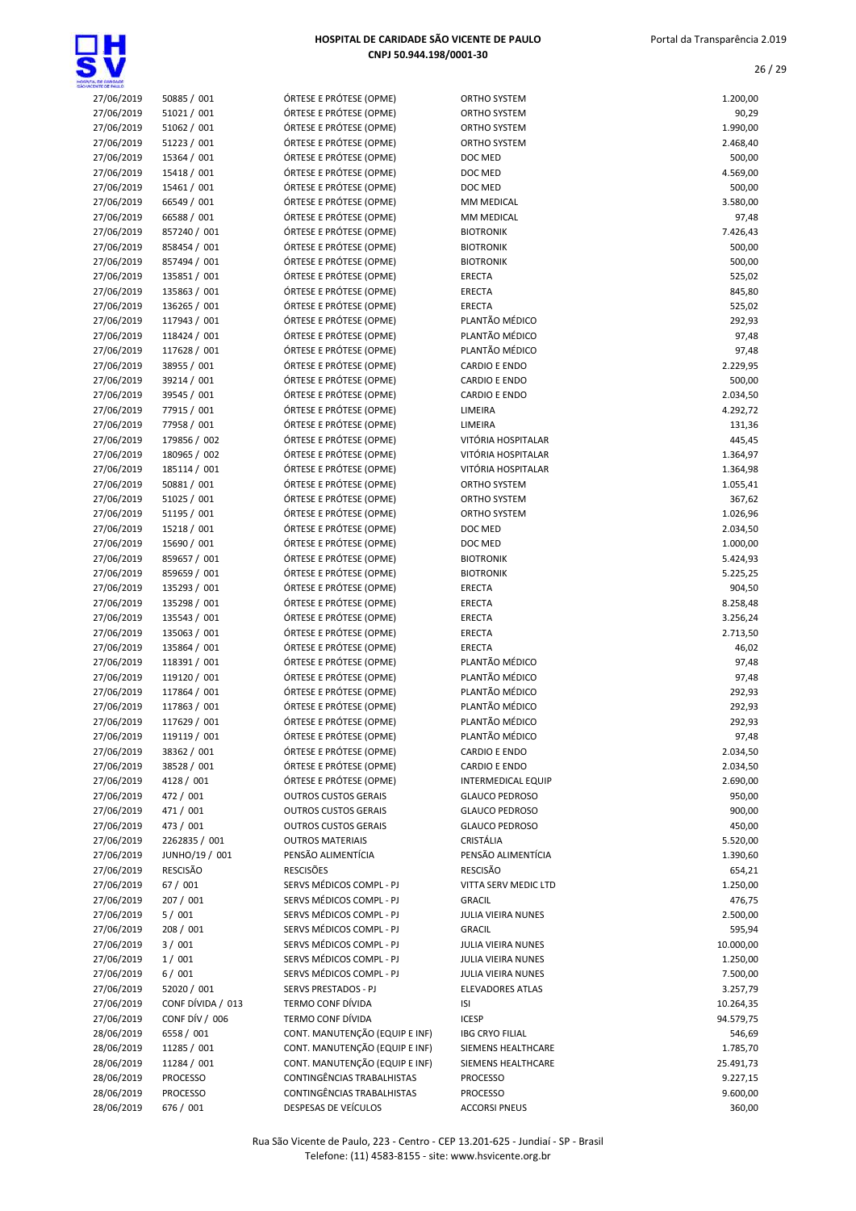| | | | | |
|---|---|---|---|---|
| 27/06/2019 | 50885 / 001 | ÓRTESE E PRÓTESE (OPME) | ORTHO SYSTEM | 1.200,00 |
| 27/06/2019 | 51021 / 001 | ÓRTESE E PRÓTESE (OPME) | ORTHO SYSTEM | 90,29 |
| 27/06/2019 | 51062 / 001 | ÓRTESE E PRÓTESE (OPME) | ORTHO SYSTEM | 1.990,00 |
| 27/06/2019 | 51223 / 001 | ÓRTESE E PRÓTESE (OPME) | ORTHO SYSTEM | 2.468,40 |
| 27/06/2019 | 15364 / 001 | ÓRTESE E PRÓTESE (OPME) | DOC MED | 500,00 |
| 27/06/2019 | 15418 / 001 | ÓRTESE E PRÓTESE (OPME) | DOC MED | 4.569,00 |
| 27/06/2019 | 15461 / 001 | ÓRTESE E PRÓTESE (OPME) | DOC MED | 500,00 |
| 27/06/2019 | 66549 / 001 | ÓRTESE E PRÓTESE (OPME) | MM MEDICAL | 3.580,00 |
| 27/06/2019 | 66588 / 001 | ÓRTESE E PRÓTESE (OPME) | MM MEDICAL | 97,48 |
| 27/06/2019 | 857240 / 001 | ÓRTESE E PRÓTESE (OPME) | BIOTRONIK | 7.426,43 |
| 27/06/2019 | 858454 / 001 | ÓRTESE E PRÓTESE (OPME) | BIOTRONIK | 500,00 |
| 27/06/2019 | 857494 / 001 | ÓRTESE E PRÓTESE (OPME) | BIOTRONIK | 500,00 |
| 27/06/2019 | 135851 / 001 | ÓRTESE E PRÓTESE (OPME) | ERECTA | 525,02 |
| 27/06/2019 | 135863 / 001 | ÓRTESE E PRÓTESE (OPME) | ERECTA | 845,80 |
| 27/06/2019 | 136265 / 001 | ÓRTESE E PRÓTESE (OPME) | ERECTA | 525,02 |
| 27/06/2019 | 117943 / 001 | ÓRTESE E PRÓTESE (OPME) | PLANTÃO MÉDICO | 292,93 |
| 27/06/2019 | 118424 / 001 | ÓRTESE E PRÓTESE (OPME) | PLANTÃO MÉDICO | 97,48 |
| 27/06/2019 | 117628 / 001 | ÓRTESE E PRÓTESE (OPME) | PLANTÃO MÉDICO | 97,48 |
| 27/06/2019 | 38955 / 001 | ÓRTESE E PRÓTESE (OPME) | CARDIO E ENDO | 2.229,95 |
| 27/06/2019 | 39214 / 001 | ÓRTESE E PRÓTESE (OPME) | CARDIO E ENDO | 500,00 |
| 27/06/2019 | 39545 / 001 | ÓRTESE E PRÓTESE (OPME) | CARDIO E ENDO | 2.034,50 |
| 27/06/2019 | 77915 / 001 | ÓRTESE E PRÓTESE (OPME) | LIMEIRA | 4.292,72 |
| 27/06/2019 | 77958 / 001 | ÓRTESE E PRÓTESE (OPME) | LIMEIRA | 131,36 |
| 27/06/2019 | 179856 / 002 | ÓRTESE E PRÓTESE (OPME) | VITÓRIA HOSPITALAR | 445,45 |
| 27/06/2019 | 180965 / 002 | ÓRTESE E PRÓTESE (OPME) | VITÓRIA HOSPITALAR | 1.364,97 |
| 27/06/2019 | 185114 / 001 | ÓRTESE E PRÓTESE (OPME) | VITÓRIA HOSPITALAR | 1.364,98 |
| 27/06/2019 | 50881 / 001 | ÓRTESE E PRÓTESE (OPME) | ORTHO SYSTEM | 1.055,41 |
| 27/06/2019 | 51025 / 001 | ÓRTESE E PRÓTESE (OPME) | ORTHO SYSTEM | 367,62 |
| 27/06/2019 | 51195 / 001 | ÓRTESE E PRÓTESE (OPME) | ORTHO SYSTEM | 1.026,96 |
| 27/06/2019 | 15218 / 001 | ÓRTESE E PRÓTESE (OPME) | DOC MED | 2.034,50 |
| 27/06/2019 | 15690 / 001 | ÓRTESE E PRÓTESE (OPME) | DOC MED | 1.000,00 |
| 27/06/2019 | 859657 / 001 | ÓRTESE E PRÓTESE (OPME) | BIOTRONIK | 5.424,93 |
| 27/06/2019 | 859659 / 001 | ÓRTESE E PRÓTESE (OPME) | BIOTRONIK | 5.225,25 |
| 27/06/2019 | 135293 / 001 | ÓRTESE E PRÓTESE (OPME) | ERECTA | 904,50 |
| 27/06/2019 | 135298 / 001 | ÓRTESE E PRÓTESE (OPME) | ERECTA | 8.258,48 |
| 27/06/2019 | 135543 / 001 | ÓRTESE E PRÓTESE (OPME) | ERECTA | 3.256,24 |
| 27/06/2019 | 135063 / 001 | ÓRTESE E PRÓTESE (OPME) | ERECTA | 2.713,50 |
| 27/06/2019 | 135864 / 001 | ÓRTESE E PRÓTESE (OPME) | ERECTA | 46,02 |
| 27/06/2019 | 118391 / 001 | ÓRTESE E PRÓTESE (OPME) | PLANTÃO MÉDICO | 97,48 |
| 27/06/2019 | 119120 / 001 | ÓRTESE E PRÓTESE (OPME) | PLANTÃO MÉDICO | 97,48 |
| 27/06/2019 | 117864 / 001 | ÓRTESE E PRÓTESE (OPME) | PLANTÃO MÉDICO | 292,93 |
| 27/06/2019 | 117863 / 001 | ÓRTESE E PRÓTESE (OPME) | PLANTÃO MÉDICO | 292,93 |
| 27/06/2019 | 117629 / 001 | ÓRTESE E PRÓTESE (OPME) | PLANTÃO MÉDICO | 292,93 |
| 27/06/2019 | 119119 / 001 | ÓRTESE E PRÓTESE (OPME) | PLANTÃO MÉDICO | 97,48 |
| 27/06/2019 | 38362 / 001 | ÓRTESE E PRÓTESE (OPME) | CARDIO E ENDO | 2.034,50 |
| 27/06/2019 | 38528 / 001 | ÓRTESE E PRÓTESE (OPME) | CARDIO E ENDO | 2.034,50 |
| 27/06/2019 | 4128 / 001 | ÓRTESE E PRÓTESE (OPME) | INTERMEDICAL EQUIP | 2.690,00 |
| 27/06/2019 | 472 / 001 | OUTROS CUSTOS GERAIS | GLAUCO PEDROSO | 950,00 |
| 27/06/2019 | 471 / 001 | OUTROS CUSTOS GERAIS | GLAUCO PEDROSO | 900,00 |
| 27/06/2019 | 473 / 001 | OUTROS CUSTOS GERAIS | GLAUCO PEDROSO | 450,00 |
| 27/06/2019 | 2262835 / 001 | OUTROS MATERIAIS | CRISTÁLIA | 5.520,00 |
| 27/06/2019 | JUNHO/19 / 001 | PENSÃO ALIMENTÍCIA | PENSÃO ALIMENTÍCIA | 1.390,60 |
| 27/06/2019 | RESCISÃO | RESCISÕES | RESCISÃO | 654,21 |
| 27/06/2019 | 67 / 001 | SERVS MÉDICOS COMPL - PJ | VITTA SERV MEDIC LTD | 1.250,00 |
| 27/06/2019 | 207 / 001 | SERVS MÉDICOS COMPL - PJ | GRACIL | 476,75 |
| 27/06/2019 | 5 / 001 | SERVS MÉDICOS COMPL - PJ | JULIA VIEIRA NUNES | 2.500,00 |
| 27/06/2019 | 208 / 001 | SERVS MÉDICOS COMPL - PJ | GRACIL | 595,94 |
| 27/06/2019 | 3 / 001 | SERVS MÉDICOS COMPL - PJ | JULIA VIEIRA NUNES | 10.000,00 |
| 27/06/2019 | 1 / 001 | SERVS MÉDICOS COMPL - PJ | JULIA VIEIRA NUNES | 1.250,00 |
| 27/06/2019 | 6 / 001 | SERVS MÉDICOS COMPL - PJ | JULIA VIEIRA NUNES | 7.500,00 |
| 27/06/2019 | 52020 / 001 | SERVS PRESTADOS - PJ | ELEVADORES ATLAS | 3.257,79 |
| 27/06/2019 | CONF DÍVIDA / 013 | TERMO CONF DÍVIDA | ISI | 10.264,35 |
| 27/06/2019 | CONF DÍV / 006 | TERMO CONF DÍVIDA | ICESP | 94.579,75 |
| 28/06/2019 | 6558 / 001 | CONT. MANUTENÇÃO (EQUIP E INF) | IBG CRYO FILIAL | 546,69 |
| 28/06/2019 | 11285 / 001 | CONT. MANUTENÇÃO (EQUIP E INF) | SIEMENS HEALTHCARE | 1.785,70 |
| 28/06/2019 | 11284 / 001 | CONT. MANUTENÇÃO (EQUIP E INF) | SIEMENS HEALTHCARE | 25.491,73 |
| 28/06/2019 | PROCESSO | CONTINGÊNCIAS TRABALHISTAS | PROCESSO | 9.227,15 |
| 28/06/2019 | PROCESSO | CONTINGÊNCIAS TRABALHISTAS | PROCESSO | 9.600,00 |
| 28/06/2019 | 676 / 001 | DESPESAS DE VEÍCULOS | ACCORSI PNEUS | 360,00 |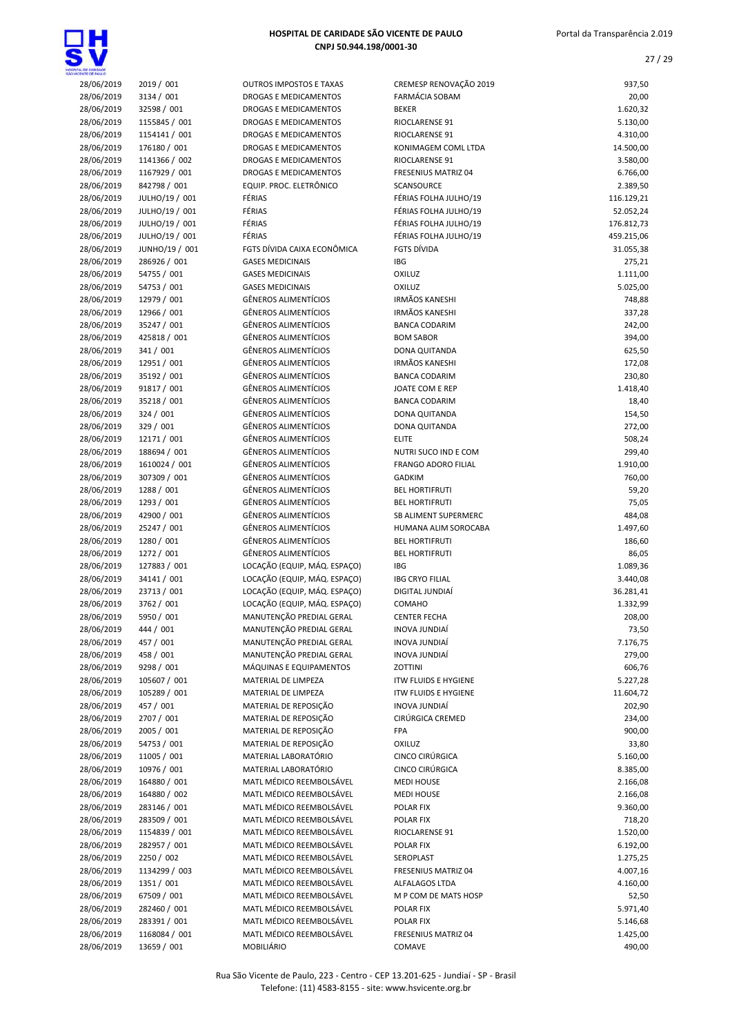# HOSPITAL DE CARIDADE SÃO VICENTE DE PAULO
CNPJ 50.944.198/0001-30

| | | | | |
|---|---|---|---|---|
| 28/06/2019 | 2019 / 001 | OUTROS IMPOSTOS E TAXAS | CREMESP RENOVAÇÃO 2019 | 937,50 |
| 28/06/2019 | 3134 / 001 | DROGAS E MEDICAMENTOS | FARMÁCIA SOBAM | 20,00 |
| 28/06/2019 | 32598 / 001 | DROGAS E MEDICAMENTOS | BEKER | 1.620,32 |
| 28/06/2019 | 1155845 / 001 | DROGAS E MEDICAMENTOS | RIOCLARENSE 91 | 5.130,00 |
| 28/06/2019 | 1154141 / 001 | DROGAS E MEDICAMENTOS | RIOCLARENSE 91 | 4.310,00 |
| 28/06/2019 | 176180 / 001 | DROGAS E MEDICAMENTOS | KONIMAGEM COML LTDA | 14.500,00 |
| 28/06/2019 | 1141366 / 002 | DROGAS E MEDICAMENTOS | RIOCLARENSE 91 | 3.580,00 |
| 28/06/2019 | 1167929 / 001 | DROGAS E MEDICAMENTOS | FRESENIUS MATRIZ 04 | 6.766,00 |
| 28/06/2019 | 842798 / 001 | EQUIP. PROC. ELETRÔNICO | SCANSOURCE | 2.389,50 |
| 28/06/2019 | JULHO/19 / 001 | FÉRIAS | FÉRIAS FOLHA JULHO/19 | 116.129,21 |
| 28/06/2019 | JULHO/19 / 001 | FÉRIAS | FÉRIAS FOLHA JULHO/19 | 52.052,24 |
| 28/06/2019 | JULHO/19 / 001 | FÉRIAS | FÉRIAS FOLHA JULHO/19 | 176.812,73 |
| 28/06/2019 | JULHO/19 / 001 | FÉRIAS | FÉRIAS FOLHA JULHO/19 | 459.215,06 |
| 28/06/2019 | JUNHO/19 / 001 | FGTS DÍVIDA CAIXA ECONÔMICA | FGTS DÍVIDA | 31.055,38 |
| 28/06/2019 | 286926 / 001 | GASES MEDICINAIS | IBG | 275,21 |
| 28/06/2019 | 54755 / 001 | GASES MEDICINAIS | OXILUZ | 1.111,00 |
| 28/06/2019 | 54753 / 001 | GASES MEDICINAIS | OXILUZ | 5.025,00 |
| 28/06/2019 | 12979 / 001 | GÊNEROS ALIMENTÍCIOS | IRMÃOS KANESHI | 748,88 |
| 28/06/2019 | 12966 / 001 | GÊNEROS ALIMENTÍCIOS | IRMÃOS KANESHI | 337,28 |
| 28/06/2019 | 35247 / 001 | GÊNEROS ALIMENTÍCIOS | BANCA CODARIM | 242,00 |
| 28/06/2019 | 425818 / 001 | GÊNEROS ALIMENTÍCIOS | BOM SABOR | 394,00 |
| 28/06/2019 | 341 / 001 | GÊNEROS ALIMENTÍCIOS | DONA QUITANDA | 625,50 |
| 28/06/2019 | 12951 / 001 | GÊNEROS ALIMENTÍCIOS | IRMÃOS KANESHI | 172,08 |
| 28/06/2019 | 35192 / 001 | GÊNEROS ALIMENTÍCIOS | BANCA CODARIM | 230,80 |
| 28/06/2019 | 91817 / 001 | GÊNEROS ALIMENTÍCIOS | JOATE COM E REP | 1.418,40 |
| 28/06/2019 | 35218 / 001 | GÊNEROS ALIMENTÍCIOS | BANCA CODARIM | 18,40 |
| 28/06/2019 | 324 / 001 | GÊNEROS ALIMENTÍCIOS | DONA QUITANDA | 154,50 |
| 28/06/2019 | 329 / 001 | GÊNEROS ALIMENTÍCIOS | DONA QUITANDA | 272,00 |
| 28/06/2019 | 12171 / 001 | GÊNEROS ALIMENTÍCIOS | ELITE | 508,24 |
| 28/06/2019 | 188694 / 001 | GÊNEROS ALIMENTÍCIOS | NUTRI SUCO IND E COM | 299,40 |
| 28/06/2019 | 1610024 / 001 | GÊNEROS ALIMENTÍCIOS | FRANGO ADORO FILIAL | 1.910,00 |
| 28/06/2019 | 307309 / 001 | GÊNEROS ALIMENTÍCIOS | GADKIM | 760,00 |
| 28/06/2019 | 1288 / 001 | GÊNEROS ALIMENTÍCIOS | BEL HORTIFRUTI | 59,20 |
| 28/06/2019 | 1293 / 001 | GÊNEROS ALIMENTÍCIOS | BEL HORTIFRUTI | 75,05 |
| 28/06/2019 | 42900 / 001 | GÊNEROS ALIMENTÍCIOS | SB ALIMENT SUPERMERC | 484,08 |
| 28/06/2019 | 25247 / 001 | GÊNEROS ALIMENTÍCIOS | HUMANA ALIM SOROCABA | 1.497,60 |
| 28/06/2019 | 1280 / 001 | GÊNEROS ALIMENTÍCIOS | BEL HORTIFRUTI | 186,60 |
| 28/06/2019 | 1272 / 001 | GÊNEROS ALIMENTÍCIOS | BEL HORTIFRUTI | 86,05 |
| 28/06/2019 | 127883 / 001 | LOCAÇÃO (EQUIP, MÁQ. ESPAÇO) | IBG | 1.089,36 |
| 28/06/2019 | 34141 / 001 | LOCAÇÃO (EQUIP, MÁQ. ESPAÇO) | IBG CRYO FILIAL | 3.440,08 |
| 28/06/2019 | 23713 / 001 | LOCAÇÃO (EQUIP, MÁQ. ESPAÇO) | DIGITAL JUNDIAÍ | 36.281,41 |
| 28/06/2019 | 3762 / 001 | LOCAÇÃO (EQUIP, MÁQ. ESPAÇO) | COMAHO | 1.332,99 |
| 28/06/2019 | 5950 / 001 | MANUTENÇÃO PREDIAL GERAL | CENTER FECHA | 208,00 |
| 28/06/2019 | 444 / 001 | MANUTENÇÃO PREDIAL GERAL | INOVA JUNDIAÍ | 73,50 |
| 28/06/2019 | 457 / 001 | MANUTENÇÃO PREDIAL GERAL | INOVA JUNDIAÍ | 7.176,75 |
| 28/06/2019 | 458 / 001 | MANUTENÇÃO PREDIAL GERAL | INOVA JUNDIAÍ | 279,00 |
| 28/06/2019 | 9298 / 001 | MÁQUINAS E EQUIPAMENTOS | ZOTTINI | 606,76 |
| 28/06/2019 | 105607 / 001 | MATERIAL DE LIMPEZA | ITW FLUIDS E HYGIENE | 5.227,28 |
| 28/06/2019 | 105289 / 001 | MATERIAL DE LIMPEZA | ITW FLUIDS E HYGIENE | 11.604,72 |
| 28/06/2019 | 457 / 001 | MATERIAL DE REPOSIÇÃO | INOVA JUNDIAÍ | 202,90 |
| 28/06/2019 | 2707 / 001 | MATERIAL DE REPOSIÇÃO | CIRÚRGICA CREMED | 234,00 |
| 28/06/2019 | 2005 / 001 | MATERIAL DE REPOSIÇÃO | FPA | 900,00 |
| 28/06/2019 | 54753 / 001 | MATERIAL DE REPOSIÇÃO | OXILUZ | 33,80 |
| 28/06/2019 | 11005 / 001 | MATERIAL LABORATÓRIO | CINCO CIRÚRGICA | 5.160,00 |
| 28/06/2019 | 10976 / 001 | MATERIAL LABORATÓRIO | CINCO CIRÚRGICA | 8.385,00 |
| 28/06/2019 | 164880 / 001 | MATL MÉDICO REEMBOLSÁVEL | MEDI HOUSE | 2.166,08 |
| 28/06/2019 | 164880 / 002 | MATL MÉDICO REEMBOLSÁVEL | MEDI HOUSE | 2.166,08 |
| 28/06/2019 | 283146 / 001 | MATL MÉDICO REEMBOLSÁVEL | POLAR FIX | 9.360,00 |
| 28/06/2019 | 283509 / 001 | MATL MÉDICO REEMBOLSÁVEL | POLAR FIX | 718,20 |
| 28/06/2019 | 1154839 / 001 | MATL MÉDICO REEMBOLSÁVEL | RIOCLARENSE 91 | 1.520,00 |
| 28/06/2019 | 282957 / 001 | MATL MÉDICO REEMBOLSÁVEL | POLAR FIX | 6.192,00 |
| 28/06/2019 | 2250 / 002 | MATL MÉDICO REEMBOLSÁVEL | SEROPLAST | 1.275,25 |
| 28/06/2019 | 1134299 / 003 | MATL MÉDICO REEMBOLSÁVEL | FRESENIUS MATRIZ 04 | 4.007,16 |
| 28/06/2019 | 1351 / 001 | MATL MÉDICO REEMBOLSÁVEL | ALFALAGOS LTDA | 4.160,00 |
| 28/06/2019 | 67509 / 001 | MATL MÉDICO REEMBOLSÁVEL | M P COM DE MATS HOSP | 52,50 |
| 28/06/2019 | 282460 / 001 | MATL MÉDICO REEMBOLSÁVEL | POLAR FIX | 5.971,40 |
| 28/06/2019 | 283391 / 001 | MATL MÉDICO REEMBOLSÁVEL | POLAR FIX | 5.146,68 |
| 28/06/2019 | 1168084 / 001 | MATL MÉDICO REEMBOLSÁVEL | FRESENIUS MATRIZ 04 | 1.425,00 |
| 28/06/2019 | 13659 / 001 | MOBILIÁRIO | COMAVE | 490,00 |

Rua São Vicente de Paulo, 223 - Centro - CEP 13.201-625 - Jundiaí - SP - Brasil
Telefone: (11) 4583-8155 - site: www.hsvicente.org.br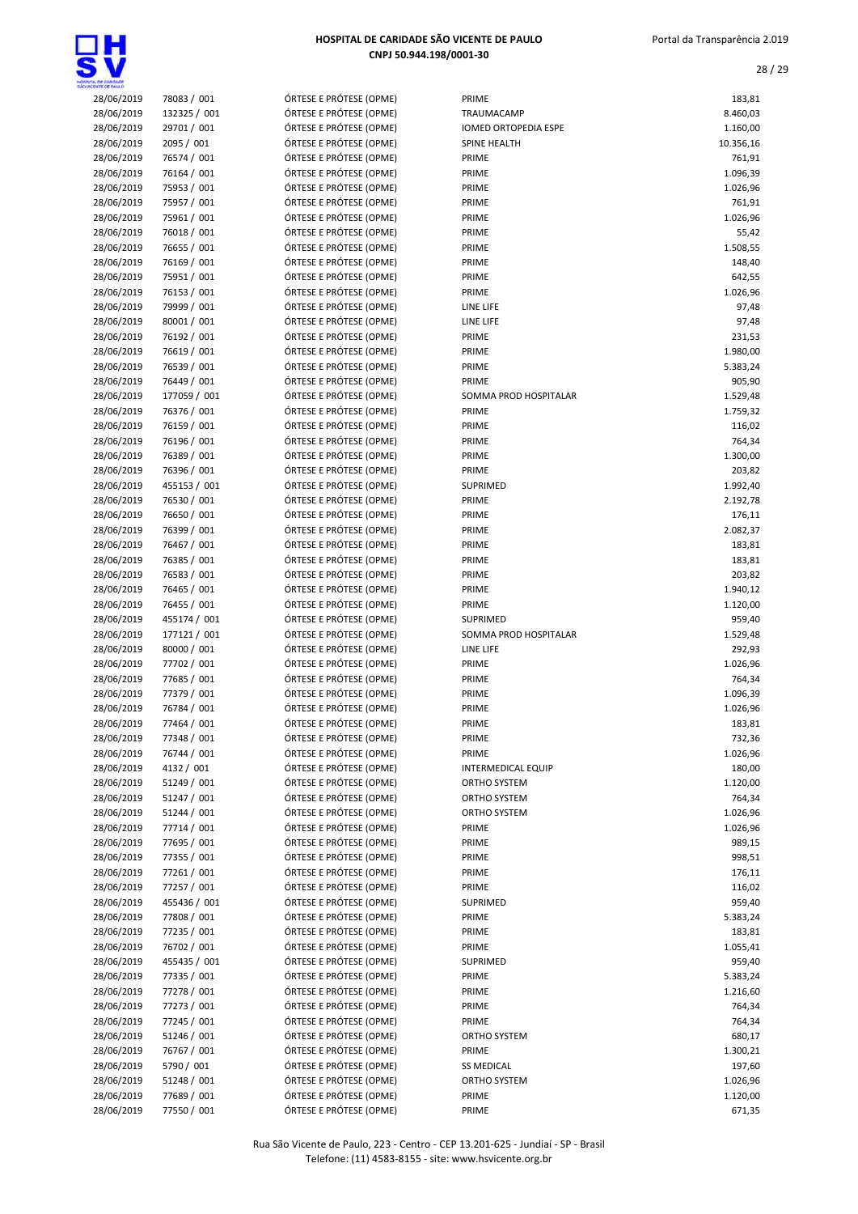# HOSPITAL DE CARIDADE SÃO VICENTE DE PAULO
CNPJ 50.944.198/0001-30

Portal da Transparência 2.019

| | | | | |
|---|---|---|---|---|
| 28/06/2019 | 78083 / 001 | ÓRTESE E PRÓTESE (OPME) | PRIME | 183,81 |
| 28/06/2019 | 132325 / 001 | ÓRTESE E PRÓTESE (OPME) | TRAUMACAMP | 8.460,03 |
| 28/06/2019 | 29701 / 001 | ÓRTESE E PRÓTESE (OPME) | IOMED ORTOPEDIA ESPE | 1.160,00 |
| 28/06/2019 | 2095 / 001 | ÓRTESE E PRÓTESE (OPME) | SPINE HEALTH | 10.356,16 |
| 28/06/2019 | 76574 / 001 | ÓRTESE E PRÓTESE (OPME) | PRIME | 761,91 |
| 28/06/2019 | 76164 / 001 | ÓRTESE E PRÓTESE (OPME) | PRIME | 1.096,39 |
| 28/06/2019 | 75953 / 001 | ÓRTESE E PRÓTESE (OPME) | PRIME | 1.026,96 |
| 28/06/2019 | 75957 / 001 | ÓRTESE E PRÓTESE (OPME) | PRIME | 761,91 |
| 28/06/2019 | 75961 / 001 | ÓRTESE E PRÓTESE (OPME) | PRIME | 1.026,96 |
| 28/06/2019 | 76018 / 001 | ÓRTESE E PRÓTESE (OPME) | PRIME | 55,42 |
| 28/06/2019 | 76655 / 001 | ÓRTESE E PRÓTESE (OPME) | PRIME | 1.508,55 |
| 28/06/2019 | 76169 / 001 | ÓRTESE E PRÓTESE (OPME) | PRIME | 148,40 |
| 28/06/2019 | 75951 / 001 | ÓRTESE E PRÓTESE (OPME) | PRIME | 642,55 |
| 28/06/2019 | 76153 / 001 | ÓRTESE E PRÓTESE (OPME) | PRIME | 1.026,96 |
| 28/06/2019 | 79999 / 001 | ÓRTESE E PRÓTESE (OPME) | LINE LIFE | 97,48 |
| 28/06/2019 | 80001 / 001 | ÓRTESE E PRÓTESE (OPME) | LINE LIFE | 97,48 |
| 28/06/2019 | 76192 / 001 | ÓRTESE E PRÓTESE (OPME) | PRIME | 231,53 |
| 28/06/2019 | 76619 / 001 | ÓRTESE E PRÓTESE (OPME) | PRIME | 1.980,00 |
| 28/06/2019 | 76539 / 001 | ÓRTESE E PRÓTESE (OPME) | PRIME | 5.383,24 |
| 28/06/2019 | 76449 / 001 | ÓRTESE E PRÓTESE (OPME) | PRIME | 905,90 |
| 28/06/2019 | 177059 / 001 | ÓRTESE E PRÓTESE (OPME) | SOMMA PROD HOSPITALAR | 1.529,48 |
| 28/06/2019 | 76376 / 001 | ÓRTESE E PRÓTESE (OPME) | PRIME | 1.759,32 |
| 28/06/2019 | 76159 / 001 | ÓRTESE E PRÓTESE (OPME) | PRIME | 116,02 |
| 28/06/2019 | 76196 / 001 | ÓRTESE E PRÓTESE (OPME) | PRIME | 764,34 |
| 28/06/2019 | 76389 / 001 | ÓRTESE E PRÓTESE (OPME) | PRIME | 1.300,00 |
| 28/06/2019 | 76396 / 001 | ÓRTESE E PRÓTESE (OPME) | PRIME | 203,82 |
| 28/06/2019 | 455153 / 001 | ÓRTESE E PRÓTESE (OPME) | SUPRIMED | 1.992,40 |
| 28/06/2019 | 76530 / 001 | ÓRTESE E PRÓTESE (OPME) | PRIME | 2.192,78 |
| 28/06/2019 | 76650 / 001 | ÓRTESE E PRÓTESE (OPME) | PRIME | 176,11 |
| 28/06/2019 | 76399 / 001 | ÓRTESE E PRÓTESE (OPME) | PRIME | 2.082,37 |
| 28/06/2019 | 76467 / 001 | ÓRTESE E PRÓTESE (OPME) | PRIME | 183,81 |
| 28/06/2019 | 76385 / 001 | ÓRTESE E PRÓTESE (OPME) | PRIME | 183,81 |
| 28/06/2019 | 76583 / 001 | ÓRTESE E PRÓTESE (OPME) | PRIME | 203,82 |
| 28/06/2019 | 76465 / 001 | ÓRTESE E PRÓTESE (OPME) | PRIME | 1.940,12 |
| 28/06/2019 | 76455 / 001 | ÓRTESE E PRÓTESE (OPME) | PRIME | 1.120,00 |
| 28/06/2019 | 455174 / 001 | ÓRTESE E PRÓTESE (OPME) | SUPRIMED | 959,40 |
| 28/06/2019 | 177121 / 001 | ÓRTESE E PRÓTESE (OPME) | SOMMA PROD HOSPITALAR | 1.529,48 |
| 28/06/2019 | 80000 / 001 | ÓRTESE E PRÓTESE (OPME) | LINE LIFE | 292,93 |
| 28/06/2019 | 77702 / 001 | ÓRTESE E PRÓTESE (OPME) | PRIME | 1.026,96 |
| 28/06/2019 | 77685 / 001 | ÓRTESE E PRÓTESE (OPME) | PRIME | 764,34 |
| 28/06/2019 | 77379 / 001 | ÓRTESE E PRÓTESE (OPME) | PRIME | 1.096,39 |
| 28/06/2019 | 76784 / 001 | ÓRTESE E PRÓTESE (OPME) | PRIME | 1.026,96 |
| 28/06/2019 | 77464 / 001 | ÓRTESE E PRÓTESE (OPME) | PRIME | 183,81 |
| 28/06/2019 | 77348 / 001 | ÓRTESE E PRÓTESE (OPME) | PRIME | 732,36 |
| 28/06/2019 | 76744 / 001 | ÓRTESE E PRÓTESE (OPME) | PRIME | 1.026,96 |
| 28/06/2019 | 4132 / 001 | ÓRTESE E PRÓTESE (OPME) | INTERMEDICAL EQUIP | 180,00 |
| 28/06/2019 | 51249 / 001 | ÓRTESE E PRÓTESE (OPME) | ORTHO SYSTEM | 1.120,00 |
| 28/06/2019 | 51247 / 001 | ÓRTESE E PRÓTESE (OPME) | ORTHO SYSTEM | 764,34 |
| 28/06/2019 | 51244 / 001 | ÓRTESE E PRÓTESE (OPME) | ORTHO SYSTEM | 1.026,96 |
| 28/06/2019 | 77714 / 001 | ÓRTESE E PRÓTESE (OPME) | PRIME | 1.026,96 |
| 28/06/2019 | 77695 / 001 | ÓRTESE E PRÓTESE (OPME) | PRIME | 989,15 |
| 28/06/2019 | 77355 / 001 | ÓRTESE E PRÓTESE (OPME) | PRIME | 998,51 |
| 28/06/2019 | 77261 / 001 | ÓRTESE E PRÓTESE (OPME) | PRIME | 176,11 |
| 28/06/2019 | 77257 / 001 | ÓRTESE E PRÓTESE (OPME) | PRIME | 116,02 |
| 28/06/2019 | 455436 / 001 | ÓRTESE E PRÓTESE (OPME) | SUPRIMED | 959,40 |
| 28/06/2019 | 77808 / 001 | ÓRTESE E PRÓTESE (OPME) | PRIME | 5.383,24 |
| 28/06/2019 | 77235 / 001 | ÓRTESE E PRÓTESE (OPME) | PRIME | 183,81 |
| 28/06/2019 | 76702 / 001 | ÓRTESE E PRÓTESE (OPME) | PRIME | 1.055,41 |
| 28/06/2019 | 455435 / 001 | ÓRTESE E PRÓTESE (OPME) | SUPRIMED | 959,40 |
| 28/06/2019 | 77335 / 001 | ÓRTESE E PRÓTESE (OPME) | PRIME | 5.383,24 |
| 28/06/2019 | 77278 / 001 | ÓRTESE E PRÓTESE (OPME) | PRIME | 1.216,60 |
| 28/06/2019 | 77273 / 001 | ÓRTESE E PRÓTESE (OPME) | PRIME | 764,34 |
| 28/06/2019 | 77245 / 001 | ÓRTESE E PRÓTESE (OPME) | PRIME | 764,34 |
| 28/06/2019 | 51246 / 001 | ÓRTESE E PRÓTESE (OPME) | ORTHO SYSTEM | 680,17 |
| 28/06/2019 | 76767 / 001 | ÓRTESE E PRÓTESE (OPME) | PRIME | 1.300,21 |
| 28/06/2019 | 5790 / 001 | ÓRTESE E PRÓTESE (OPME) | SS MEDICAL | 197,60 |
| 28/06/2019 | 51248 / 001 | ÓRTESE E PRÓTESE (OPME) | ORTHO SYSTEM | 1.026,96 |
| 28/06/2019 | 77689 / 001 | ÓRTESE E PRÓTESE (OPME) | PRIME | 1.120,00 |
| 28/06/2019 | 77550 / 001 | ÓRTESE E PRÓTESE (OPME) | PRIME | 671,35 |

Rua São Vicente de Paulo, 223 - Centro - CEP 13.201-625 - Jundiaí - SP - Brasil
Telefone: (11) 4583-8155 - site: www.hsvicente.org.br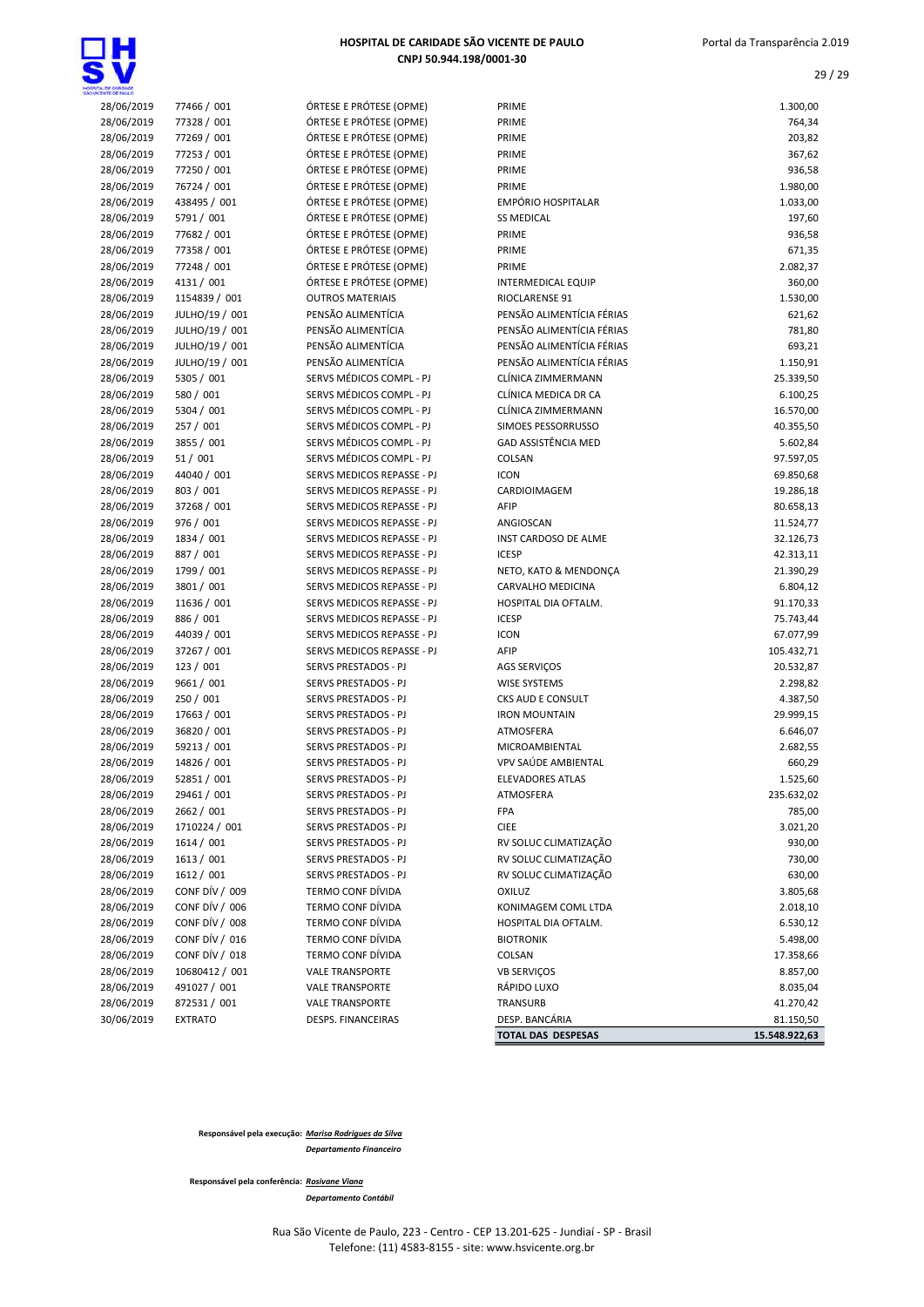| | | | | |
|---|---|---|---|---|
| 28/06/2019 | 77466 / 001 | ÓRTESE E PRÓTESE (OPME) | PRIME | 1.300,00 |
| 28/06/2019 | 77328 / 001 | ÓRTESE E PRÓTESE (OPME) | PRIME | 764,34 |
| 28/06/2019 | 77269 / 001 | ÓRTESE E PRÓTESE (OPME) | PRIME | 203,82 |
| 28/06/2019 | 77253 / 001 | ÓRTESE E PRÓTESE (OPME) | PRIME | 367,62 |
| 28/06/2019 | 77250 / 001 | ÓRTESE E PRÓTESE (OPME) | PRIME | 936,58 |
| 28/06/2019 | 76724 / 001 | ÓRTESE E PRÓTESE (OPME) | PRIME | 1.980,00 |
| 28/06/2019 | 438495 / 001 | ÓRTESE E PRÓTESE (OPME) | EMPÓRIO HOSPITALAR | 1.033,00 |
| 28/06/2019 | 5791 / 001 | ÓRTESE E PRÓTESE (OPME) | SS MEDICAL | 197,60 |
| 28/06/2019 | 77682 / 001 | ÓRTESE E PRÓTESE (OPME) | PRIME | 936,58 |
| 28/06/2019 | 77358 / 001 | ÓRTESE E PRÓTESE (OPME) | PRIME | 671,35 |
| 28/06/2019 | 77248 / 001 | ÓRTESE E PRÓTESE (OPME) | PRIME | 2.082,37 |
| 28/06/2019 | 4131 / 001 | ÓRTESE E PRÓTESE (OPME) | INTERMEDICAL EQUIP | 360,00 |
| 28/06/2019 | 1154839 / 001 | OUTROS MATERIAIS | RIOCLARENSE 91 | 1.530,00 |
| 28/06/2019 | JULHO/19 / 001 | PENSÃO ALIMENTÍCIA | PENSÃO ALIMENTÍCIA FÉRIAS | 621,62 |
| 28/06/2019 | JULHO/19 / 001 | PENSÃO ALIMENTÍCIA | PENSÃO ALIMENTÍCIA FÉRIAS | 781,80 |
| 28/06/2019 | JULHO/19 / 001 | PENSÃO ALIMENTÍCIA | PENSÃO ALIMENTÍCIA FÉRIAS | 693,21 |
| 28/06/2019 | JULHO/19 / 001 | PENSÃO ALIMENTÍCIA | PENSÃO ALIMENTÍCIA FÉRIAS | 1.150,91 |
| 28/06/2019 | 5305 / 001 | SERVS MÉDICOS COMPL - PJ | CLÍNICA ZIMMERMANN | 25.339,50 |
| 28/06/2019 | 580 / 001 | SERVS MÉDICOS COMPL - PJ | CLÍNICA MEDICA DR CA | 6.100,25 |
| 28/06/2019 | 5304 / 001 | SERVS MÉDICOS COMPL - PJ | CLÍNICA ZIMMERMANN | 16.570,00 |
| 28/06/2019 | 257 / 001 | SERVS MÉDICOS COMPL - PJ | SIMOES PESSORRUSSO | 40.355,50 |
| 28/06/2019 | 3855 / 001 | SERVS MÉDICOS COMPL - PJ | GAD ASSISTÊNCIA MED | 5.602,84 |
| 28/06/2019 | 51 / 001 | SERVS MÉDICOS COMPL - PJ | COLSAN | 97.597,05 |
| 28/06/2019 | 44040 / 001 | SERVS MEDICOS REPASSE - PJ | ICON | 69.850,68 |
| 28/06/2019 | 803 / 001 | SERVS MEDICOS REPASSE - PJ | CARDIOIMAGEM | 19.286,18 |
| 28/06/2019 | 37268 / 001 | SERVS MEDICOS REPASSE - PJ | AFIP | 80.658,13 |
| 28/06/2019 | 976 / 001 | SERVS MEDICOS REPASSE - PJ | ANGIOSCAN | 11.524,77 |
| 28/06/2019 | 1834 / 001 | SERVS MEDICOS REPASSE - PJ | INST CARDOSO DE ALME | 32.126,73 |
| 28/06/2019 | 887 / 001 | SERVS MEDICOS REPASSE - PJ | ICESP | 42.313,11 |
| 28/06/2019 | 1799 / 001 | SERVS MEDICOS REPASSE - PJ | NETO, KATO & MENDONÇA | 21.390,29 |
| 28/06/2019 | 3801 / 001 | SERVS MEDICOS REPASSE - PJ | CARVALHO MEDICINA | 6.804,12 |
| 28/06/2019 | 11636 / 001 | SERVS MEDICOS REPASSE - PJ | HOSPITAL DIA OFTALM. | 91.170,33 |
| 28/06/2019 | 886 / 001 | SERVS MEDICOS REPASSE - PJ | ICESP | 75.743,44 |
| 28/06/2019 | 44039 / 001 | SERVS MEDICOS REPASSE - PJ | ICON | 67.077,99 |
| 28/06/2019 | 37267 / 001 | SERVS MEDICOS REPASSE - PJ | AFIP | 105.432,71 |
| 28/06/2019 | 123 / 001 | SERVS PRESTADOS - PJ | AGS SERVIÇOS | 20.532,87 |
| 28/06/2019 | 9661 / 001 | SERVS PRESTADOS - PJ | WISE SYSTEMS | 2.298,82 |
| 28/06/2019 | 250 / 001 | SERVS PRESTADOS - PJ | CKS AUD E CONSULT | 4.387,50 |
| 28/06/2019 | 17663 / 001 | SERVS PRESTADOS - PJ | IRON MOUNTAIN | 29.999,15 |
| 28/06/2019 | 36820 / 001 | SERVS PRESTADOS - PJ | ATMOSFERA | 6.646,07 |
| 28/06/2019 | 59213 / 001 | SERVS PRESTADOS - PJ | MICROAMBIENTAL | 2.682,55 |
| 28/06/2019 | 14826 / 001 | SERVS PRESTADOS - PJ | VPV SAÚDE AMBIENTAL | 660,29 |
| 28/06/2019 | 52851 / 001 | SERVS PRESTADOS - PJ | ELEVADORES ATLAS | 1.525,60 |
| 28/06/2019 | 29461 / 001 | SERVS PRESTADOS - PJ | ATMOSFERA | 235.632,02 |
| 28/06/2019 | 2662 / 001 | SERVS PRESTADOS - PJ | FPA | 785,00 |
| 28/06/2019 | 1710224 / 001 | SERVS PRESTADOS - PJ | CIEE | 3.021,20 |
| 28/06/2019 | 1614 / 001 | SERVS PRESTADOS - PJ | RV SOLUC CLIMATIZAÇÃO | 930,00 |
| 28/06/2019 | 1613 / 001 | SERVS PRESTADOS - PJ | RV SOLUC CLIMATIZAÇÃO | 730,00 |
| 28/06/2019 | 1612 / 001 | SERVS PRESTADOS - PJ | RV SOLUC CLIMATIZAÇÃO | 630,00 |
| 28/06/2019 | CONF DÍV / 009 | TERMO CONF DÍVIDA | OXILUZ | 3.805,68 |
| 28/06/2019 | CONF DÍV / 006 | TERMO CONF DÍVIDA | KONIMAGEM COML LTDA | 2.018,10 |
| 28/06/2019 | CONF DÍV / 008 | TERMO CONF DÍVIDA | HOSPITAL DIA OFTALM. | 6.530,12 |
| 28/06/2019 | CONF DÍV / 016 | TERMO CONF DÍVIDA | BIOTRONIK | 5.498,00 |
| 28/06/2019 | CONF DÍV / 018 | TERMO CONF DÍVIDA | COLSAN | 17.358,66 |
| 28/06/2019 | 10680412 / 001 | VALE TRANSPORTE | VB SERVIÇOS | 8.857,00 |
| 28/06/2019 | 491027 / 001 | VALE TRANSPORTE | RÁPIDO LUXO | 8.035,04 |
| 28/06/2019 | 872531 / 001 | VALE TRANSPORTE | TRANSURB | 41.270,42 |
| 30/06/2019 | EXTRATO | DESPS. FINANCEIRAS | DESP. BANCÁRIA | 81.150,50 |
| | | | **TOTAL DAS DESPESAS** | **15.548.922,63** |

**Responsável pela execução:** ***Marisa Rodrigues da Silva***
***Departamento Financeiro***

**Responsável pela conferência:** ***Rosivane Viana***
***Departamento Contábil***

Rua São Vicente de Paulo, 223 - Centro - CEP 13.201-625 - Jundiaí - SP - Brasil
Telefone: (11) 4583-8155 - site: www.hsvicente.org.br